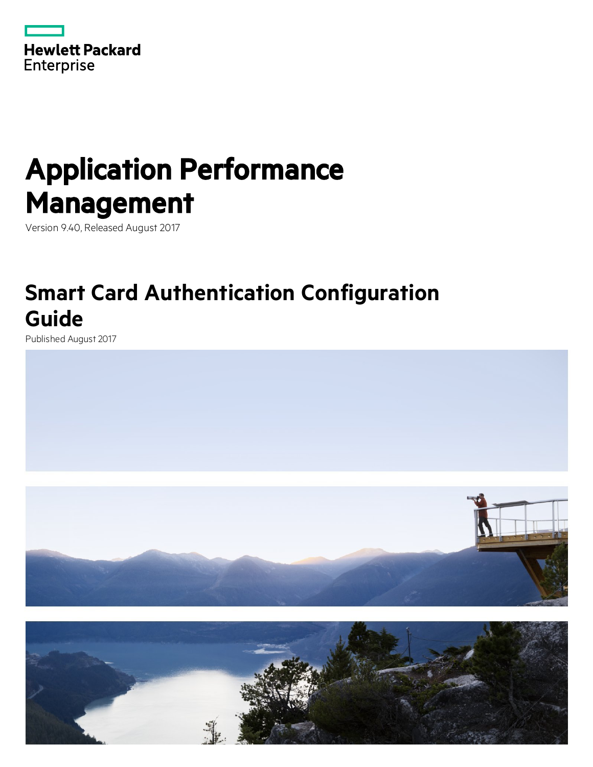Hewlett Packard Enterprise

# Application Performance Management

Version 9.40, Released August 2017

# Smart Card Authentication Configuration Guide

Published August 2017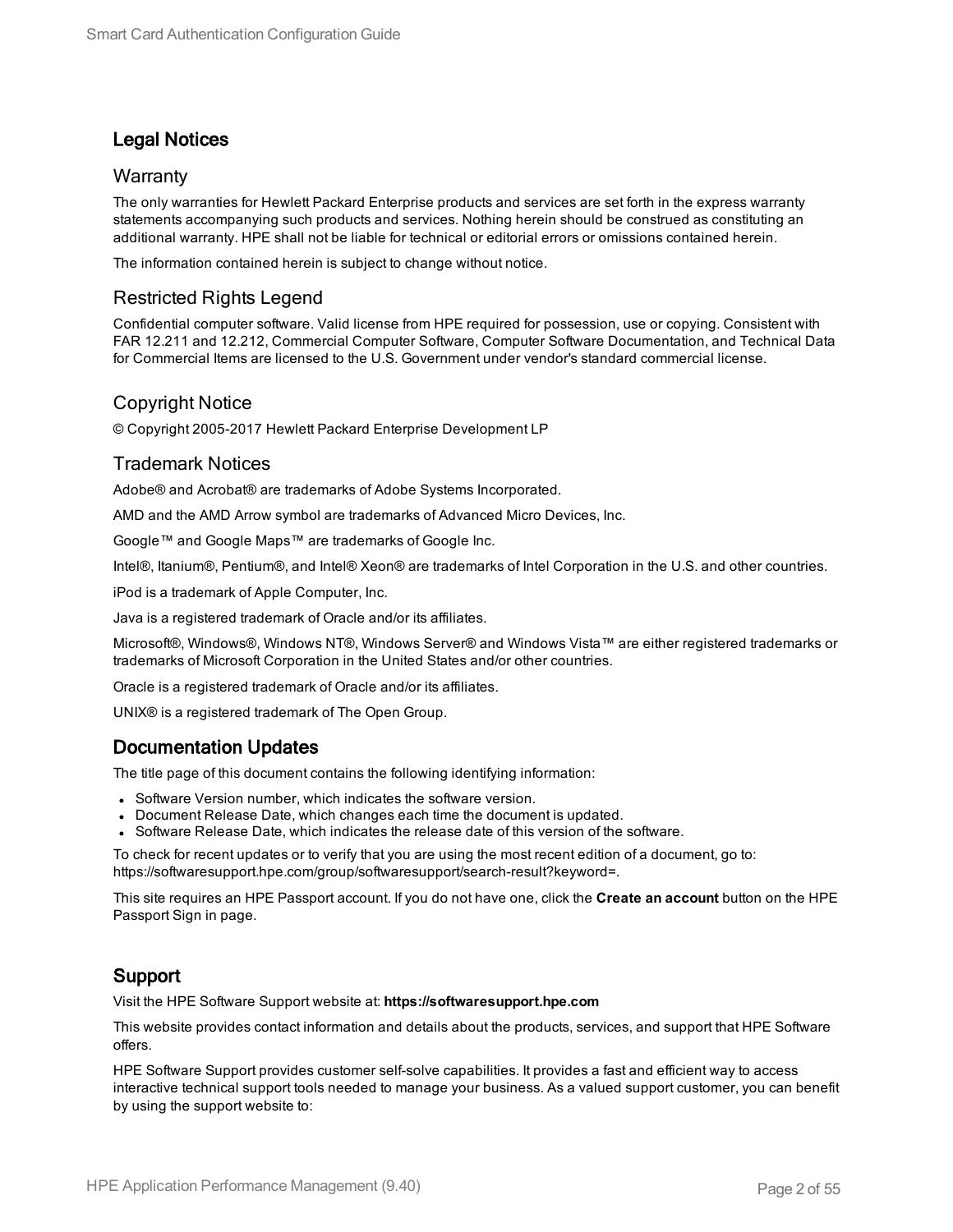## Legal Notices

### Warranty

The only warranties for Hewlett Packard Enterprise products and services are set forth in the express warranty statements accompanying such products and services. Nothing herein should be construed as constituting an additional warranty. HPE shall not be liable for technical or editorial errors or omissions contained herein.

The information contained herein is subject to change without notice.

### Restricted Rights Legend

Confidential computer software. Valid license from HPE required for possession, use or copying. Consistent with FAR 12.211 and 12.212, Commercial Computer Software, Computer Software Documentation, and Technical Data for Commercial Items are licensed to the U.S. Government under vendor's standard commercial license.

### Copyright Notice

© Copyright 2005-2017 Hewlett Packard Enterprise Development LP

### Trademark Notices

Adobe® and Acrobat® are trademarks of Adobe Systems Incorporated.

AMD and the AMD Arrow symbol are trademarks of Advanced Micro Devices, Inc.

Google™ and Google Maps™ are trademarks of Google Inc.

Intel®, Itanium®, Pentium®, and Intel® Xeon® are trademarks of Intel Corporation in the U.S. and other countries.

iPod is a trademark of Apple Computer, Inc.

Java is a registered trademark of Oracle and/or its affiliates.

Microsoft®, Windows®, Windows NT®, Windows Server® and Windows Vista™ are either registered trademarks or trademarks of Microsoft Corporation in the United States and/or other countries.

Oracle is a registered trademark of Oracle and/or its affiliates.

UNIX® is a registered trademark of The Open Group.

## Documentation Updates

The title page of this document contains the following identifying information:

- Software Version number, which indicates the software version.
- Document Release Date, which changes each time the document is updated.
- Software Release Date, which indicates the release date of this version of the software.

To check for recent updates or to verify that you are using the most recent edition of a document, go to: https://softwaresupport.hpe.com/group/softwaresupport/search-result?keyword=.

This site requires an HPE Passport account. If you do not have one, click the **Create an account** button on the HPE Passport Sign in page.

## Support

Visit the HPE Software Support website at: **https://softwaresupport.hpe.com**

This website provides contact information and details about the products, services, and support that HPE Software offers.

HPE Software Support provides customer self-solve capabilities. It provides a fast and efficient way to access interactive technical support tools needed to manage your business. As a valued support customer, you can benefit by using the support website to: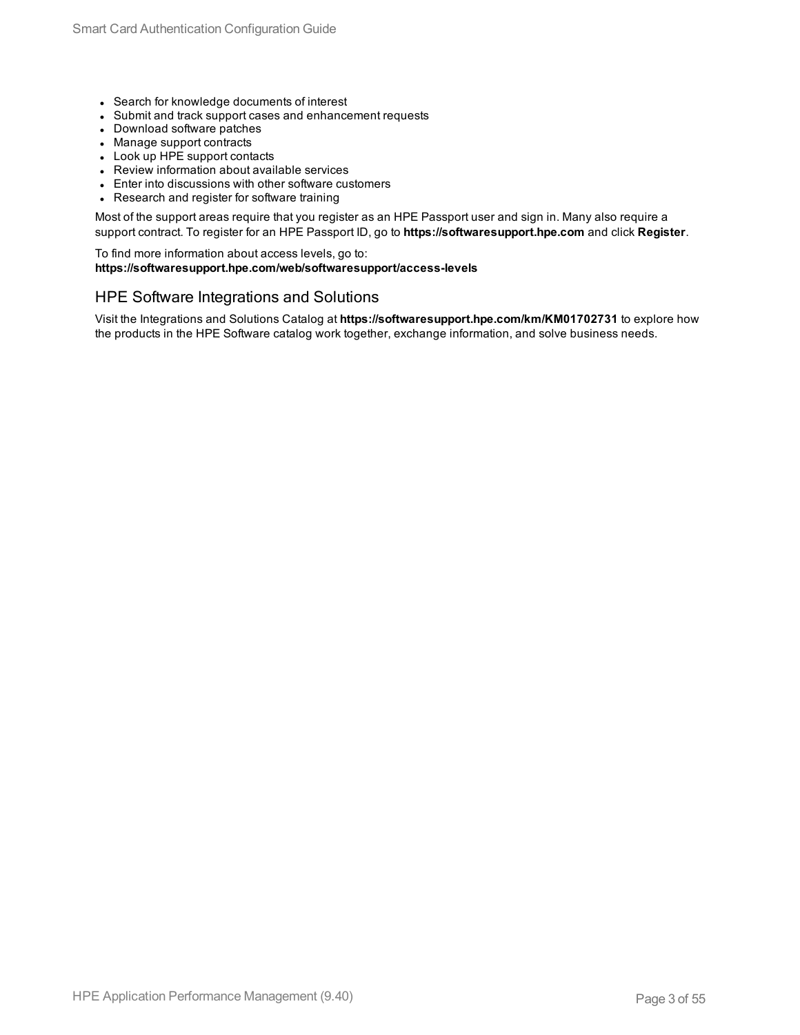- Search for knowledge documents of interest
- Submit and track support cases and enhancement requests
- Download software patches
- Manage support contracts
- Look up HPE support contacts
- Review information about available services
- Enter into discussions with other software customers
- Research and register for software training

Most of the support areas require that you register as an HPE Passport user and sign in. Many also require a support contract. To register for an HPE Passport ID, go to **https://softwaresupport.hpe.com** and click **Register**.

To find more information about access levels, go to:
**https://softwaresupport.hpe.com/web/softwaresupport/access-levels**

## HPE Software Integrations and Solutions

Visit the Integrations and Solutions Catalog at **https://softwaresupport.hpe.com/km/KM01702731** to explore how the products in the HPE Software catalog work together, exchange information, and solve business needs.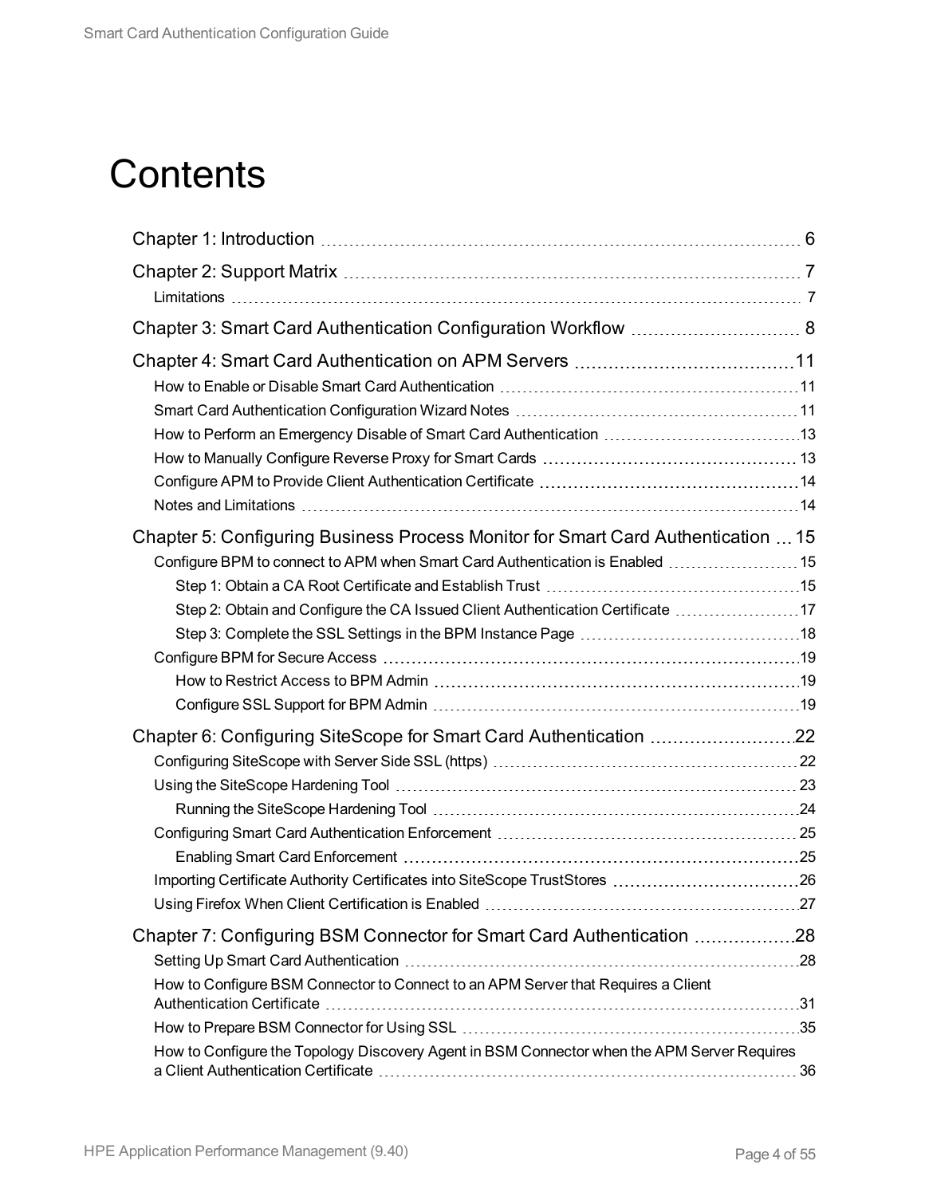# Contents

- Chapter 1: Introduction 6
- Chapter 2: Support Matrix 7
  - Limitations 7
- Chapter 3: Smart Card Authentication Configuration Workflow 8
- Chapter 4: Smart Card Authentication on APM Servers 11
  - How to Enable or Disable Smart Card Authentication 11
  - Smart Card Authentication Configuration Wizard Notes 11
  - How to Perform an Emergency Disable of Smart Card Authentication 13
  - How to Manually Configure Reverse Proxy for Smart Cards 13
  - Configure APM to Provide Client Authentication Certificate 14
  - Notes and Limitations 14
- Chapter 5: Configuring Business Process Monitor for Smart Card Authentication 15
  - Configure BPM to connect to APM when Smart Card Authentication is Enabled 15
    - Step 1: Obtain a CA Root Certificate and Establish Trust 15
    - Step 2: Obtain and Configure the CA Issued Client Authentication Certificate 17
    - Step 3: Complete the SSL Settings in the BPM Instance Page 18
  - Configure BPM for Secure Access 19
    - How to Restrict Access to BPM Admin 19
    - Configure SSL Support for BPM Admin 19
- Chapter 6: Configuring SiteScope for Smart Card Authentication 22
  - Configuring SiteScope with Server Side SSL (https) 22
  - Using the SiteScope Hardening Tool 23
    - Running the SiteScope Hardening Tool 24
  - Configuring Smart Card Authentication Enforcement 25
    - Enabling Smart Card Enforcement 25
  - Importing Certificate Authority Certificates into SiteScope TrustStores 26
  - Using Firefox When Client Certification is Enabled 27
- Chapter 7: Configuring BSM Connector for Smart Card Authentication 28
  - Setting Up Smart Card Authentication 28
  - How to Configure BSM Connector to Connect to an APM Server that Requires a Client Authentication Certificate 31
  - How to Prepare BSM Connector for Using SSL 35
  - How to Configure the Topology Discovery Agent in BSM Connector when the APM Server Requires a Client Authentication Certificate 36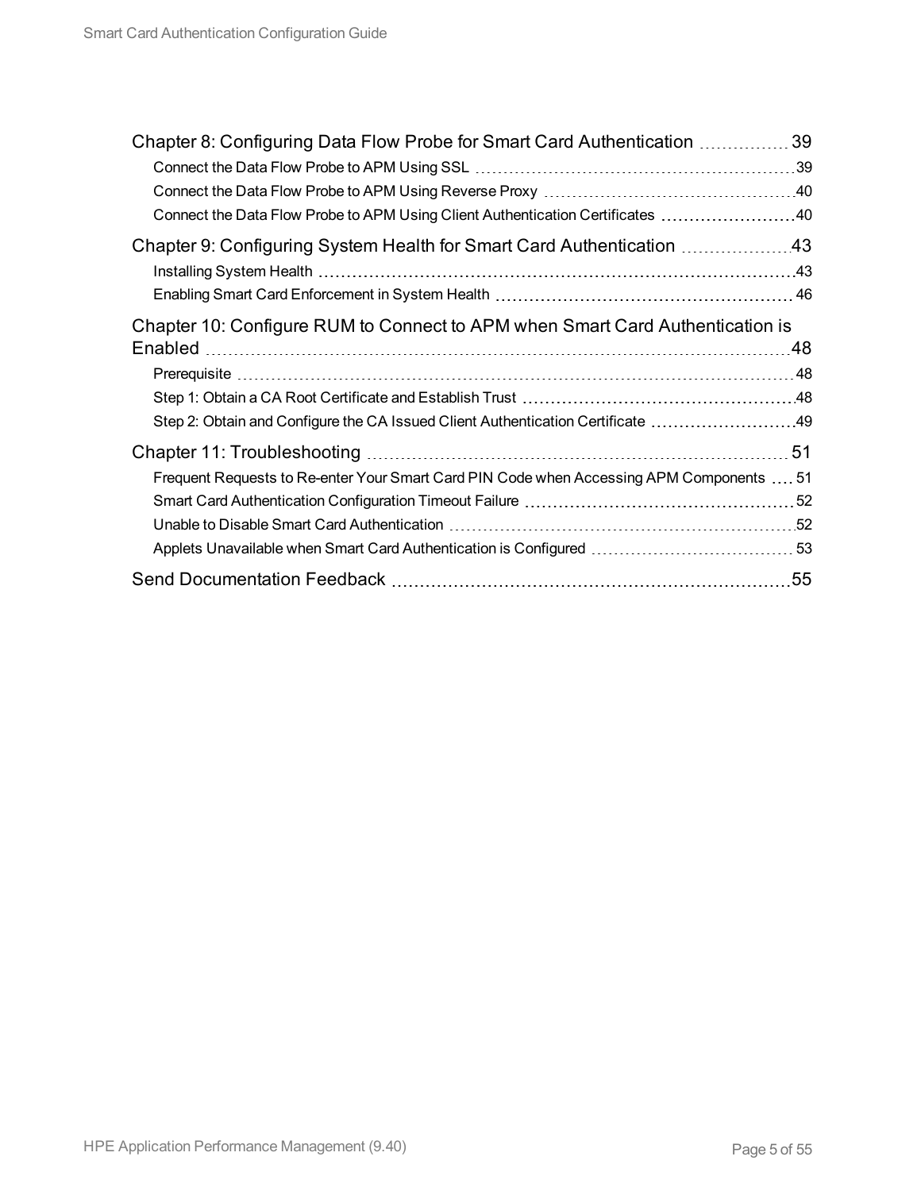Chapter 8: Configuring Data Flow Probe for Smart Card Authentication 39
- Connect the Data Flow Probe to APM Using SSL 39
- Connect the Data Flow Probe to APM Using Reverse Proxy 40
- Connect the Data Flow Probe to APM Using Client Authentication Certificates 40

Chapter 9: Configuring System Health for Smart Card Authentication 43
- Installing System Health 43
- Enabling Smart Card Enforcement in System Health 46

Chapter 10: Configure RUM to Connect to APM when Smart Card Authentication is Enabled 48
- Prerequisite 48
- Step 1: Obtain a CA Root Certificate and Establish Trust 48
- Step 2: Obtain and Configure the CA Issued Client Authentication Certificate 49

Chapter 11: Troubleshooting 51
- Frequent Requests to Re-enter Your Smart Card PIN Code when Accessing APM Components 51
- Smart Card Authentication Configuration Timeout Failure 52
- Unable to Disable Smart Card Authentication 52
- Applets Unavailable when Smart Card Authentication is Configured 53

Send Documentation Feedback 55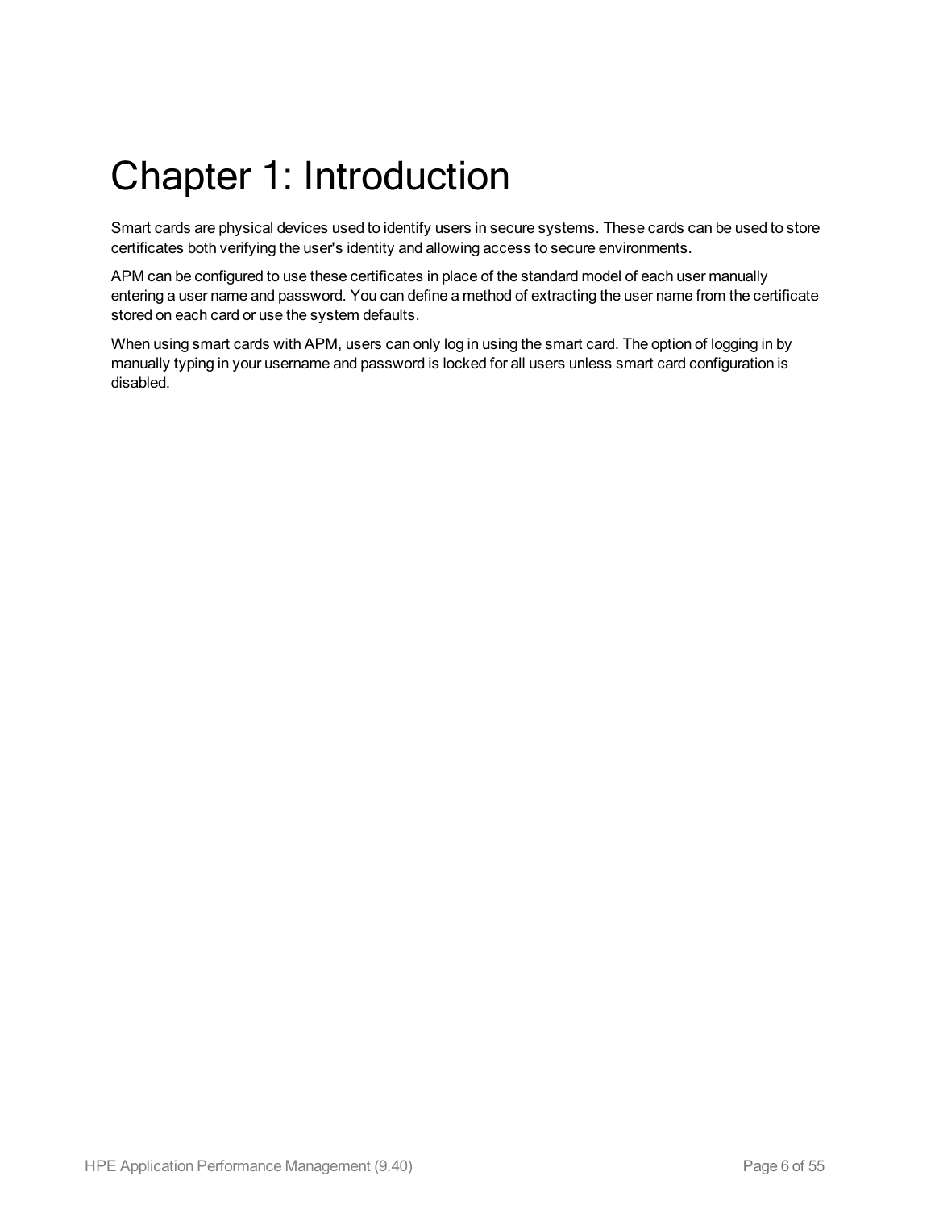# Chapter 1: Introduction

Smart cards are physical devices used to identify users in secure systems. These cards can be used to store certificates both verifying the user's identity and allowing access to secure environments.

APM can be configured to use these certificates in place of the standard model of each user manually entering a user name and password. You can define a method of extracting the user name from the certificate stored on each card or use the system defaults.

When using smart cards with APM, users can only log in using the smart card. The option of logging in by manually typing in your username and password is locked for all users unless smart card configuration is disabled.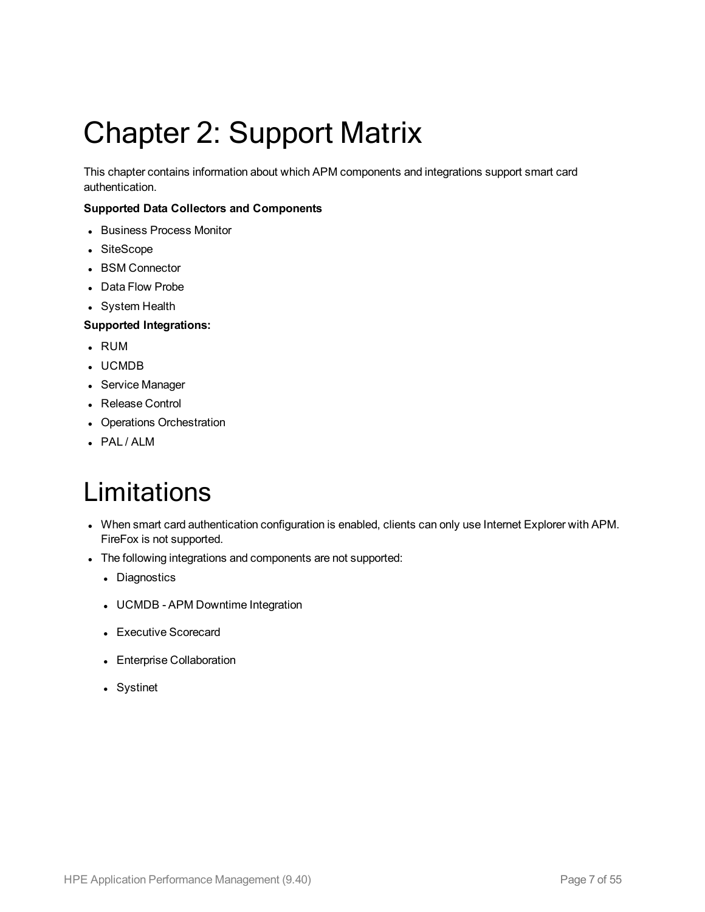# Chapter 2: Support Matrix

This chapter contains information about which APM components and integrations support smart card authentication.

**Supported Data Collectors and Components**

- Business Process Monitor
- SiteScope
- BSM Connector
- Data Flow Probe
- System Health

**Supported Integrations:**

- RUM
- UCMDB
- Service Manager
- Release Control
- Operations Orchestration
- PAL / ALM

# Limitations

- When smart card authentication configuration is enabled, clients can only use Internet Explorer with APM. FireFox is not supported.
- The following integrations and components are not supported:
  - Diagnostics
  - UCMDB - APM Downtime Integration
  - Executive Scorecard
  - Enterprise Collaboration
  - Systinet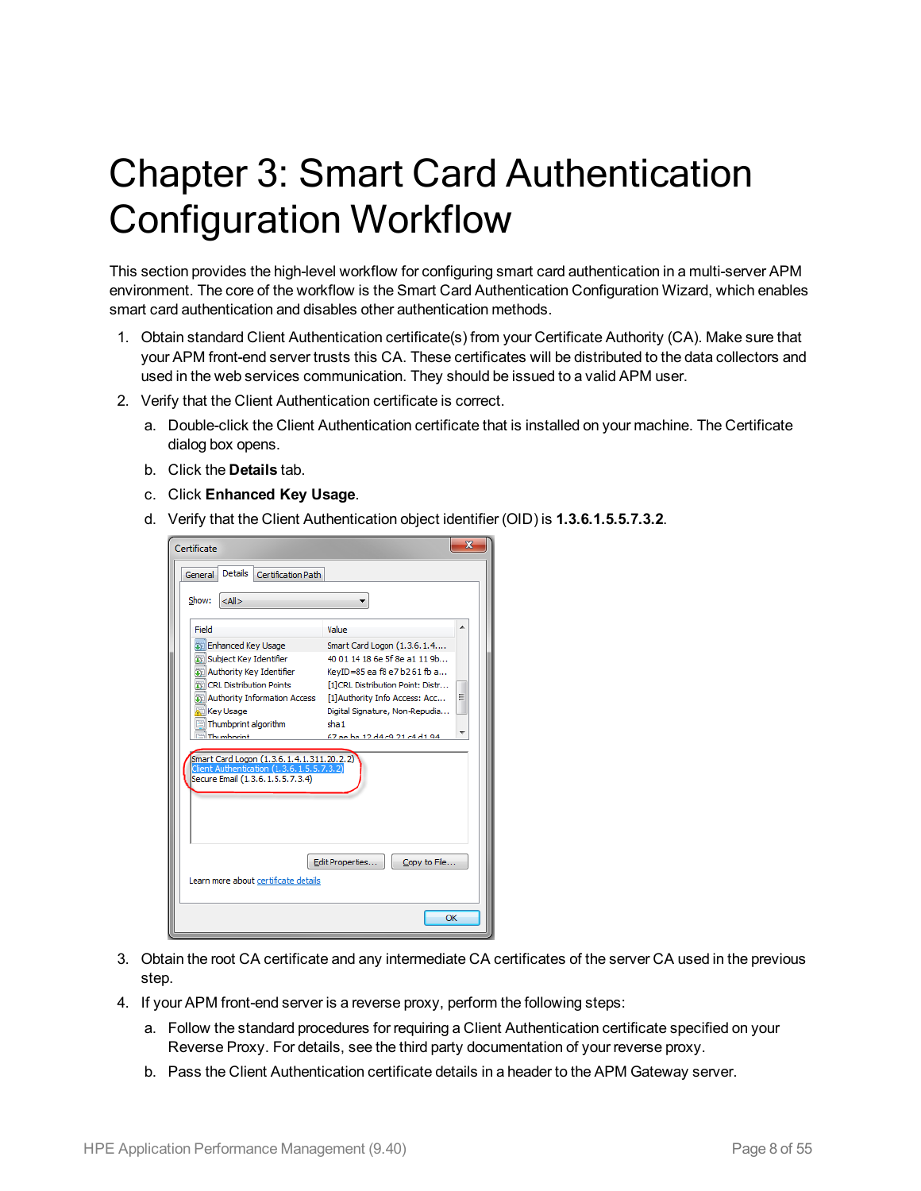# Chapter 3: Smart Card Authentication Configuration Workflow

This section provides the high-level workflow for configuring smart card authentication in a multi-server APM environment. The core of the workflow is the Smart Card Authentication Configuration Wizard, which enables smart card authentication and disables other authentication methods.

1. Obtain standard Client Authentication certificate(s) from your Certificate Authority (CA). Make sure that your APM front-end server trusts this CA. These certificates will be distributed to the data collectors and used in the web services communication. They should be issued to a valid APM user.
2. Verify that the Client Authentication certificate is correct.
   a. Double-click the Client Authentication certificate that is installed on your machine. The Certificate dialog box opens.
   b. Click the **Details** tab.
   c. Click **Enhanced Key Usage**.
   d. Verify that the Client Authentication object identifier (OID) is **1.3.6.1.5.5.7.3.2**.
3. Obtain the root CA certificate and any intermediate CA certificates of the server CA used in the previous step.
4. If your APM front-end server is a reverse proxy, perform the following steps:
   a. Follow the standard procedures for requiring a Client Authentication certificate specified on your Reverse Proxy. For details, see the third party documentation of your reverse proxy.
   b. Pass the Client Authentication certificate details in a header to the APM Gateway server.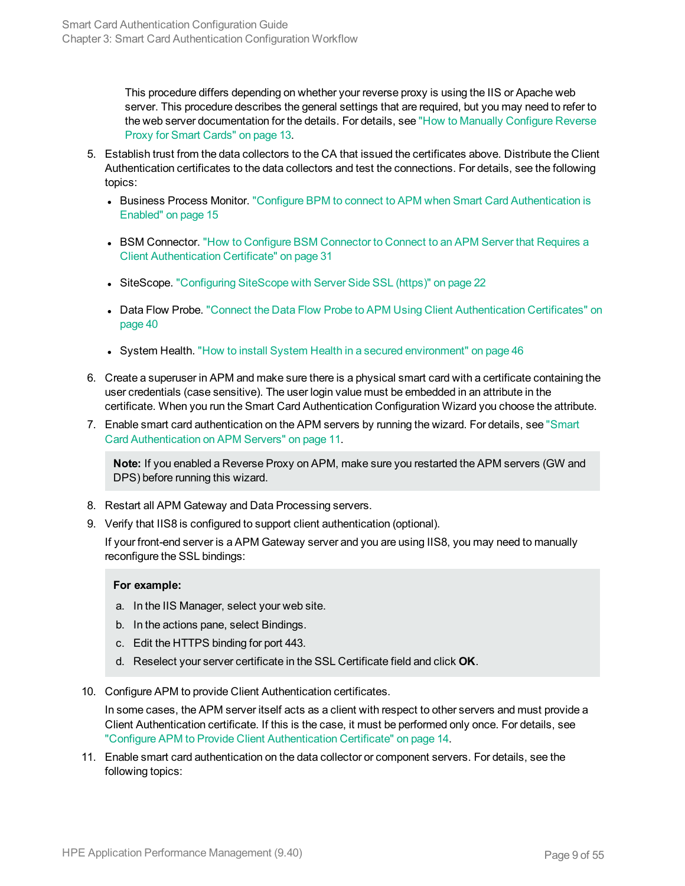This procedure differs depending on whether your reverse proxy is using the IIS or Apache web server. This procedure describes the general settings that are required, but you may need to refer to the web server documentation for the details. For details, see "How to Manually Configure Reverse Proxy for Smart Cards" on page 13.

5. Establish trust from the data collectors to the CA that issued the certificates above. Distribute the Client Authentication certificates to the data collectors and test the connections. For details, see the following topics:

   - Business Process Monitor. "Configure BPM to connect to APM when Smart Card Authentication is Enabled" on page 15
   - BSM Connector. "How to Configure BSM Connector to Connect to an APM Server that Requires a Client Authentication Certificate" on page 31
   - SiteScope. "Configuring SiteScope with Server Side SSL (https)" on page 22
   - Data Flow Probe. "Connect the Data Flow Probe to APM Using Client Authentication Certificates" on page 40
   - System Health. "How to install System Health in a secured environment" on page 46

6. Create a superuser in APM and make sure there is a physical smart card with a certificate containing the user credentials (case sensitive). The user login value must be embedded in an attribute in the certificate. When you run the Smart Card Authentication Configuration Wizard you choose the attribute.

7. Enable smart card authentication on the APM servers by running the wizard. For details, see "Smart Card Authentication on APM Servers" on page 11.

   **Note:** If you enabled a Reverse Proxy on APM, make sure you restarted the APM servers (GW and DPS) before running this wizard.

8. Restart all APM Gateway and Data Processing servers.

9. Verify that IIS8 is configured to support client authentication (optional).

   If your front-end server is a APM Gateway server and you are using IIS8, you may need to manually reconfigure the SSL bindings:

   **For example:**

   a. In the IIS Manager, select your web site.
   b. In the actions pane, select Bindings.
   c. Edit the HTTPS binding for port 443.
   d. Reselect your server certificate in the SSL Certificate field and click **OK**.

10. Configure APM to provide Client Authentication certificates.

    In some cases, the APM server itself acts as a client with respect to other servers and must provide a Client Authentication certificate. If this is the case, it must be performed only once. For details, see "Configure APM to Provide Client Authentication Certificate" on page 14.

11. Enable smart card authentication on the data collector or component servers. For details, see the following topics: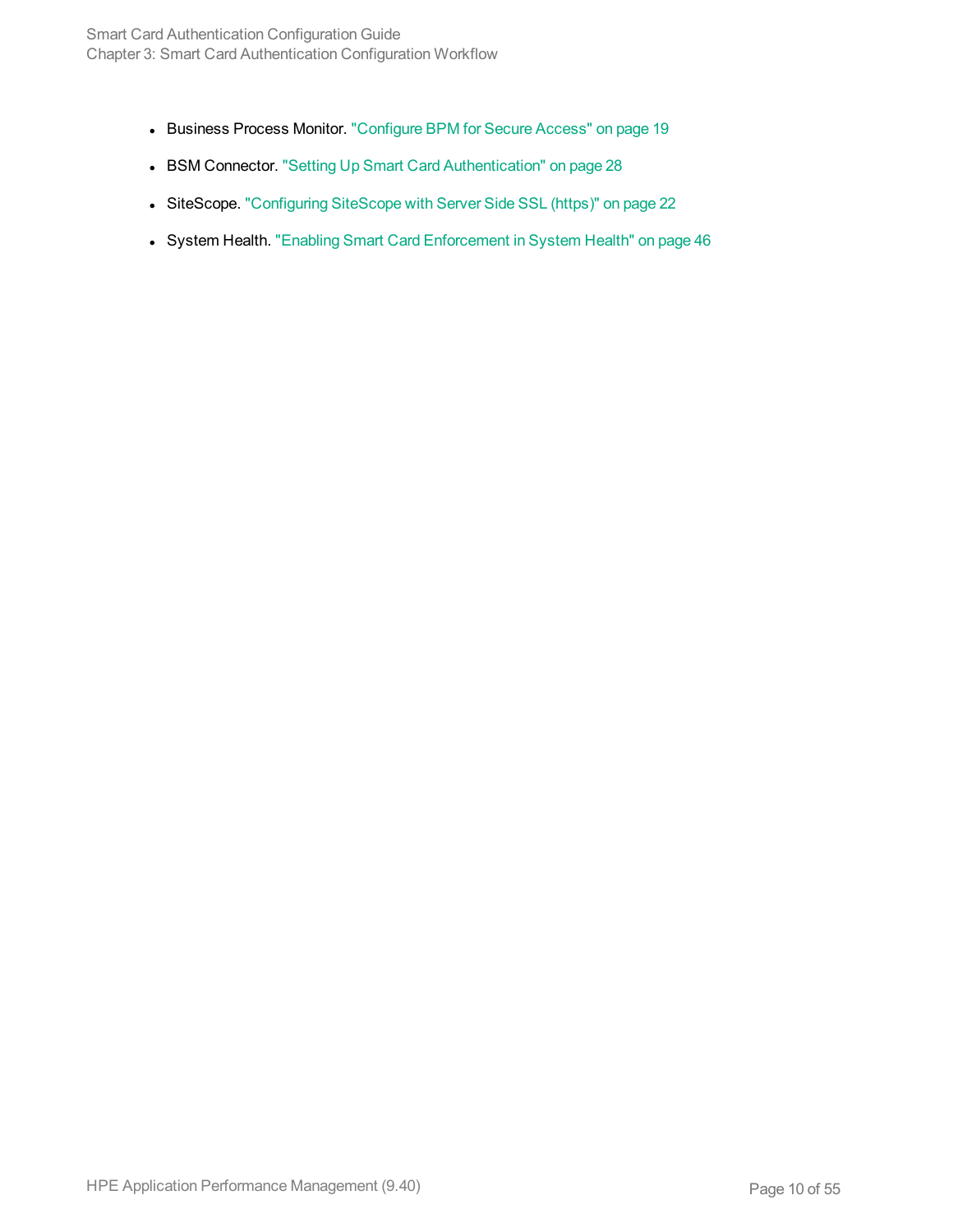- Business Process Monitor. "Configure BPM for Secure Access" on page 19
- BSM Connector. "Setting Up Smart Card Authentication" on page 28
- SiteScope. "Configuring SiteScope with Server Side SSL (https)" on page 22
- System Health. "Enabling Smart Card Enforcement in System Health" on page 46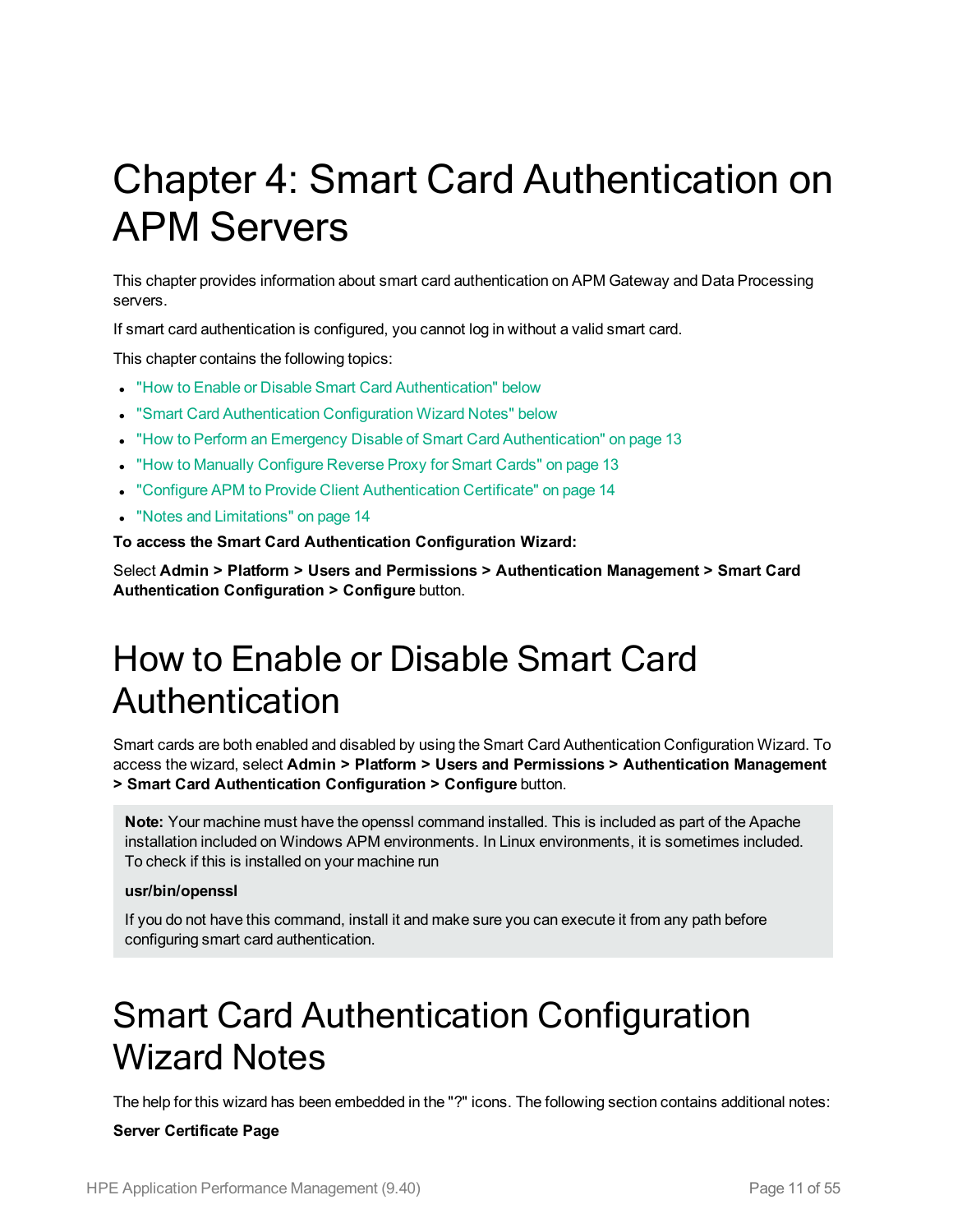# Chapter 4: Smart Card Authentication on APM Servers

This chapter provides information about smart card authentication on APM Gateway and Data Processing servers.

If smart card authentication is configured, you cannot log in without a valid smart card.

This chapter contains the following topics:

- "How to Enable or Disable Smart Card Authentication" below
- "Smart Card Authentication Configuration Wizard Notes" below
- "How to Perform an Emergency Disable of Smart Card Authentication" on page 13
- "How to Manually Configure Reverse Proxy for Smart Cards" on page 13
- "Configure APM to Provide Client Authentication Certificate" on page 14
- "Notes and Limitations" on page 14

**To access the Smart Card Authentication Configuration Wizard:**

Select **Admin > Platform > Users and Permissions > Authentication Management > Smart Card Authentication Configuration > Configure** button.

# How to Enable or Disable Smart Card Authentication

Smart cards are both enabled and disabled by using the Smart Card Authentication Configuration Wizard. To access the wizard, select **Admin > Platform > Users and Permissions > Authentication Management > Smart Card Authentication Configuration > Configure** button.

> **Note:** Your machine must have the openssl command installed. This is included as part of the Apache installation included on Windows APM environments. In Linux environments, it is sometimes included. To check if this is installed on your machine run
>
> **usr/bin/openssl**
>
> If you do not have this command, install it and make sure you can execute it from any path before configuring smart card authentication.

# Smart Card Authentication Configuration Wizard Notes

The help for this wizard has been embedded in the "?" icons. The following section contains additional notes:

**Server Certificate Page**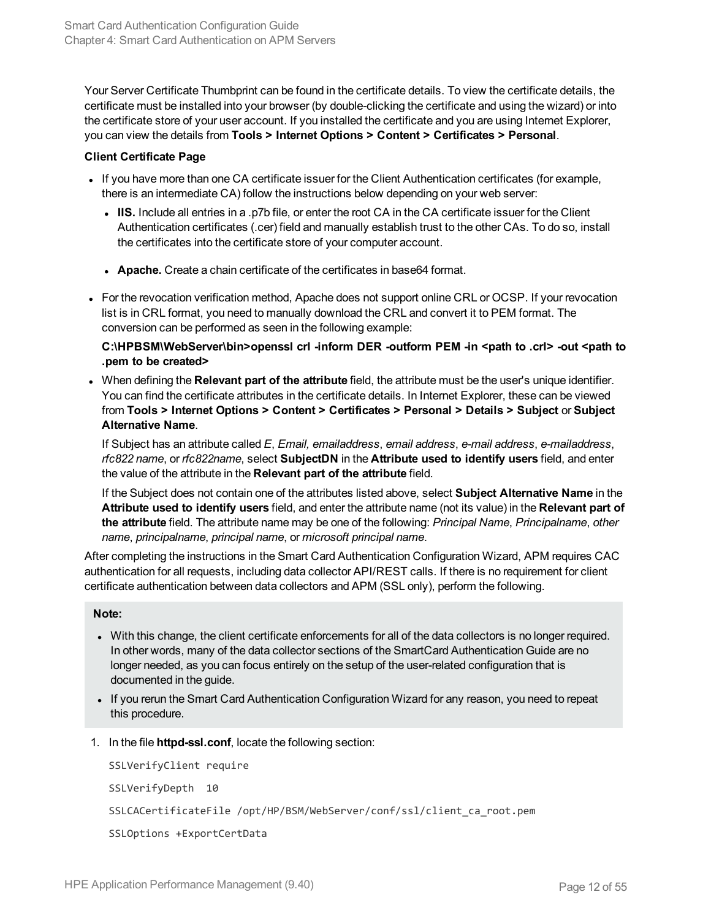Your Server Certificate Thumbprint can be found in the certificate details. To view the certificate details, the certificate must be installed into your browser (by double-clicking the certificate and using the wizard) or into the certificate store of your user account. If you installed the certificate and you are using Internet Explorer, you can view the details from **Tools > Internet Options > Content > Certificates > Personal**.

**Client Certificate Page**

- If you have more than one CA certificate issuer for the Client Authentication certificates (for example, there is an intermediate CA) follow the instructions below depending on your web server:
  - **IIS.** Include all entries in a .p7b file, or enter the root CA in the CA certificate issuer for the Client Authentication certificates (.cer) field and manually establish trust to the other CAs. To do so, install the certificates into the certificate store of your computer account.
  - **Apache.** Create a chain certificate of the certificates in base64 format.
- For the revocation verification method, Apache does not support online CRL or OCSP. If your revocation list is in CRL format, you need to manually download the CRL and convert it to PEM format. The conversion can be performed as seen in the following example:

  **C:\HPBSM\WebServer\bin>openssl crl -inform DER -outform PEM -in <path to .crl> -out <path to .pem to be created>**
- When defining the **Relevant part of the attribute** field, the attribute must be the user's unique identifier. You can find the certificate attributes in the certificate details. In Internet Explorer, these can be viewed from **Tools > Internet Options > Content > Certificates > Personal > Details > Subject** or **Subject Alternative Name**.

  If Subject has an attribute called *E*, *Email, emailaddress*, *email address*, *e-mail address*, *e-mailaddress*, *rfc822 name*, or *rfc822name*, select **SubjectDN** in the **Attribute used to identify users** field, and enter the value of the attribute in the **Relevant part of the attribute** field.

  If the Subject does not contain one of the attributes listed above, select **Subject Alternative Name** in the **Attribute used to identify users** field, and enter the attribute name (not its value) in the **Relevant part of the attribute** field. The attribute name may be one of the following: *Principal Name*, *Principalname*, *other name*, *principalname*, *principal name*, or *microsoft principal name*.

After completing the instructions in the Smart Card Authentication Configuration Wizard, APM requires CAC authentication for all requests, including data collector API/REST calls. If there is no requirement for client certificate authentication between data collectors and APM (SSL only), perform the following.

**Note:**

- With this change, the client certificate enforcements for all of the data collectors is no longer required. In other words, many of the data collector sections of the SmartCard Authentication Guide are no longer needed, as you can focus entirely on the setup of the user-related configuration that is documented in the guide.
- If you rerun the Smart Card Authentication Configuration Wizard for any reason, you need to repeat this procedure.

1. In the file **httpd-ssl.conf**, locate the following section:

   ```
   SSLVerifyClient require
   SSLVerifyDepth  10
   SSLCACertificateFile /opt/HP/BSM/WebServer/conf/ssl/client_ca_root.pem
   SSLOptions +ExportCertData
   ```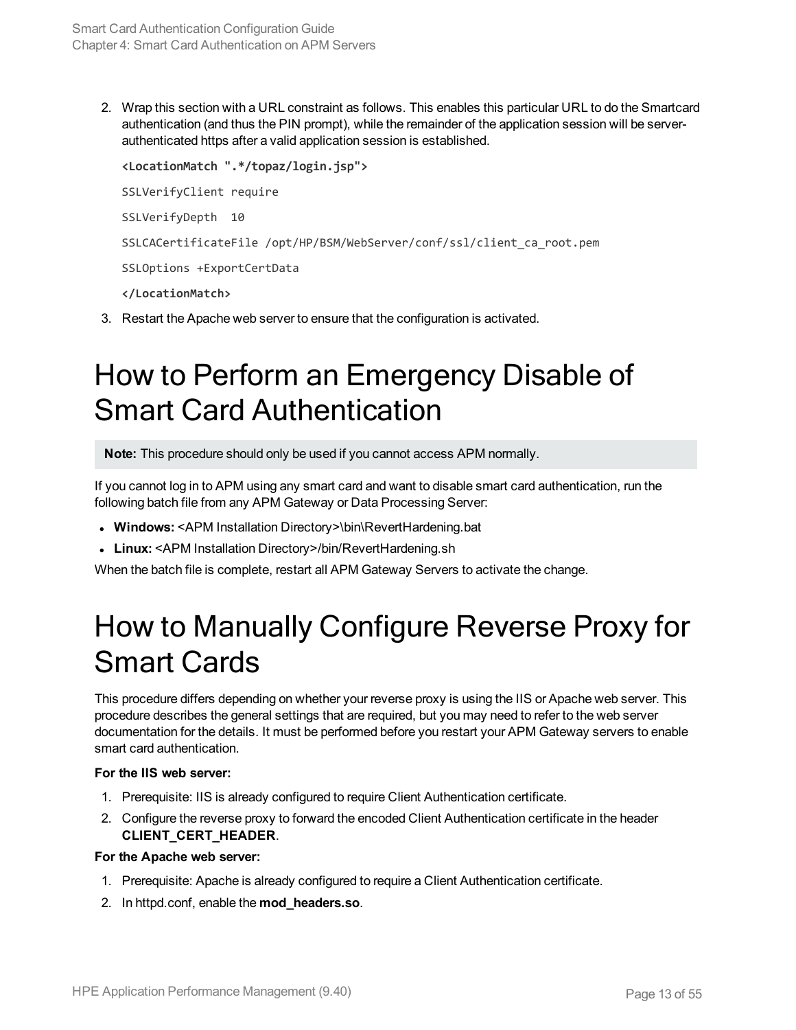2. Wrap this section with a URL constraint as follows. This enables this particular URL to do the Smartcard authentication (and thus the PIN prompt), while the remainder of the application session will be server-authenticated https after a valid application session is established.

   ```
   <LocationMatch ".*/topaz/login.jsp">
   SSLVerifyClient require
   SSLVerifyDepth  10
   SSLCACertificateFile /opt/HP/BSM/WebServer/conf/ssl/client_ca_root.pem
   SSLOptions +ExportCertData
   </LocationMatch>
   ```

3. Restart the Apache web server to ensure that the configuration is activated.

# How to Perform an Emergency Disable of Smart Card Authentication

**Note:** This procedure should only be used if you cannot access APM normally.

If you cannot log in to APM using any smart card and want to disable smart card authentication, run the following batch file from any APM Gateway or Data Processing Server:

- **Windows:** <APM Installation Directory>\bin\RevertHardening.bat
- **Linux:** <APM Installation Directory>/bin/RevertHardening.sh

When the batch file is complete, restart all APM Gateway Servers to activate the change.

# How to Manually Configure Reverse Proxy for Smart Cards

This procedure differs depending on whether your reverse proxy is using the IIS or Apache web server. This procedure describes the general settings that are required, but you may need to refer to the web server documentation for the details. It must be performed before you restart your APM Gateway servers to enable smart card authentication.

**For the IIS web server:**

1. Prerequisite: IIS is already configured to require Client Authentication certificate.
2. Configure the reverse proxy to forward the encoded Client Authentication certificate in the header **CLIENT_CERT_HEADER**.

**For the Apache web server:**

1. Prerequisite: Apache is already configured to require a Client Authentication certificate.
2. In httpd.conf, enable the **mod_headers.so**.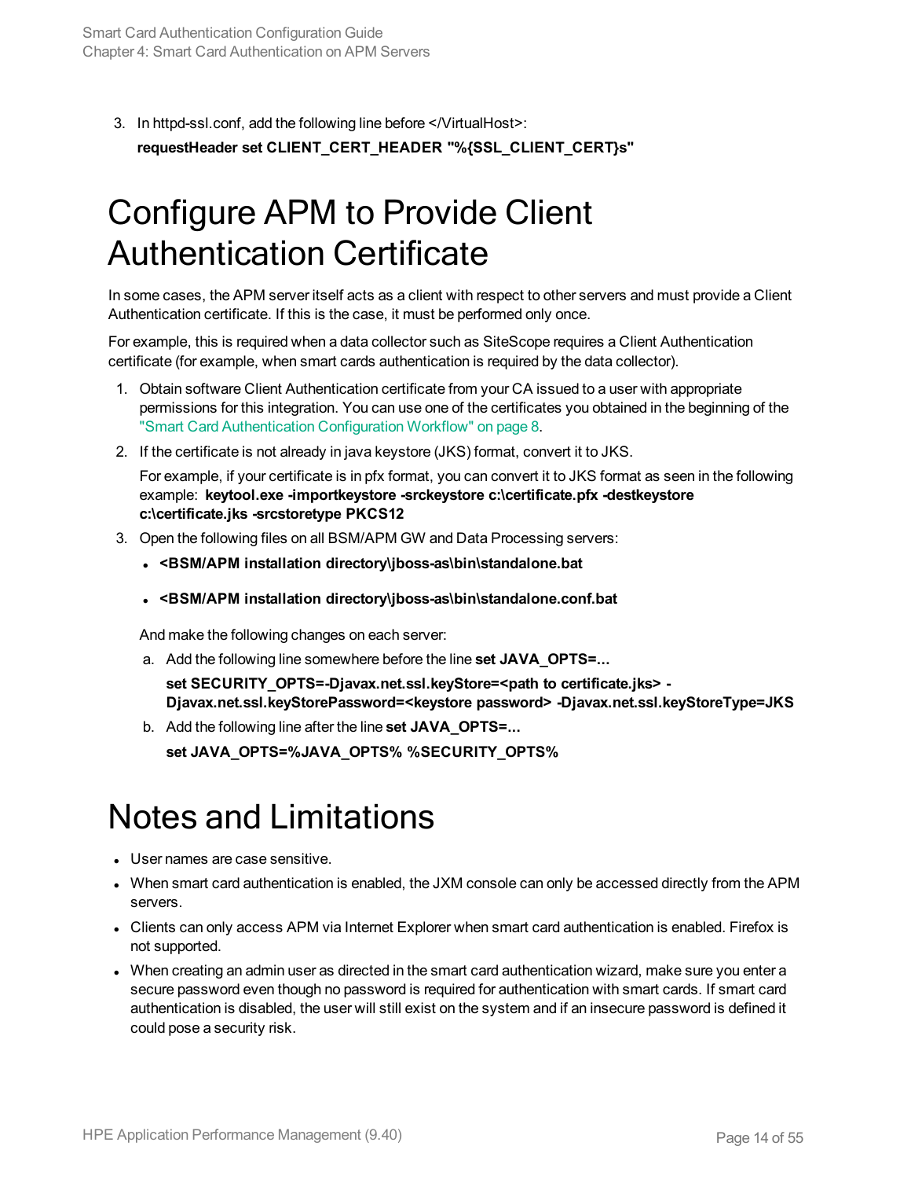3. In httpd-ssl.conf, add the following line before </VirtualHost>:

   **requestHeader set CLIENT_CERT_HEADER "%{SSL_CLIENT_CERT}s"**

# Configure APM to Provide Client Authentication Certificate

In some cases, the APM server itself acts as a client with respect to other servers and must provide a Client Authentication certificate. If this is the case, it must be performed only once.

For example, this is required when a data collector such as SiteScope requires a Client Authentication certificate (for example, when smart cards authentication is required by the data collector).

1. Obtain software Client Authentication certificate from your CA issued to a user with appropriate permissions for this integration. You can use one of the certificates you obtained in the beginning of the "Smart Card Authentication Configuration Workflow" on page 8.
2. If the certificate is not already in java keystore (JKS) format, convert it to JKS.

   For example, if your certificate is in pfx format, you can convert it to JKS format as seen in the following example: **keytool.exe -importkeystore -srckeystore c:\certificate.pfx -destkeystore c:\certificate.jks -srcstoretype PKCS12**
3. Open the following files on all BSM/APM GW and Data Processing servers:
   - **<BSM/APM installation directory\jboss-as\bin\standalone.bat**
   - **<BSM/APM installation directory\jboss-as\bin\standalone.conf.bat**

   And make the following changes on each server:

   a. Add the following line somewhere before the line **set JAVA_OPTS=...**

      **set SECURITY_OPTS=-Djavax.net.ssl.keyStore=<path to certificate.jks> -Djavax.net.ssl.keyStorePassword=<keystore password> -Djavax.net.ssl.keyStoreType=JKS**

   b. Add the following line after the line **set JAVA_OPTS=...**

      **set JAVA_OPTS=%JAVA_OPTS% %SECURITY_OPTS%**

# Notes and Limitations

- User names are case sensitive.
- When smart card authentication is enabled, the JXM console can only be accessed directly from the APM servers.
- Clients can only access APM via Internet Explorer when smart card authentication is enabled. Firefox is not supported.
- When creating an admin user as directed in the smart card authentication wizard, make sure you enter a secure password even though no password is required for authentication with smart cards. If smart card authentication is disabled, the user will still exist on the system and if an insecure password is defined it could pose a security risk.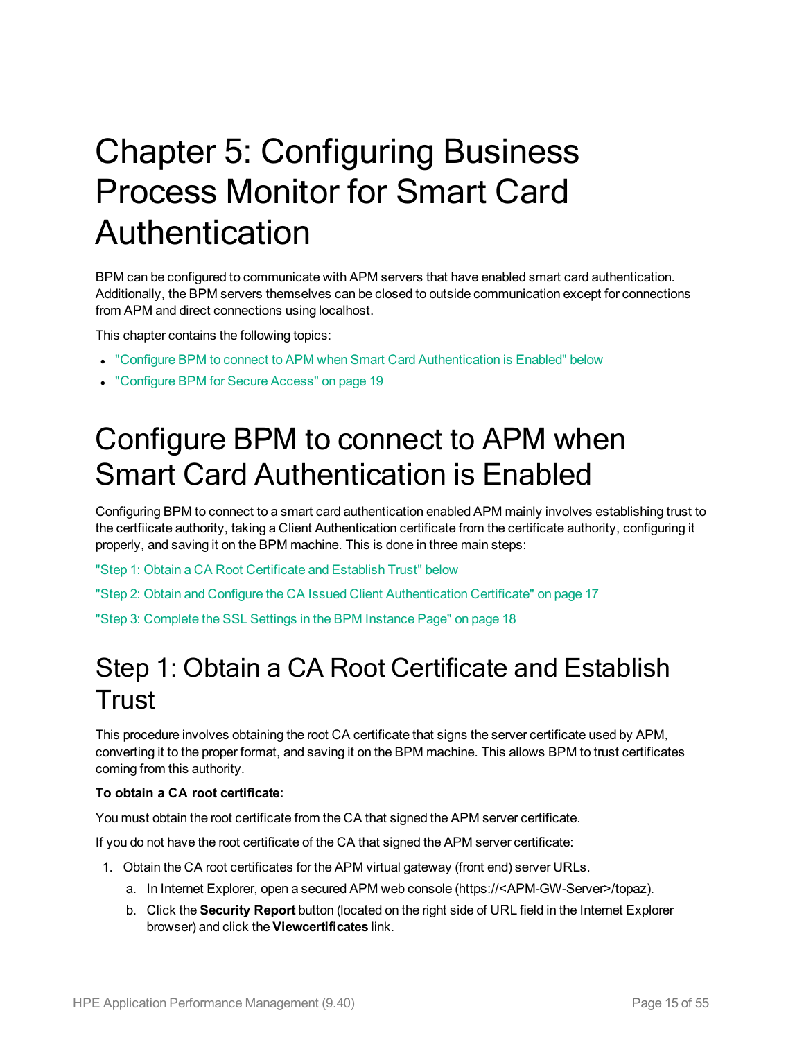# Chapter 5: Configuring Business Process Monitor for Smart Card Authentication

BPM can be configured to communicate with APM servers that have enabled smart card authentication. Additionally, the BPM servers themselves can be closed to outside communication except for connections from APM and direct connections using localhost.

This chapter contains the following topics:

- "Configure BPM to connect to APM when Smart Card Authentication is Enabled" below
- "Configure BPM for Secure Access" on page 19

## Configure BPM to connect to APM when Smart Card Authentication is Enabled

Configuring BPM to connect to a smart card authentication enabled APM mainly involves establishing trust to the certfiicate authority, taking a Client Authentication certificate from the certificate authority, configuring it properly, and saving it on the BPM machine. This is done in three main steps:

"Step 1: Obtain a CA Root Certificate and Establish Trust" below

"Step 2: Obtain and Configure the CA Issued Client Authentication Certificate" on page 17

"Step 3: Complete the SSL Settings in the BPM Instance Page" on page 18

### Step 1: Obtain a CA Root Certificate and Establish Trust

This procedure involves obtaining the root CA certificate that signs the server certificate used by APM, converting it to the proper format, and saving it on the BPM machine. This allows BPM to trust certificates coming from this authority.

**To obtain a CA root certificate:**

You must obtain the root certificate from the CA that signed the APM server certificate.

If you do not have the root certificate of the CA that signed the APM server certificate:

1. Obtain the CA root certificates for the APM virtual gateway (front end) server URLs.
   a. In Internet Explorer, open a secured APM web console (https://<APM-GW-Server>/topaz).
   b. Click the **Security Report** button (located on the right side of URL field in the Internet Explorer browser) and click the **Viewcertificates** link.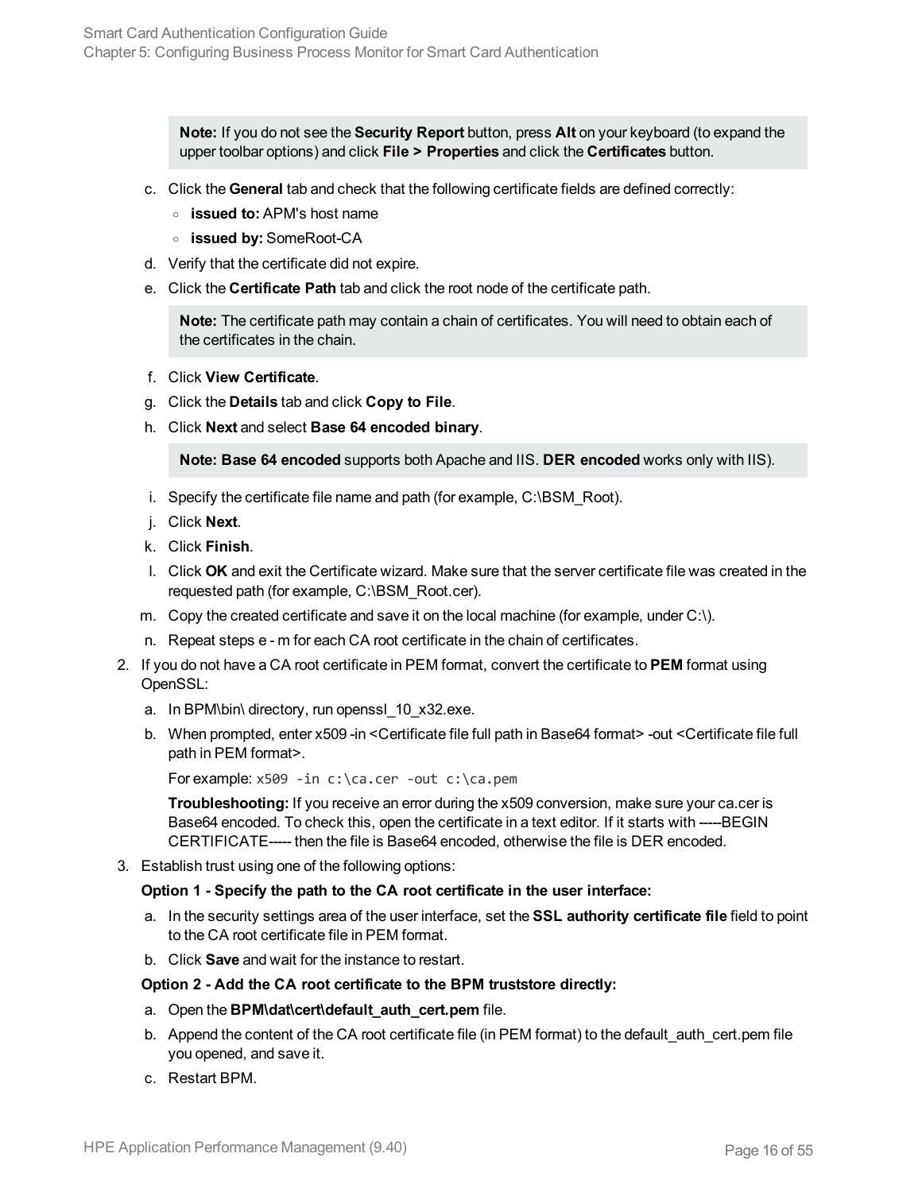> **Note:** If you do not see the **Security Report** button, press **Alt** on your keyboard (to expand the upper toolbar options) and click **File > Properties** and click the **Certificates** button.

c. Click the **General** tab and check that the following certificate fields are defined correctly:
   - **issued to:** APM's host name
   - **issued by:** SomeRoot-CA

d. Verify that the certificate did not expire.

e. Click the **Certificate Path** tab and click the root node of the certificate path.

   > **Note:** The certificate path may contain a chain of certificates. You will need to obtain each of the certificates in the chain.

f. Click **View Certificate**.

g. Click the **Details** tab and click **Copy to File**.

h. Click **Next** and select **Base 64 encoded binary**.

   > **Note: Base 64 encoded** supports both Apache and IIS. **DER encoded** works only with IIS).

i. Specify the certificate file name and path (for example, C:\BSM_Root).

j. Click **Next**.

k. Click **Finish**.

l. Click **OK** and exit the Certificate wizard. Make sure that the server certificate file was created in the requested path (for example, C:\BSM_Root.cer).

m. Copy the created certificate and save it on the local machine (for example, under C:\).

n. Repeat steps e - m for each CA root certificate in the chain of certificates.

2. If you do not have a CA root certificate in PEM format, convert the certificate to **PEM** format using OpenSSL:

   a. In BPM\bin\ directory, run openssl_10_x32.exe.

   b. When prompted, enter x509 -in <Certificate file full path in Base64 format> -out <Certificate file full path in PEM format>.

      For example: `x509 -in c:\ca.cer -out c:\ca.pem`

      **Troubleshooting:** If you receive an error during the x509 conversion, make sure your ca.cer is Base64 encoded. To check this, open the certificate in a text editor. If it starts with -----BEGIN CERTIFICATE----- then the file is Base64 encoded, otherwise the file is DER encoded.

3. Establish trust using one of the following options:

   **Option 1 - Specify the path to the CA root certificate in the user interface:**

   a. In the security settings area of the user interface, set the **SSL authority certificate file** field to point to the CA root certificate file in PEM format.

   b. Click **Save** and wait for the instance to restart.

   **Option 2 - Add the CA root certificate to the BPM truststore directly:**

   a. Open the **BPM\dat\cert\default_auth_cert.pem** file.

   b. Append the content of the CA root certificate file (in PEM format) to the default_auth_cert.pem file you opened, and save it.

   c. Restart BPM.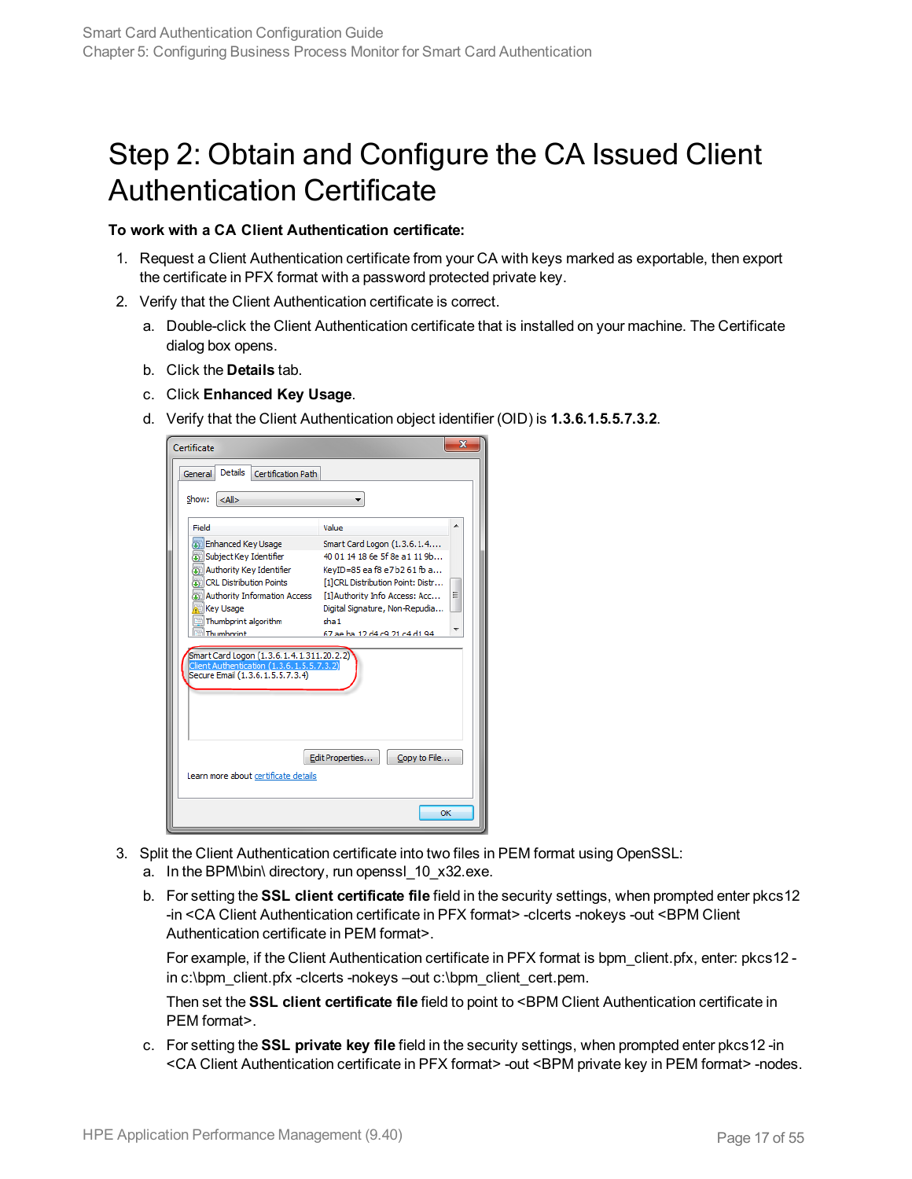# Step 2: Obtain and Configure the CA Issued Client Authentication Certificate

**To work with a CA Client Authentication certificate:**

1. Request a Client Authentication certificate from your CA with keys marked as exportable, then export the certificate in PFX format with a password protected private key.
2. Verify that the Client Authentication certificate is correct.
   a. Double-click the Client Authentication certificate that is installed on your machine. The Certificate dialog box opens.
   b. Click the **Details** tab.
   c. Click **Enhanced Key Usage**.
   d. Verify that the Client Authentication object identifier (OID) is **1.3.6.1.5.5.7.3.2**.
3. Split the Client Authentication certificate into two files in PEM format using OpenSSL:
   a. In the BPM\bin\ directory, run openssl_10_x32.exe.
   b. For setting the **SSL client certificate file** field in the security settings, when prompted enter pkcs12 -in <CA Client Authentication certificate in PFX format> -clcerts -nokeys -out <BPM Client Authentication certificate in PEM format>.

      For example, if the Client Authentication certificate in PFX format is bpm_client.pfx, enter: pkcs12 -in c:\bpm_client.pfx -clcerts -nokeys –out c:\bpm_client_cert.pem.

      Then set the **SSL client certificate file** field to point to <BPM Client Authentication certificate in PEM format>.
   c. For setting the **SSL private key file** field in the security settings, when prompted enter pkcs12 -in <CA Client Authentication certificate in PFX format> -out <BPM private key in PEM format> -nodes.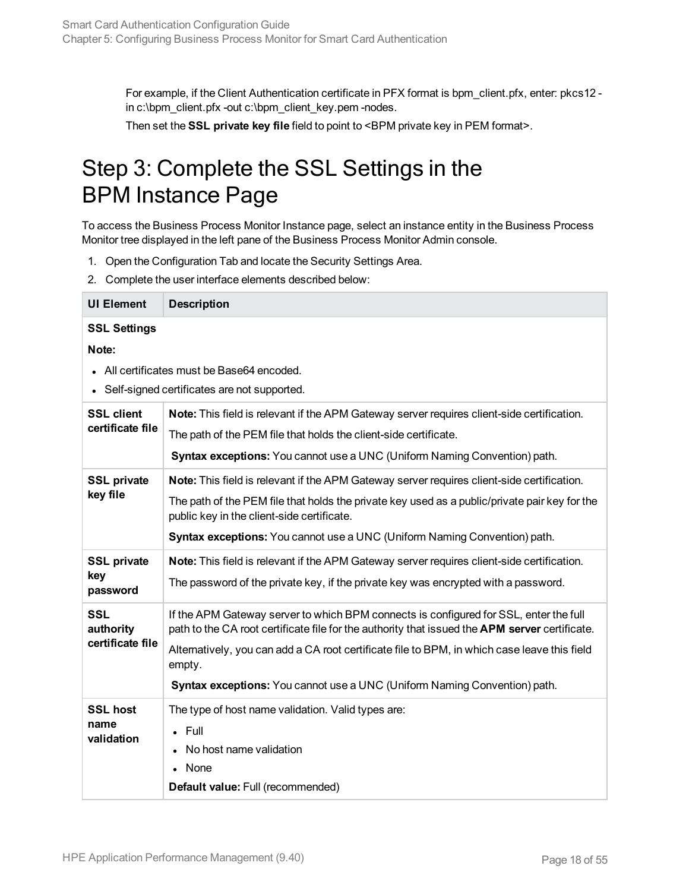For example, if the Client Authentication certificate in PFX format is bpm_client.pfx, enter: pkcs12 -in c:\bpm_client.pfx -out c:\bpm_client_key.pem -nodes.

Then set the **SSL private key file** field to point to <BPM private key in PEM format>.

# Step 3: Complete the SSL Settings in the BPM Instance Page

To access the Business Process Monitor Instance page, select an instance entity in the Business Process Monitor tree displayed in the left pane of the Business Process Monitor Admin console.

1. Open the Configuration Tab and locate the Security Settings Area.
2. Complete the user interface elements described below:

| UI Element | Description |
| --- | --- |
| **SSL Settings**<br>**Note:**<br>• All certificates must be Base64 encoded.<br>• Self-signed certificates are not supported. | |
| **SSL client certificate file** | **Note:** This field is relevant if the APM Gateway server requires client-side certification.<br>The path of the PEM file that holds the client-side certificate.<br>**Syntax exceptions:** You cannot use a UNC (Uniform Naming Convention) path. |
| **SSL private key file** | **Note:** This field is relevant if the APM Gateway server requires client-side certification.<br>The path of the PEM file that holds the private key used as a public/private pair key for the public key in the client-side certificate.<br>**Syntax exceptions:** You cannot use a UNC (Uniform Naming Convention) path. |
| **SSL private key password** | **Note:** This field is relevant if the APM Gateway server requires client-side certification.<br>The password of the private key, if the private key was encrypted with a password. |
| **SSL authority certificate file** | If the APM Gateway server to which BPM connects is configured for SSL, enter the full path to the CA root certificate file for the authority that issued the **APM server** certificate.<br>Alternatively, you can add a CA root certificate file to BPM, in which case leave this field empty.<br>**Syntax exceptions:** You cannot use a UNC (Uniform Naming Convention) path. |
| **SSL host name validation** | The type of host name validation. Valid types are:<br>• Full<br>• No host name validation<br>• None<br>**Default value:** Full (recommended) |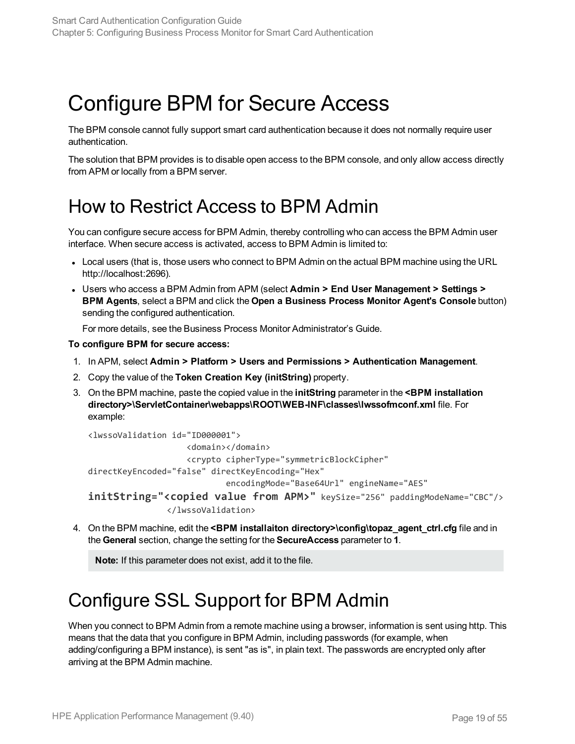# Configure BPM for Secure Access

The BPM console cannot fully support smart card authentication because it does not normally require user authentication.

The solution that BPM provides is to disable open access to the BPM console, and only allow access directly from APM or locally from a BPM server.

## How to Restrict Access to BPM Admin

You can configure secure access for BPM Admin, thereby controlling who can access the BPM Admin user interface. When secure access is activated, access to BPM Admin is limited to:

- Local users (that is, those users who connect to BPM Admin on the actual BPM machine using the URL http://localhost:2696).
- Users who access a BPM Admin from APM (select **Admin > End User Management > Settings > BPM Agents**, select a BPM and click the **Open a Business Process Monitor Agent's Console** button) sending the configured authentication.

  For more details, see the Business Process Monitor Administrator's Guide.

**To configure BPM for secure access:**

1. In APM, select **Admin > Platform > Users and Permissions > Authentication Management**.
2. Copy the value of the **Token Creation Key (initString)** property.
3. On the BPM machine, paste the copied value in the **initString** parameter in the **<BPM installation directory>\ServletContainer\webapps\ROOT\WEB-INF\classes\lwssofmconf.xml** file. For example:

   ```
   <lwssoValidation id="ID000001">
                       <domain></domain>
                       <crypto cipherType="symmetricBlockCipher"
   directKeyEncoded="false" directKeyEncoding="Hex"
                               encodingMode="Base64Url" engineName="AES"
   initString="<copied value from APM>" keySize="256" paddingModeName="CBC"/>
                 </lwssoValidation>
   ```

4. On the BPM machine, edit the **<BPM installaiton directory>\config\topaz_agent_ctrl.cfg** file and in the **General** section, change the setting for the **SecureAccess** parameter to **1**.

   **Note:** If this parameter does not exist, add it to the file.

## Configure SSL Support for BPM Admin

When you connect to BPM Admin from a remote machine using a browser, information is sent using http. This means that the data that you configure in BPM Admin, including passwords (for example, when adding/configuring a BPM instance), is sent "as is", in plain text. The passwords are encrypted only after arriving at the BPM Admin machine.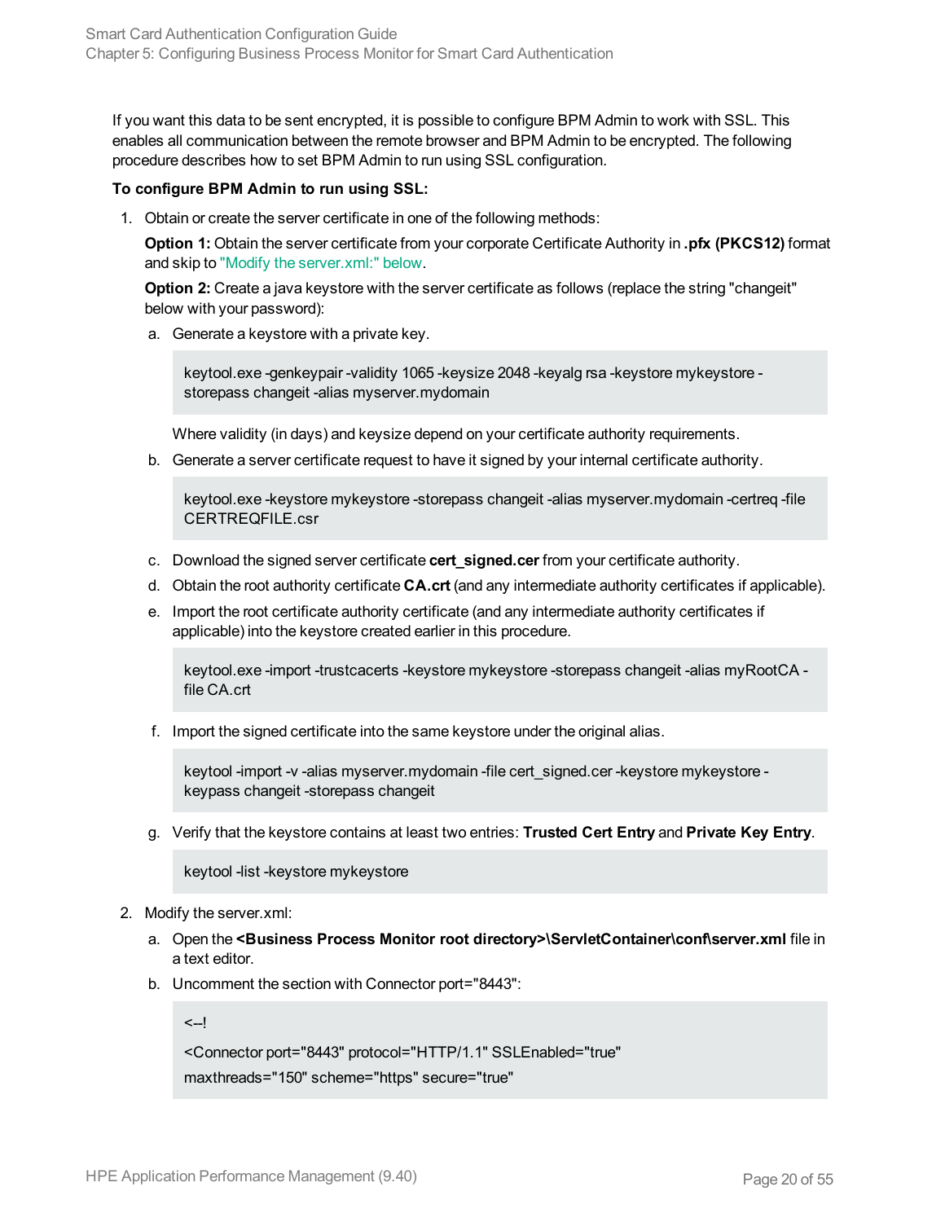If you want this data to be sent encrypted, it is possible to configure BPM Admin to work with SSL. This enables all communication between the remote browser and BPM Admin to be encrypted. The following procedure describes how to set BPM Admin to run using SSL configuration.

**To configure BPM Admin to run using SSL:**

1. Obtain or create the server certificate in one of the following methods:

   **Option 1:** Obtain the server certificate from your corporate Certificate Authority in **.pfx (PKCS12)** format and skip to "Modify the server.xml:" below.

   **Option 2:** Create a java keystore with the server certificate as follows (replace the string "changeit" below with your password):

   a. Generate a keystore with a private key.

      ```
      keytool.exe -genkeypair -validity 1065 -keysize 2048 -keyalg rsa -keystore mykeystore -
      storepass changeit -alias myserver.mydomain
      ```

      Where validity (in days) and keysize depend on your certificate authority requirements.

   b. Generate a server certificate request to have it signed by your internal certificate authority.

      ```
      keytool.exe -keystore mykeystore -storepass changeit -alias myserver.mydomain -certreq -file
      CERTREQFILE.csr
      ```

   c. Download the signed server certificate **cert_signed.cer** from your certificate authority.

   d. Obtain the root authority certificate **CA.crt** (and any intermediate authority certificates if applicable).

   e. Import the root certificate authority certificate (and any intermediate authority certificates if applicable) into the keystore created earlier in this procedure.

      ```
      keytool.exe -import -trustcacerts -keystore mykeystore -storepass changeit -alias myRootCA -
      file CA.crt
      ```

   f. Import the signed certificate into the same keystore under the original alias.

      ```
      keytool -import -v -alias myserver.mydomain -file cert_signed.cer -keystore mykeystore -
      keypass changeit -storepass changeit
      ```

   g. Verify that the keystore contains at least two entries: **Trusted Cert Entry** and **Private Key Entry**.

      ```
      keytool -list -keystore mykeystore
      ```

2. Modify the server.xml:

   a. Open the **<Business Process Monitor root directory>\ServletContainer\conf\server.xml** file in a text editor.

   b. Uncomment the section with Connector port="8443":

      ```
      <--!
      <Connector port="8443" protocol="HTTP/1.1" SSLEnabled="true"
      maxthreads="150" scheme="https" secure="true"
      ```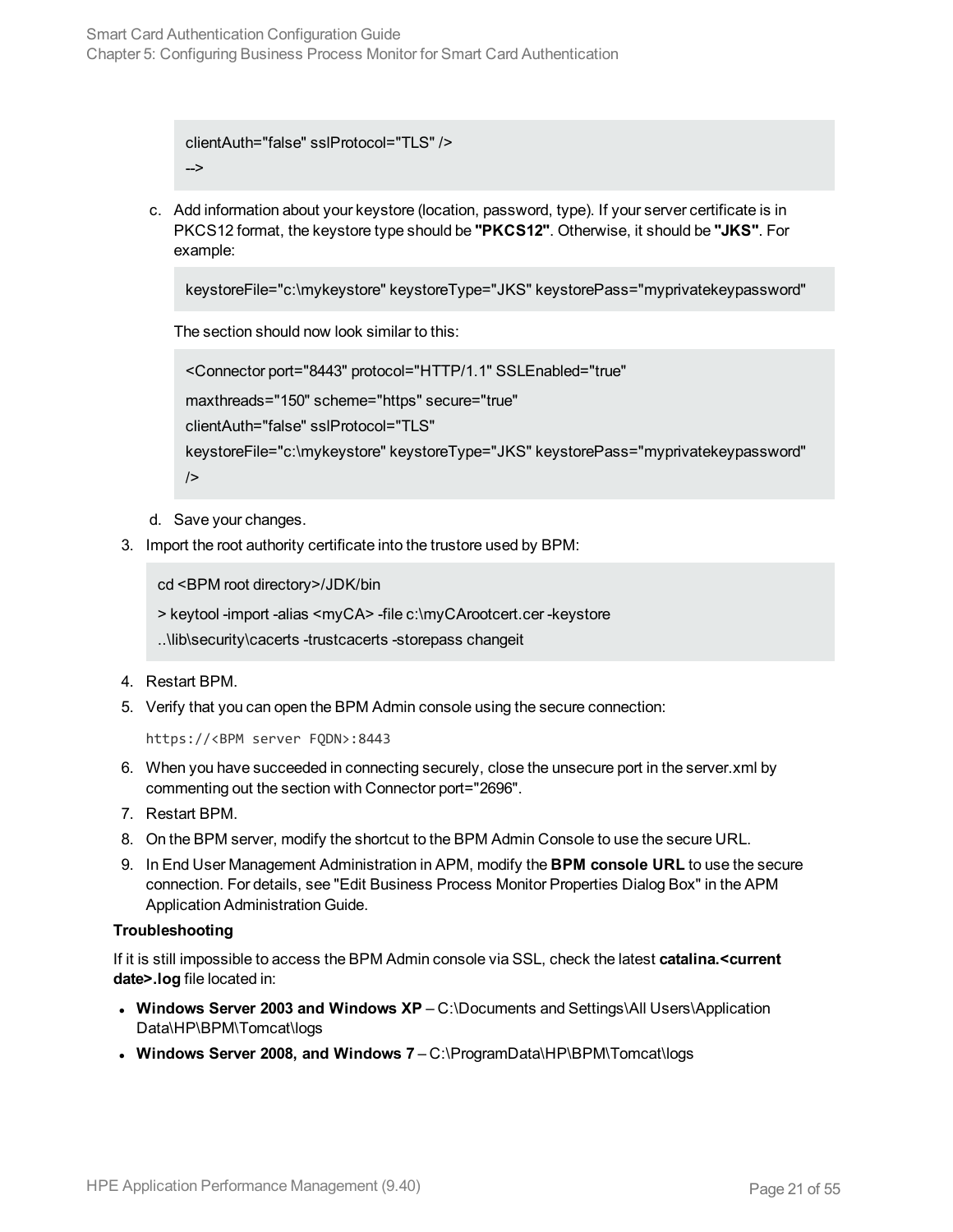```
clientAuth="false" sslProtocol="TLS" />
-->
```

c. Add information about your keystore (location, password, type). If your server certificate is in PKCS12 format, the keystore type should be **"PKCS12"**. Otherwise, it should be **"JKS"**. For example:

```
keystoreFile="c:\mykeystore" keystoreType="JKS" keystorePass="myprivatekeypassword"
```

The section should now look similar to this:

```
<Connector port="8443" protocol="HTTP/1.1" SSLEnabled="true"
maxthreads="150" scheme="https" secure="true"
clientAuth="false" sslProtocol="TLS"
keystoreFile="c:\mykeystore" keystoreType="JKS" keystorePass="myprivatekeypassword"
/>
```

d. Save your changes.

3. Import the root authority certificate into the trustore used by BPM:

```
cd <BPM root directory>/JDK/bin
> keytool -import -alias <myCA> -file c:\myCArootcert.cer -keystore
..\lib\security\cacerts -trustcacerts -storepass changeit
```

4. Restart BPM.
5. Verify that you can open the BPM Admin console using the secure connection:

   `https://<BPM server FQDN>:8443`

6. When you have succeeded in connecting securely, close the unsecure port in the server.xml by commenting out the section with Connector port="2696".
7. Restart BPM.
8. On the BPM server, modify the shortcut to the BPM Admin Console to use the secure URL.
9. In End User Management Administration in APM, modify the **BPM console URL** to use the secure connection. For details, see "Edit Business Process Monitor Properties Dialog Box" in the APM Application Administration Guide.

**Troubleshooting**

If it is still impossible to access the BPM Admin console via SSL, check the latest **catalina.<current date>.log** file located in:

- **Windows Server 2003 and Windows XP** – C:\Documents and Settings\All Users\Application Data\HP\BPM\Tomcat\logs
- **Windows Server 2008, and Windows 7** – C:\ProgramData\HP\BPM\Tomcat\logs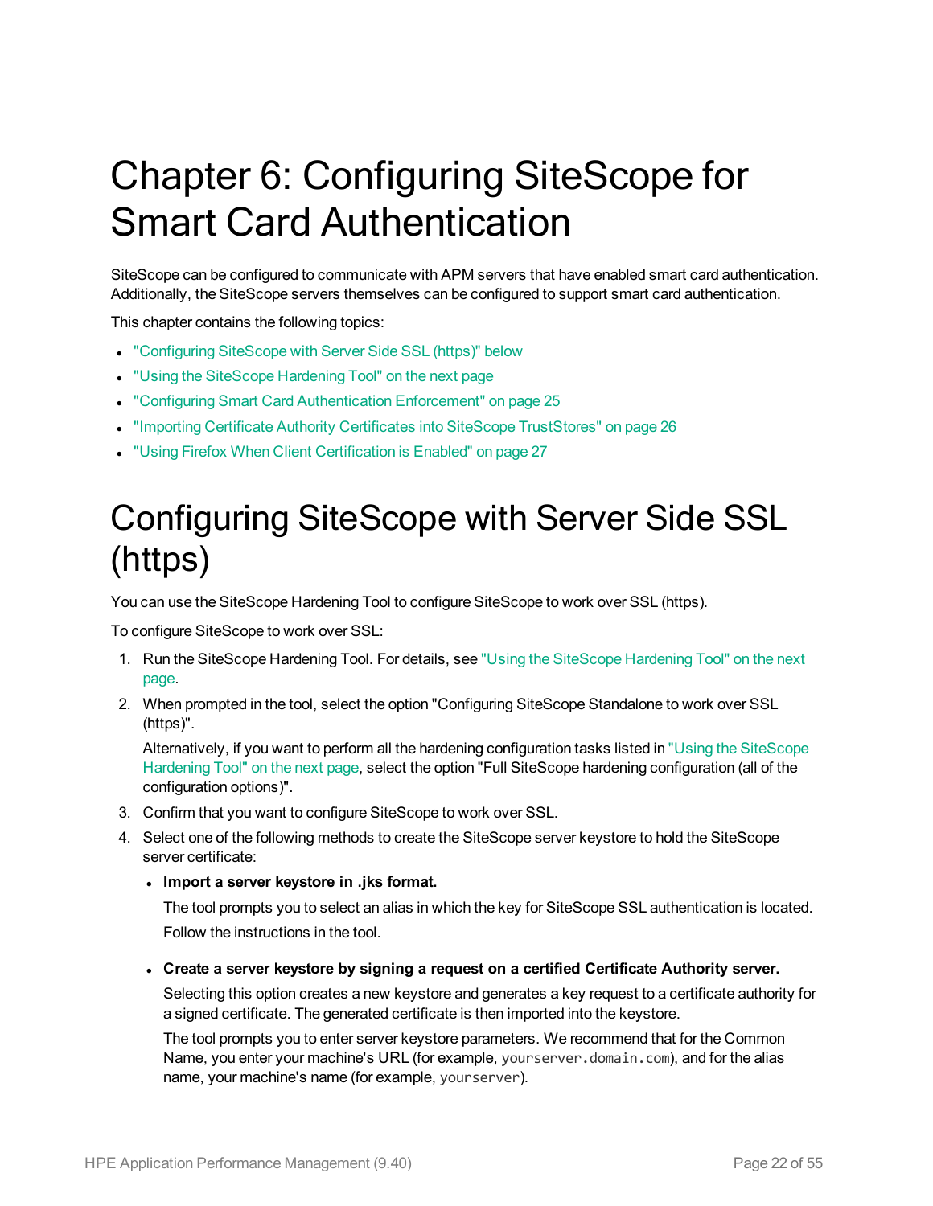# Chapter 6: Configuring SiteScope for Smart Card Authentication

SiteScope can be configured to communicate with APM servers that have enabled smart card authentication. Additionally, the SiteScope servers themselves can be configured to support smart card authentication.

This chapter contains the following topics:

- "Configuring SiteScope with Server Side SSL (https)" below
- "Using the SiteScope Hardening Tool" on the next page
- "Configuring Smart Card Authentication Enforcement" on page 25
- "Importing Certificate Authority Certificates into SiteScope TrustStores" on page 26
- "Using Firefox When Client Certification is Enabled" on page 27

## Configuring SiteScope with Server Side SSL (https)

You can use the SiteScope Hardening Tool to configure SiteScope to work over SSL (https).

To configure SiteScope to work over SSL:

1. Run the SiteScope Hardening Tool. For details, see "Using the SiteScope Hardening Tool" on the next page.
2. When prompted in the tool, select the option "Configuring SiteScope Standalone to work over SSL (https)".

   Alternatively, if you want to perform all the hardening configuration tasks listed in "Using the SiteScope Hardening Tool" on the next page, select the option "Full SiteScope hardening configuration (all of the configuration options)".
3. Confirm that you want to configure SiteScope to work over SSL.
4. Select one of the following methods to create the SiteScope server keystore to hold the SiteScope server certificate:
   - **Import a server keystore in .jks format.**

     The tool prompts you to select an alias in which the key for SiteScope SSL authentication is located.

     Follow the instructions in the tool.

   - **Create a server keystore by signing a request on a certified Certificate Authority server.**

     Selecting this option creates a new keystore and generates a key request to a certificate authority for a signed certificate. The generated certificate is then imported into the keystore.

     The tool prompts you to enter server keystore parameters. We recommend that for the Common Name, you enter your machine's URL (for example, `yourserver.domain.com`), and for the alias name, your machine's name (for example, `yourserver`).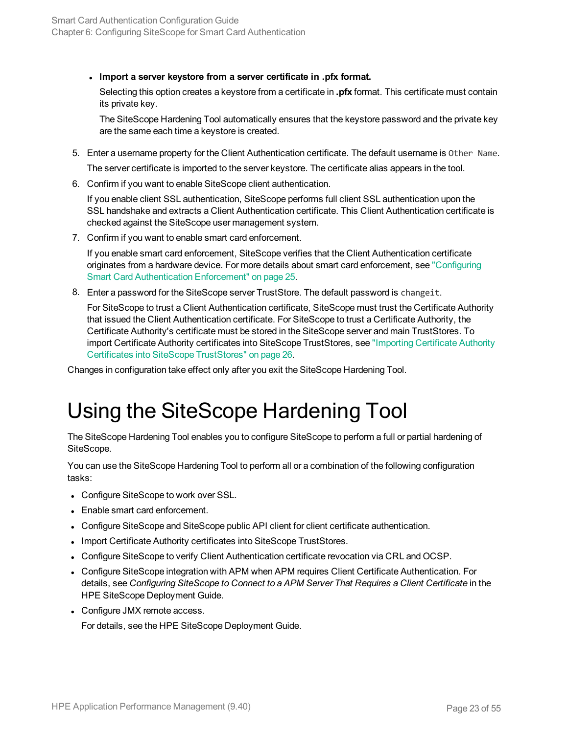- **Import a server keystore from a server certificate in .pfx format.**

  Selecting this option creates a keystore from a certificate in **.pfx** format. This certificate must contain its private key.

  The SiteScope Hardening Tool automatically ensures that the keystore password and the private key are the same each time a keystore is created.

5. Enter a username property for the Client Authentication certificate. The default username is `Other Name`.

   The server certificate is imported to the server keystore. The certificate alias appears in the tool.

6. Confirm if you want to enable SiteScope client authentication.

   If you enable client SSL authentication, SiteScope performs full client SSL authentication upon the SSL handshake and extracts a Client Authentication certificate. This Client Authentication certificate is checked against the SiteScope user management system.

7. Confirm if you want to enable smart card enforcement.

   If you enable smart card enforcement, SiteScope verifies that the Client Authentication certificate originates from a hardware device. For more details about smart card enforcement, see "Configuring Smart Card Authentication Enforcement" on page 25.

8. Enter a password for the SiteScope server TrustStore. The default password is `changeit`.

   For SiteScope to trust a Client Authentication certificate, SiteScope must trust the Certificate Authority that issued the Client Authentication certificate. For SiteScope to trust a Certificate Authority, the Certificate Authority's certificate must be stored in the SiteScope server and main TrustStores. To import Certificate Authority certificates into SiteScope TrustStores, see "Importing Certificate Authority Certificates into SiteScope TrustStores" on page 26.

Changes in configuration take effect only after you exit the SiteScope Hardening Tool.

# Using the SiteScope Hardening Tool

The SiteScope Hardening Tool enables you to configure SiteScope to perform a full or partial hardening of SiteScope.

You can use the SiteScope Hardening Tool to perform all or a combination of the following configuration tasks:

- Configure SiteScope to work over SSL.
- Enable smart card enforcement.
- Configure SiteScope and SiteScope public API client for client certificate authentication.
- Import Certificate Authority certificates into SiteScope TrustStores.
- Configure SiteScope to verify Client Authentication certificate revocation via CRL and OCSP.
- Configure SiteScope integration with APM when APM requires Client Certificate Authentication. For details, see *Configuring SiteScope to Connect to a APM Server That Requires a Client Certificate* in the HPE SiteScope Deployment Guide.
- Configure JMX remote access.

  For details, see the HPE SiteScope Deployment Guide.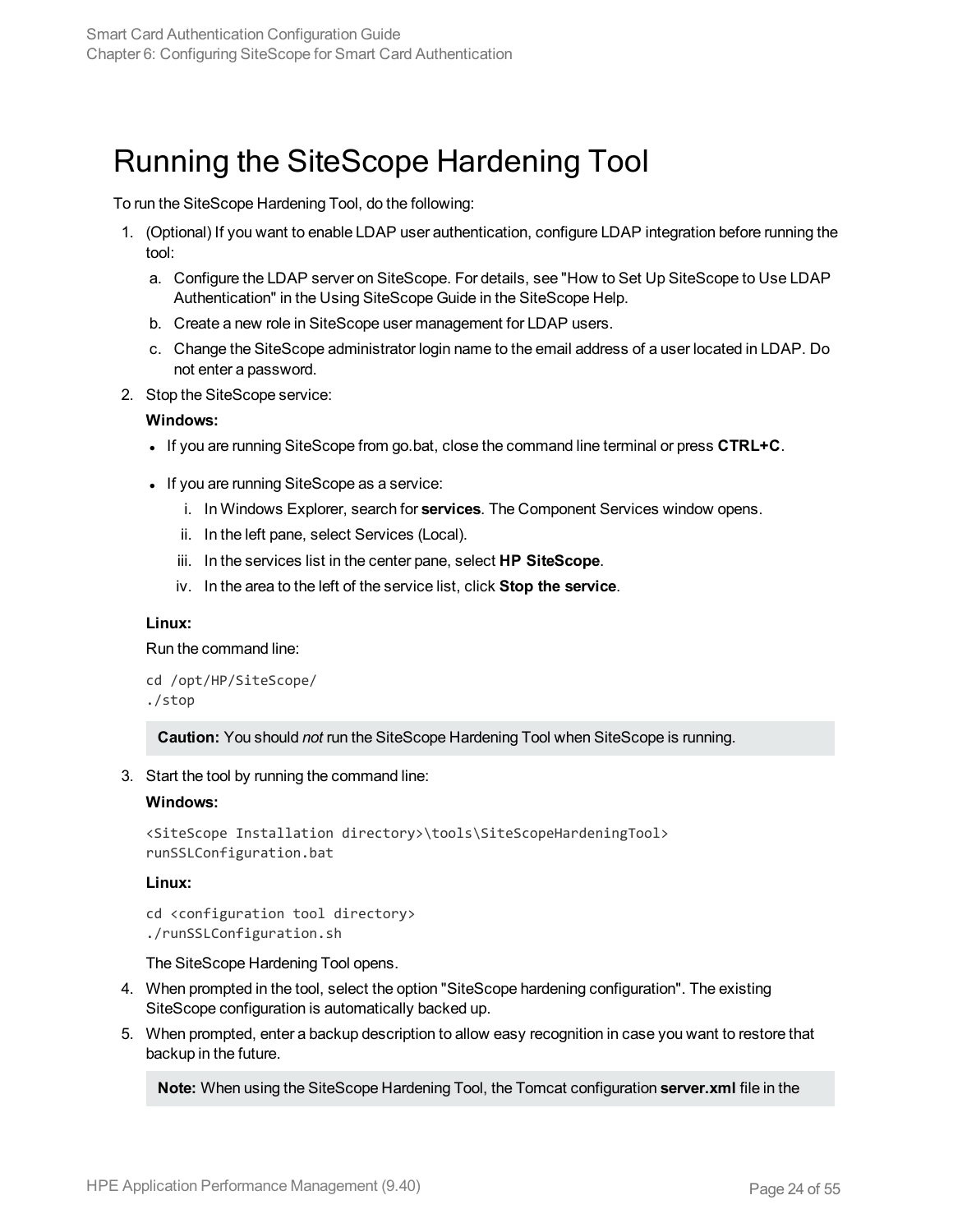# Running the SiteScope Hardening Tool

To run the SiteScope Hardening Tool, do the following:

1. (Optional) If you want to enable LDAP user authentication, configure LDAP integration before running the tool:
   a. Configure the LDAP server on SiteScope. For details, see "How to Set Up SiteScope to Use LDAP Authentication" in the Using SiteScope Guide in the SiteScope Help.
   b. Create a new role in SiteScope user management for LDAP users.
   c. Change the SiteScope administrator login name to the email address of a user located in LDAP. Do not enter a password.
2. Stop the SiteScope service:

   **Windows:**

   - If you are running SiteScope from go.bat, close the command line terminal or press **CTRL+C**.
   - If you are running SiteScope as a service:
     i. In Windows Explorer, search for **services**. The Component Services window opens.
     ii. In the left pane, select Services (Local).
     iii. In the services list in the center pane, select **HP SiteScope**.
     iv. In the area to the left of the service list, click **Stop the service**.

   **Linux:**

   Run the command line:

   ```
   cd /opt/HP/SiteScope/
   ./stop
   ```

   **Caution:** You should *not* run the SiteScope Hardening Tool when SiteScope is running.

3. Start the tool by running the command line:

   **Windows:**

   ```
   <SiteScope Installation directory>\tools\SiteScopeHardeningTool>
   runSSLConfiguration.bat
   ```

   **Linux:**

   ```
   cd <configuration tool directory>
   ./runSSLConfiguration.sh
   ```

   The SiteScope Hardening Tool opens.

4. When prompted in the tool, select the option "SiteScope hardening configuration". The existing SiteScope configuration is automatically backed up.
5. When prompted, enter a backup description to allow easy recognition in case you want to restore that backup in the future.

   **Note:** When using the SiteScope Hardening Tool, the Tomcat configuration **server.xml** file in the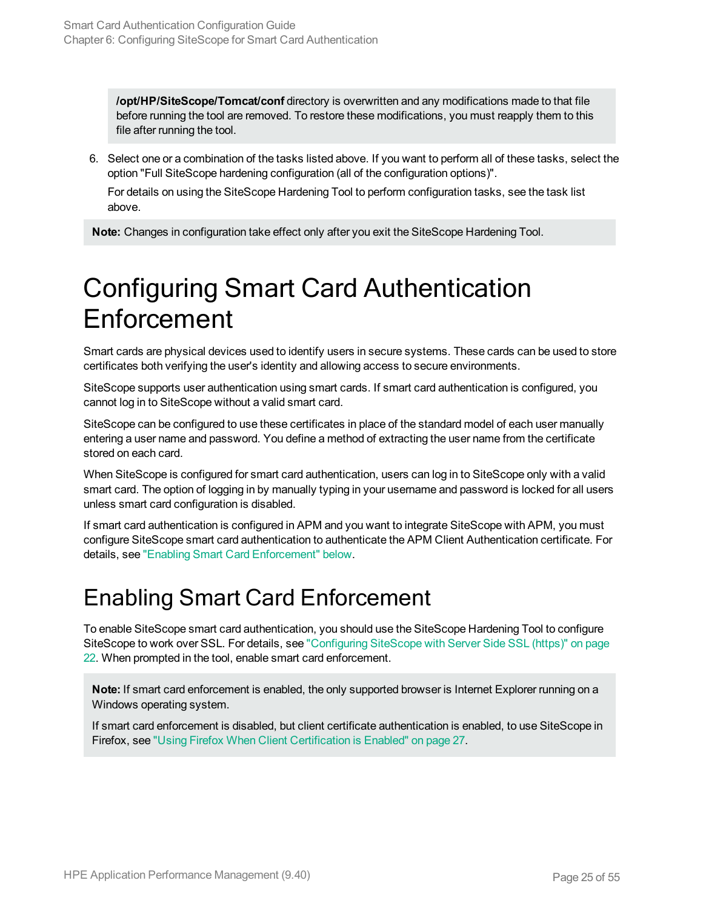**/opt/HP/SiteScope/Tomcat/conf** directory is overwritten and any modifications made to that file before running the tool are removed. To restore these modifications, you must reapply them to this file after running the tool.

6. Select one or a combination of the tasks listed above. If you want to perform all of these tasks, select the option "Full SiteScope hardening configuration (all of the configuration options)".

   For details on using the SiteScope Hardening Tool to perform configuration tasks, see the task list above.

**Note:** Changes in configuration take effect only after you exit the SiteScope Hardening Tool.

# Configuring Smart Card Authentication Enforcement

Smart cards are physical devices used to identify users in secure systems. These cards can be used to store certificates both verifying the user's identity and allowing access to secure environments.

SiteScope supports user authentication using smart cards. If smart card authentication is configured, you cannot log in to SiteScope without a valid smart card.

SiteScope can be configured to use these certificates in place of the standard model of each user manually entering a user name and password. You define a method of extracting the user name from the certificate stored on each card.

When SiteScope is configured for smart card authentication, users can log in to SiteScope only with a valid smart card. The option of logging in by manually typing in your username and password is locked for all users unless smart card configuration is disabled.

If smart card authentication is configured in APM and you want to integrate SiteScope with APM, you must configure SiteScope smart card authentication to authenticate the APM Client Authentication certificate. For details, see "Enabling Smart Card Enforcement" below.

# Enabling Smart Card Enforcement

To enable SiteScope smart card authentication, you should use the SiteScope Hardening Tool to configure SiteScope to work over SSL. For details, see "Configuring SiteScope with Server Side SSL (https)" on page 22. When prompted in the tool, enable smart card enforcement.

**Note:** If smart card enforcement is enabled, the only supported browser is Internet Explorer running on a Windows operating system.

If smart card enforcement is disabled, but client certificate authentication is enabled, to use SiteScope in Firefox, see "Using Firefox When Client Certification is Enabled" on page 27.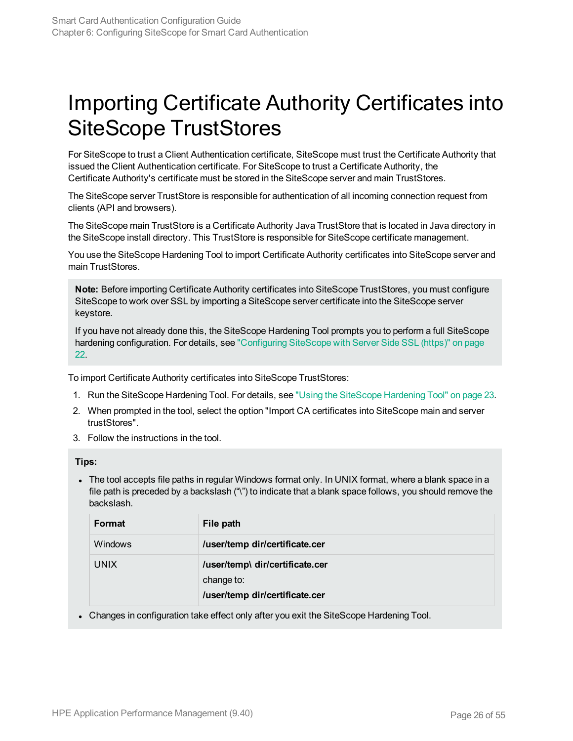# Importing Certificate Authority Certificates into SiteScope TrustStores

For SiteScope to trust a Client Authentication certificate, SiteScope must trust the Certificate Authority that issued the Client Authentication certificate. For SiteScope to trust a Certificate Authority, the Certificate Authority's certificate must be stored in the SiteScope server and main TrustStores.

The SiteScope server TrustStore is responsible for authentication of all incoming connection request from clients (API and browsers).

The SiteScope main TrustStore is a Certificate Authority Java TrustStore that is located in Java directory in the SiteScope install directory. This TrustStore is responsible for SiteScope certificate management.

You use the SiteScope Hardening Tool to import Certificate Authority certificates into SiteScope server and main TrustStores.

> **Note:** Before importing Certificate Authority certificates into SiteScope TrustStores, you must configure SiteScope to work over SSL by importing a SiteScope server certificate into the SiteScope server keystore.
>
> If you have not already done this, the SiteScope Hardening Tool prompts you to perform a full SiteScope hardening configuration. For details, see "Configuring SiteScope with Server Side SSL (https)" on page 22.

To import Certificate Authority certificates into SiteScope TrustStores:

1. Run the SiteScope Hardening Tool. For details, see "Using the SiteScope Hardening Tool" on page 23.
2. When prompted in the tool, select the option "Import CA certificates into SiteScope main and server trustStores".
3. Follow the instructions in the tool.

**Tips:**

- The tool accepts file paths in regular Windows format only. In UNIX format, where a blank space in a file path is preceded by a backslash ("\") to indicate that a blank space follows, you should remove the backslash.

| Format | File path |
| --- | --- |
| Windows | **/user/temp dir/certificate.cer** |
| UNIX | **/user/temp\ dir/certificate.cer**<br>change to:<br>**/user/temp dir/certificate.cer** |

- Changes in configuration take effect only after you exit the SiteScope Hardening Tool.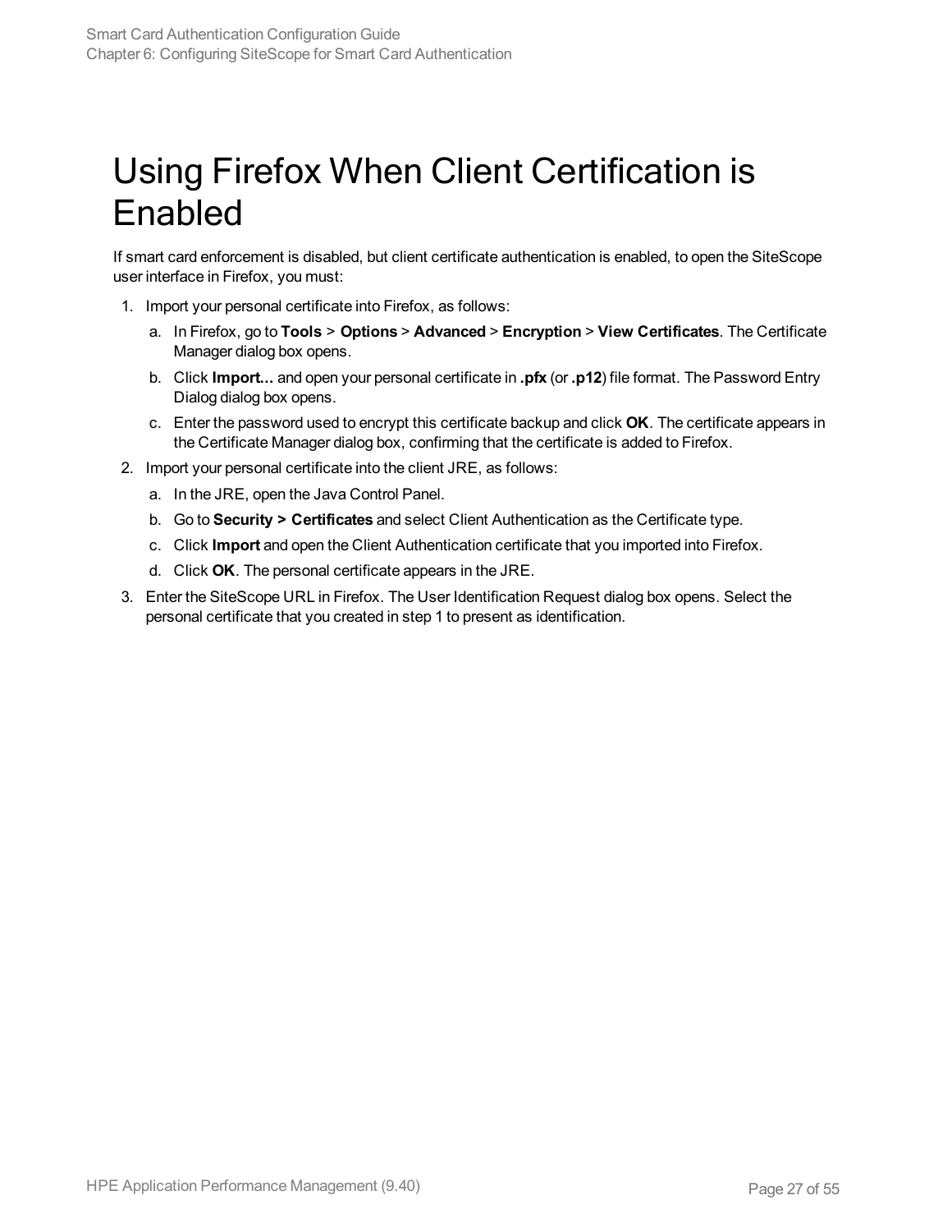# Using Firefox When Client Certification is Enabled

If smart card enforcement is disabled, but client certificate authentication is enabled, to open the SiteScope user interface in Firefox, you must:

1. Import your personal certificate into Firefox, as follows:
   a. In Firefox, go to **Tools** > **Options** > **Advanced** > **Encryption** > **View Certificates**. The Certificate Manager dialog box opens.
   b. Click **Import...** and open your personal certificate in **.pfx** (or **.p12**) file format. The Password Entry Dialog dialog box opens.
   c. Enter the password used to encrypt this certificate backup and click **OK**. The certificate appears in the Certificate Manager dialog box, confirming that the certificate is added to Firefox.
2. Import your personal certificate into the client JRE, as follows:
   a. In the JRE, open the Java Control Panel.
   b. Go to **Security > Certificates** and select Client Authentication as the Certificate type.
   c. Click **Import** and open the Client Authentication certificate that you imported into Firefox.
   d. Click **OK**. The personal certificate appears in the JRE.
3. Enter the SiteScope URL in Firefox. The User Identification Request dialog box opens. Select the personal certificate that you created in step 1 to present as identification.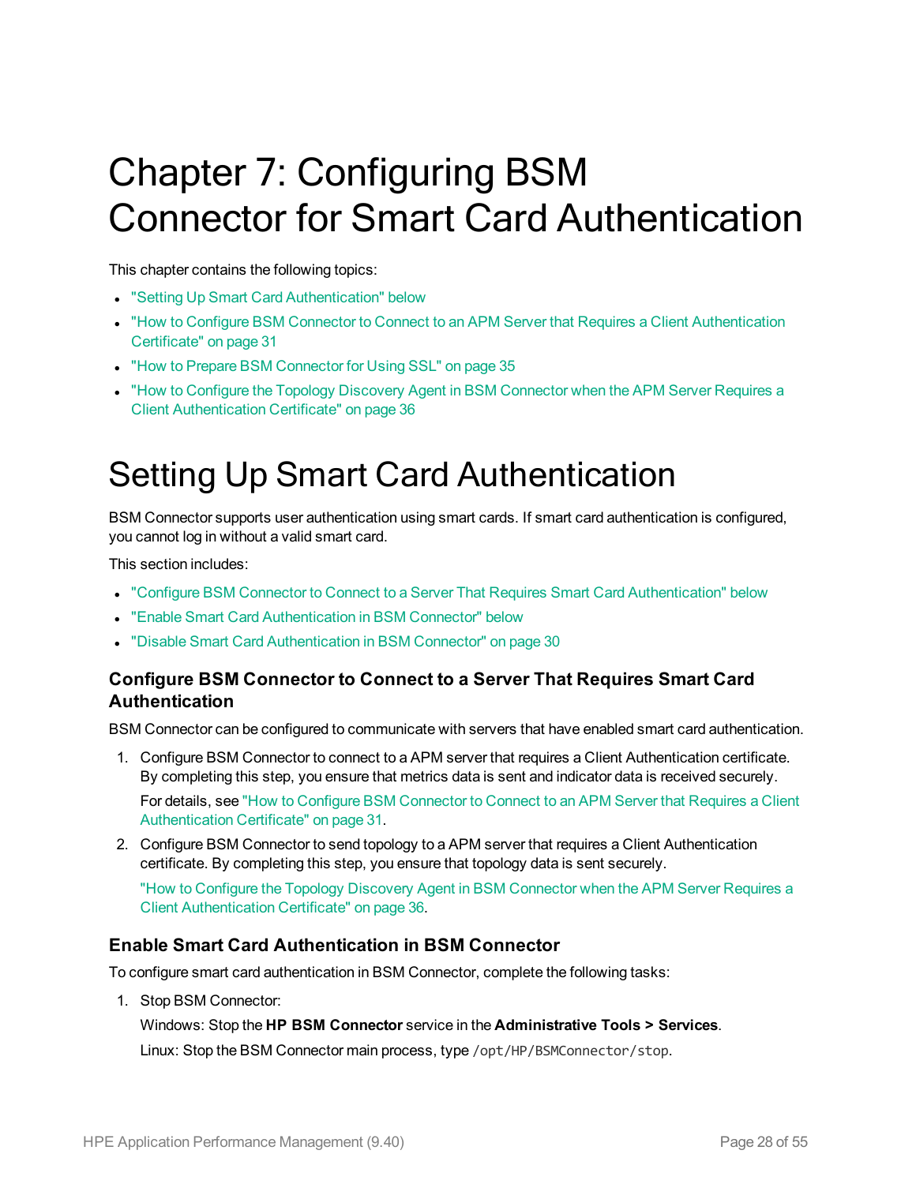# Chapter 7: Configuring BSM Connector for Smart Card Authentication

This chapter contains the following topics:

- "Setting Up Smart Card Authentication" below
- "How to Configure BSM Connector to Connect to an APM Server that Requires a Client Authentication Certificate" on page 31
- "How to Prepare BSM Connector for Using SSL" on page 35
- "How to Configure the Topology Discovery Agent in BSM Connector when the APM Server Requires a Client Authentication Certificate" on page 36

# Setting Up Smart Card Authentication

BSM Connector supports user authentication using smart cards. If smart card authentication is configured, you cannot log in without a valid smart card.

This section includes:

- "Configure BSM Connector to Connect to a Server That Requires Smart Card Authentication" below
- "Enable Smart Card Authentication in BSM Connector" below
- "Disable Smart Card Authentication in BSM Connector" on page 30

### Configure BSM Connector to Connect to a Server That Requires Smart Card Authentication

BSM Connector can be configured to communicate with servers that have enabled smart card authentication.

1. Configure BSM Connector to connect to a APM server that requires a Client Authentication certificate. By completing this step, you ensure that metrics data is sent and indicator data is received securely.

   For details, see "How to Configure BSM Connector to Connect to an APM Server that Requires a Client Authentication Certificate" on page 31.

2. Configure BSM Connector to send topology to a APM server that requires a Client Authentication certificate. By completing this step, you ensure that topology data is sent securely.

   "How to Configure the Topology Discovery Agent in BSM Connector when the APM Server Requires a Client Authentication Certificate" on page 36.

### Enable Smart Card Authentication in BSM Connector

To configure smart card authentication in BSM Connector, complete the following tasks:

1. Stop BSM Connector:

   Windows: Stop the **HP BSM Connector** service in the **Administrative Tools > Services**.

   Linux: Stop the BSM Connector main process, type `/opt/HP/BSMConnector/stop`.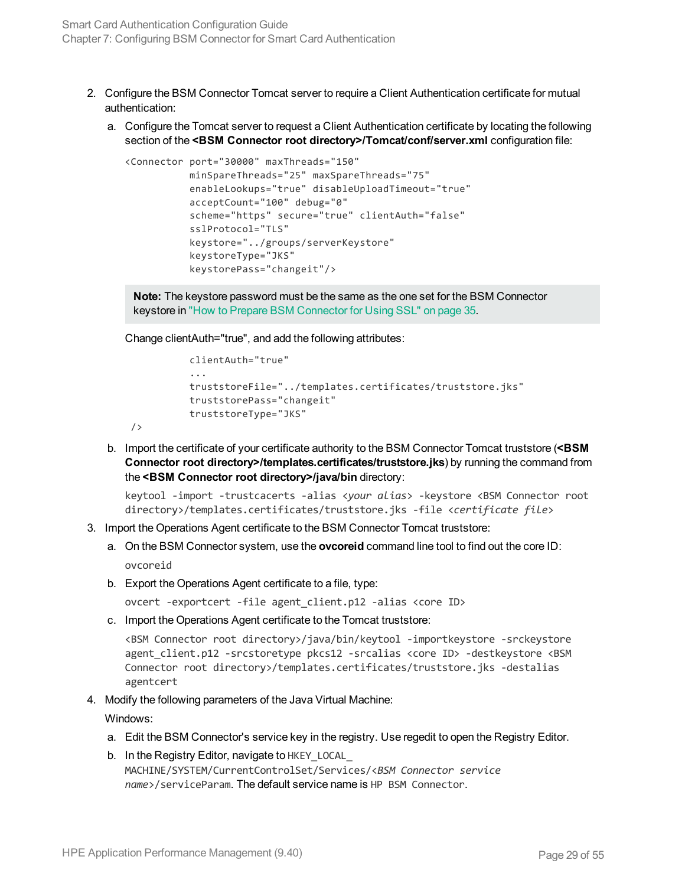2. Configure the BSM Connector Tomcat server to require a Client Authentication certificate for mutual authentication:

   a. Configure the Tomcat server to request a Client Authentication certificate by locating the following section of the **<BSM Connector root directory>/Tomcat/conf/server.xml** configuration file:

   ```
   <Connector port="30000" maxThreads="150"
              minSpareThreads="25" maxSpareThreads="75"
              enableLookups="true" disableUploadTimeout="true"
              acceptCount="100" debug="0"
              scheme="https" secure="true" clientAuth="false"
              sslProtocol="TLS"
              keystore="../groups/serverKeystore"
              keystoreType="JKS"
              keystorePass="changeit"/>
   ```

   > **Note:** The keystore password must be the same as the one set for the BSM Connector keystore in "How to Prepare BSM Connector for Using SSL" on page 35.

   Change clientAuth="true", and add the following attributes:

   ```
              clientAuth="true"
              ...
              truststoreFile="../templates.certificates/truststore.jks"
              truststorePass="changeit"
              truststoreType="JKS"
    />
   ```

   b. Import the certificate of your certificate authority to the BSM Connector Tomcat truststore (**<BSM Connector root directory>/templates.certificates/truststore.jks**) by running the command from the **<BSM Connector root directory>/java/bin** directory:

   ```
   keytool -import -trustcacerts -alias <your alias> -keystore <BSM Connector root directory>/templates.certificates/truststore.jks -file <certificate file>
   ```

3. Import the Operations Agent certificate to the BSM Connector Tomcat truststore:

   a. On the BSM Connector system, use the **ovcoreid** command line tool to find out the core ID:

   ```
   ovcoreid
   ```

   b. Export the Operations Agent certificate to a file, type:

   ```
   ovcert -exportcert -file agent_client.p12 -alias <core ID>
   ```

   c. Import the Operations Agent certificate to the Tomcat truststore:

   ```
   <BSM Connector root directory>/java/bin/keytool -importkeystore -srckeystore agent_client.p12 -srcstoretype pkcs12 -srcalias <core ID> -destkeystore <BSM Connector root directory>/templates.certificates/truststore.jks -destalias agentcert
   ```

4. Modify the following parameters of the Java Virtual Machine:

   Windows:

   a. Edit the BSM Connector's service key in the registry. Use regedit to open the Registry Editor.

   b. In the Registry Editor, navigate to `HKEY_LOCAL_MACHINE/SYSTEM/CurrentControlSet/Services/<BSM Connector service name>/serviceParam`. The default service name is `HP BSM Connector`.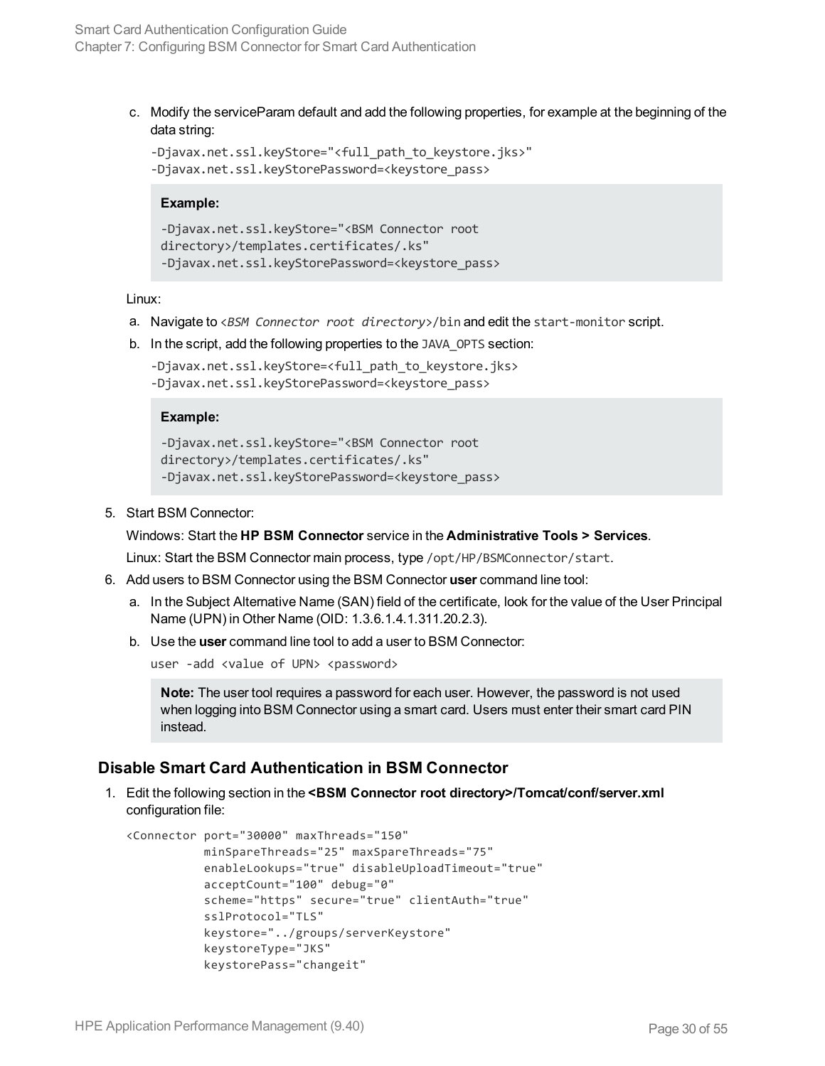c. Modify the serviceParam default and add the following properties, for example at the beginning of the data string:

```
-Djavax.net.ssl.keyStore="<full_path_to_keystore.jks>"
-Djavax.net.ssl.keyStorePassword=<keystore_pass>
```

> **Example:**
>
> ```
> -Djavax.net.ssl.keyStore="<BSM Connector root
> directory>/templates.certificates/.ks"
> -Djavax.net.ssl.keyStorePassword=<keystore_pass>
> ```

Linux:

a. Navigate to `<BSM Connector root directory>/bin` and edit the `start-monitor` script.

b. In the script, add the following properties to the `JAVA_OPTS` section:

```
-Djavax.net.ssl.keyStore=<full_path_to_keystore.jks>
-Djavax.net.ssl.keyStorePassword=<keystore_pass>
```

> **Example:**
>
> ```
> -Djavax.net.ssl.keyStore="<BSM Connector root
> directory>/templates.certificates/.ks"
> -Djavax.net.ssl.keyStorePassword=<keystore_pass>
> ```

5. Start BSM Connector:

   Windows: Start the **HP BSM Connector** service in the **Administrative Tools > Services**.

   Linux: Start the BSM Connector main process, type `/opt/HP/BSMConnector/start`.

6. Add users to BSM Connector using the BSM Connector **user** command line tool:

   a. In the Subject Alternative Name (SAN) field of the certificate, look for the value of the User Principal Name (UPN) in Other Name (OID: 1.3.6.1.4.1.311.20.2.3).

   b. Use the **user** command line tool to add a user to BSM Connector:

   ```
   user -add <value of UPN> <password>
   ```

   > **Note:** The user tool requires a password for each user. However, the password is not used when logging into BSM Connector using a smart card. Users must enter their smart card PIN instead.

## Disable Smart Card Authentication in BSM Connector

1. Edit the following section in the **<BSM Connector root directory>/Tomcat/conf/server.xml** configuration file:

```
<Connector port="30000" maxThreads="150"
           minSpareThreads="25" maxSpareThreads="75"
           enableLookups="true" disableUploadTimeout="true"
           acceptCount="100" debug="0"
           scheme="https" secure="true" clientAuth="true"
           sslProtocol="TLS"
           keystore="../groups/serverKeystore"
           keystoreType="JKS"
           keystorePass="changeit"
```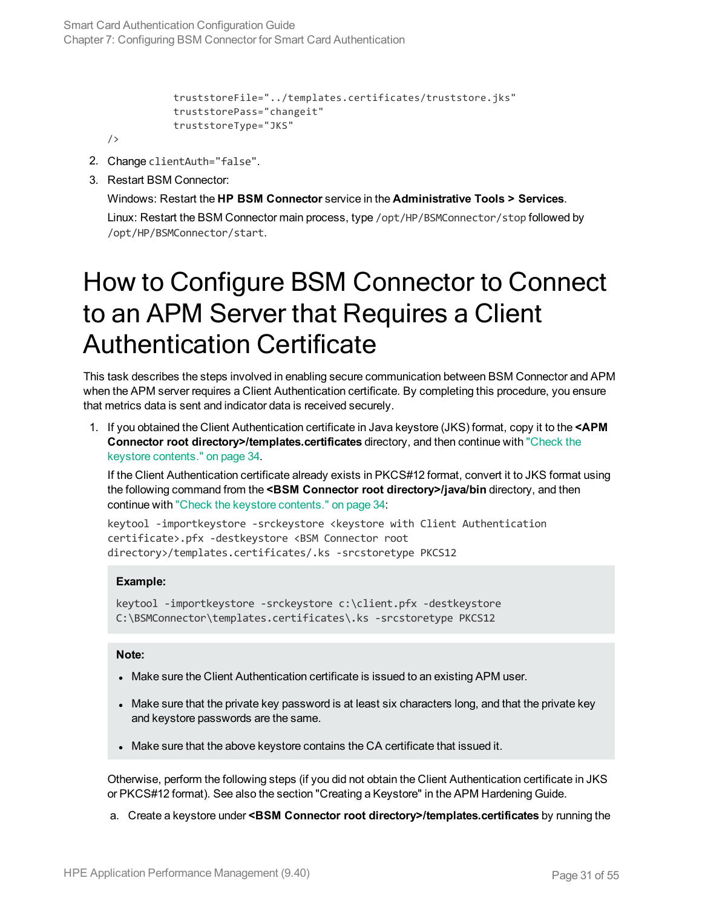```
            truststoreFile="../templates.certificates/truststore.jks"
            truststorePass="changeit"
            truststoreType="JKS"
/>
```

2. Change `clientAuth="false"`.
3. Restart BSM Connector:

   Windows: Restart the **HP BSM Connector** service in the **Administrative Tools > Services**.

   Linux: Restart the BSM Connector main process, type `/opt/HP/BSMConnector/stop` followed by `/opt/HP/BSMConnector/start`.

# How to Configure BSM Connector to Connect to an APM Server that Requires a Client Authentication Certificate

This task describes the steps involved in enabling secure communication between BSM Connector and APM when the APM server requires a Client Authentication certificate. By completing this procedure, you ensure that metrics data is sent and indicator data is received securely.

1. If you obtained the Client Authentication certificate in Java keystore (JKS) format, copy it to the **<APM Connector root directory>/templates.certificates** directory, and then continue with "Check the keystore contents." on page 34.

   If the Client Authentication certificate already exists in PKCS#12 format, convert it to JKS format using the following command from the **<BSM Connector root directory>/java/bin** directory, and then continue with "Check the keystore contents." on page 34:

   ```
   keytool -importkeystore -srckeystore <keystore with Client Authentication
   certificate>.pfx -destkeystore <BSM Connector root
   directory>/templates.certificates/.ks -srcstoretype PKCS12
   ```

   **Example:**

   ```
   keytool -importkeystore -srckeystore c:\client.pfx -destkeystore
   C:\BSMConnector\templates.certificates\.ks -srcstoretype PKCS12
   ```

   **Note:**

   - Make sure the Client Authentication certificate is issued to an existing APM user.
   - Make sure that the private key password is at least six characters long, and that the private key and keystore passwords are the same.
   - Make sure that the above keystore contains the CA certificate that issued it.

   Otherwise, perform the following steps (if you did not obtain the Client Authentication certificate in JKS or PKCS#12 format). See also the section "Creating a Keystore" in the APM Hardening Guide.

   a. Create a keystore under **<BSM Connector root directory>/templates.certificates** by running the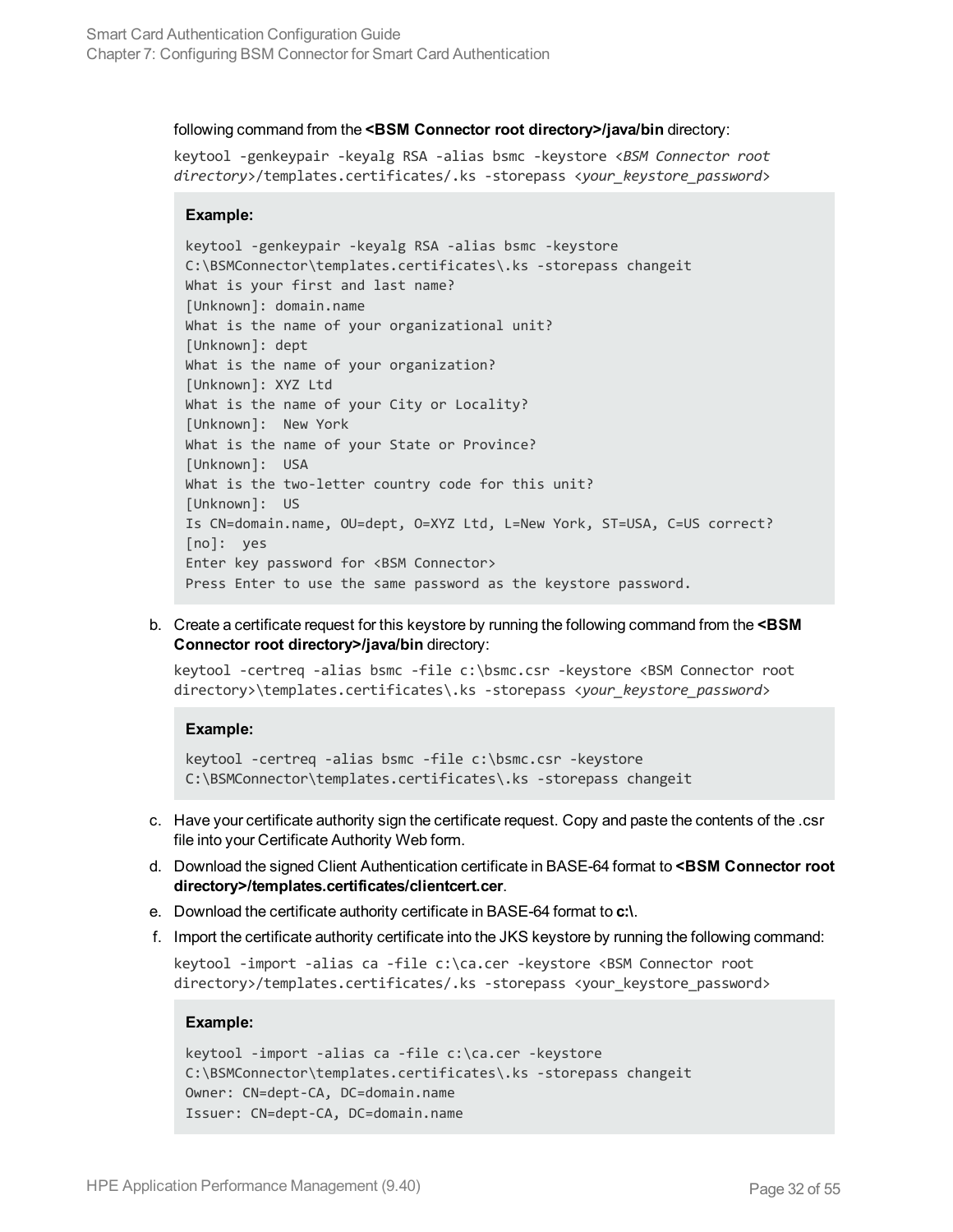following command from the **<BSM Connector root directory>/java/bin** directory:

keytool -genkeypair -keyalg RSA -alias bsmc -keystore <*BSM Connector root directory*>/templates.certificates/.ks -storepass <*your_keystore_password*>

**Example:**

```
keytool -genkeypair -keyalg RSA -alias bsmc -keystore
C:\BSMConnector\templates.certificates\.ks -storepass changeit
What is your first and last name?
[Unknown]: domain.name
What is the name of your organizational unit?
[Unknown]: dept
What is the name of your organization?
[Unknown]: XYZ Ltd
What is the name of your City or Locality?
[Unknown]:  New York
What is the name of your State or Province?
[Unknown]:  USA
What is the two-letter country code for this unit?
[Unknown]:  US
Is CN=domain.name, OU=dept, O=XYZ Ltd, L=New York, ST=USA, C=US correct?
[no]:  yes
Enter key password for <BSM Connector>
Press Enter to use the same password as the keystore password.
```

b. Create a certificate request for this keystore by running the following command from the **<BSM Connector root directory>/java/bin** directory:

keytool -certreq -alias bsmc -file c:\bsmc.csr -keystore <BSM Connector root directory>\templates.certificates\.ks -storepass <*your_keystore_password*>

**Example:**

```
keytool -certreq -alias bsmc -file c:\bsmc.csr -keystore
C:\BSMConnector\templates.certificates\.ks -storepass changeit
```

c. Have your certificate authority sign the certificate request. Copy and paste the contents of the .csr file into your Certificate Authority Web form.

d. Download the signed Client Authentication certificate in BASE-64 format to **<BSM Connector root directory>/templates.certificates/clientcert.cer**.

e. Download the certificate authority certificate in BASE-64 format to **c:\**.

f. Import the certificate authority certificate into the JKS keystore by running the following command:

keytool -import -alias ca -file c:\ca.cer -keystore <BSM Connector root directory>/templates.certificates/.ks -storepass <your_keystore_password>

**Example:**

```
keytool -import -alias ca -file c:\ca.cer -keystore
C:\BSMConnector\templates.certificates\.ks -storepass changeit
Owner: CN=dept-CA, DC=domain.name
Issuer: CN=dept-CA, DC=domain.name
```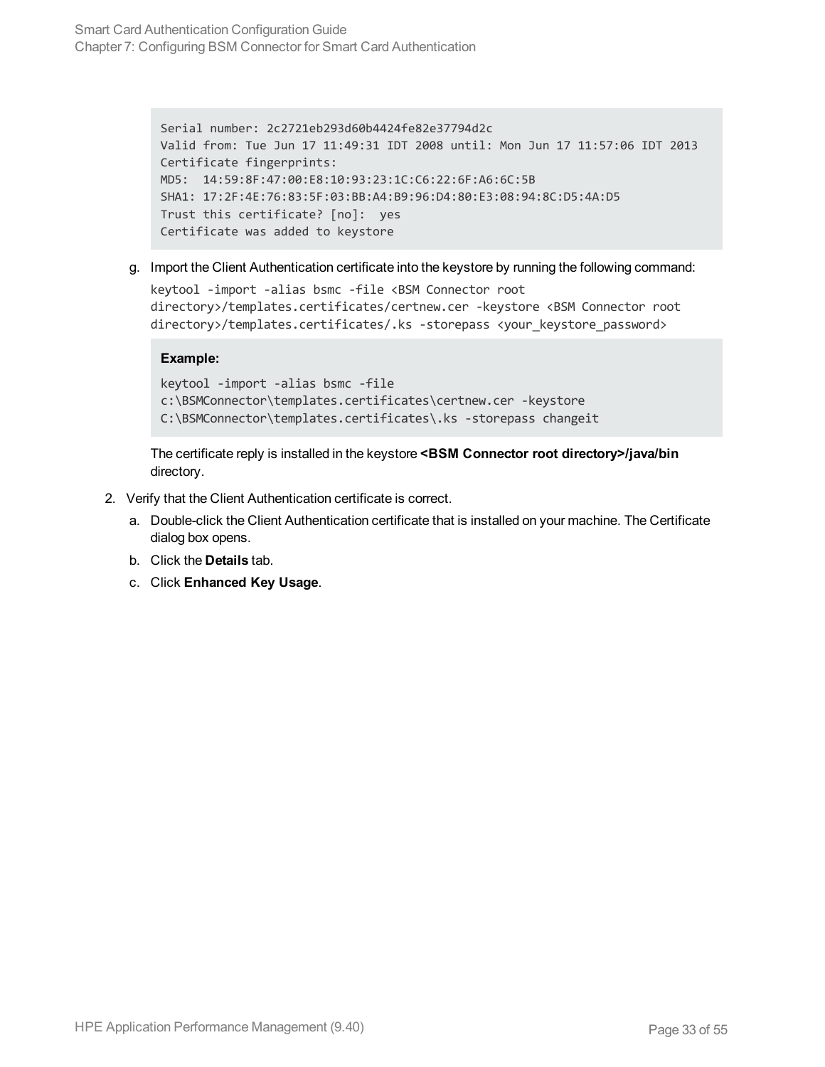```
Serial number: 2c2721eb293d60b4424fe82e37794d2c
Valid from: Tue Jun 17 11:49:31 IDT 2008 until: Mon Jun 17 11:57:06 IDT 2013
Certificate fingerprints:
MD5:  14:59:8F:47:00:E8:10:93:23:1C:C6:22:6F:A6:6C:5B
SHA1: 17:2F:4E:76:83:5F:03:BB:A4:B9:96:D4:80:E3:08:94:8C:D5:4A:D5
Trust this certificate? [no]:  yes
Certificate was added to keystore
```

g. Import the Client Authentication certificate into the keystore by running the following command:

```
keytool -import -alias bsmc -file <BSM Connector root
directory>/templates.certificates/certnew.cer -keystore <BSM Connector root
directory>/templates.certificates/.ks -storepass <your_keystore_password>
```

**Example:**

```
keytool -import -alias bsmc -file
c:\BSMConnector\templates.certificates\certnew.cer -keystore
C:\BSMConnector\templates.certificates\.ks -storepass changeit
```

The certificate reply is installed in the keystore **<BSM Connector root directory>/java/bin** directory.

2. Verify that the Client Authentication certificate is correct.

   a. Double-click the Client Authentication certificate that is installed on your machine. The Certificate dialog box opens.

   b. Click the **Details** tab.

   c. Click **Enhanced Key Usage**.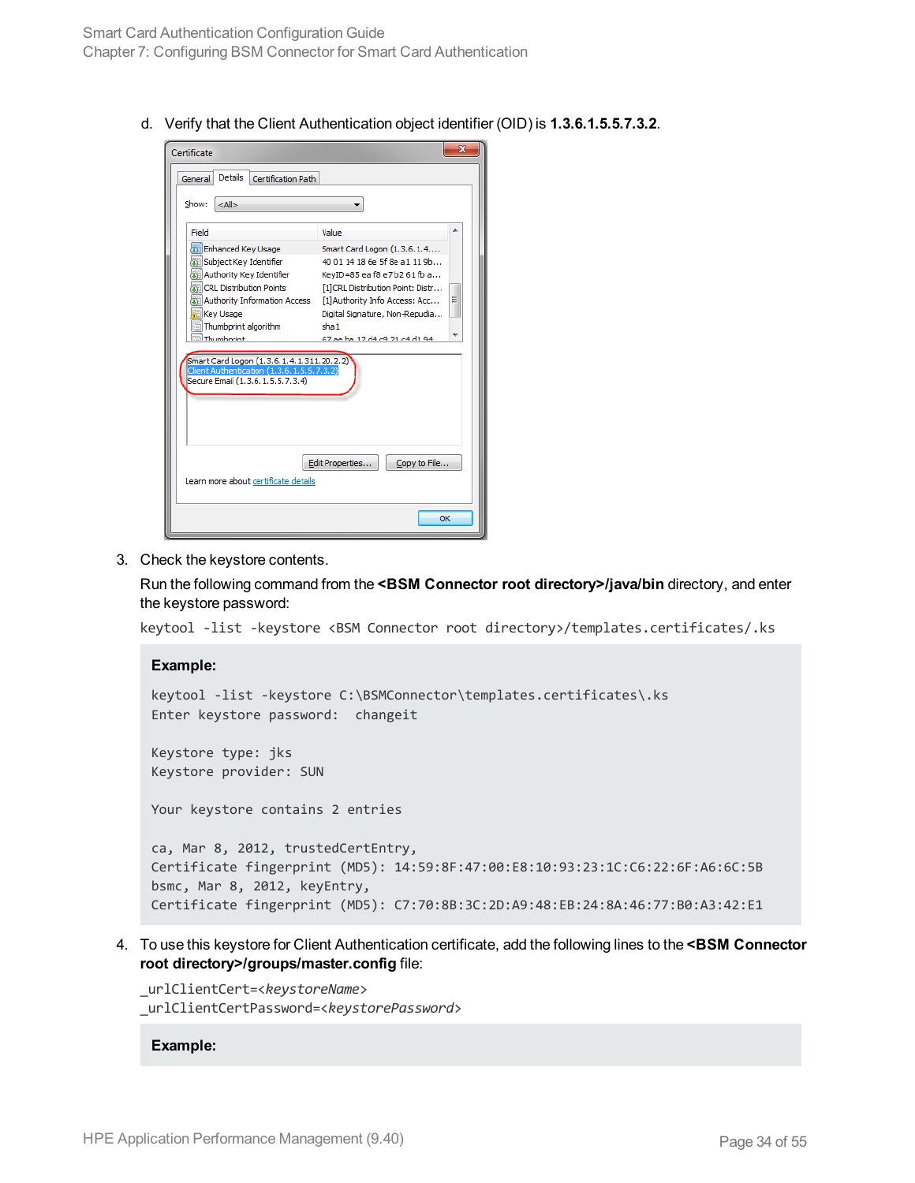d. Verify that the Client Authentication object identifier (OID) is **1.3.6.1.5.5.7.3.2**.

3. Check the keystore contents.

   Run the following command from the **<BSM Connector root directory>/java/bin** directory, and enter the keystore password:

   ```
   keytool -list -keystore <BSM Connector root directory>/templates.certificates/.ks
   ```

   **Example:**

   ```
   keytool -list -keystore C:\BSMConnector\templates.certificates\.ks
   Enter keystore password:  changeit

   Keystore type: jks
   Keystore provider: SUN

   Your keystore contains 2 entries

   ca, Mar 8, 2012, trustedCertEntry,
   Certificate fingerprint (MD5): 14:59:8F:47:00:E8:10:93:23:1C:C6:22:6F:A6:6C:5B
   bsmc, Mar 8, 2012, keyEntry,
   Certificate fingerprint (MD5): C7:70:8B:3C:2D:A9:48:EB:24:8A:46:77:B0:A3:42:E1
   ```

4. To use this keystore for Client Authentication certificate, add the following lines to the **<BSM Connector root directory>/groups/master.config** file:

   ```
   _urlClientCert=<keystoreName>
   _urlClientCertPassword=<keystorePassword>
   ```

   **Example:**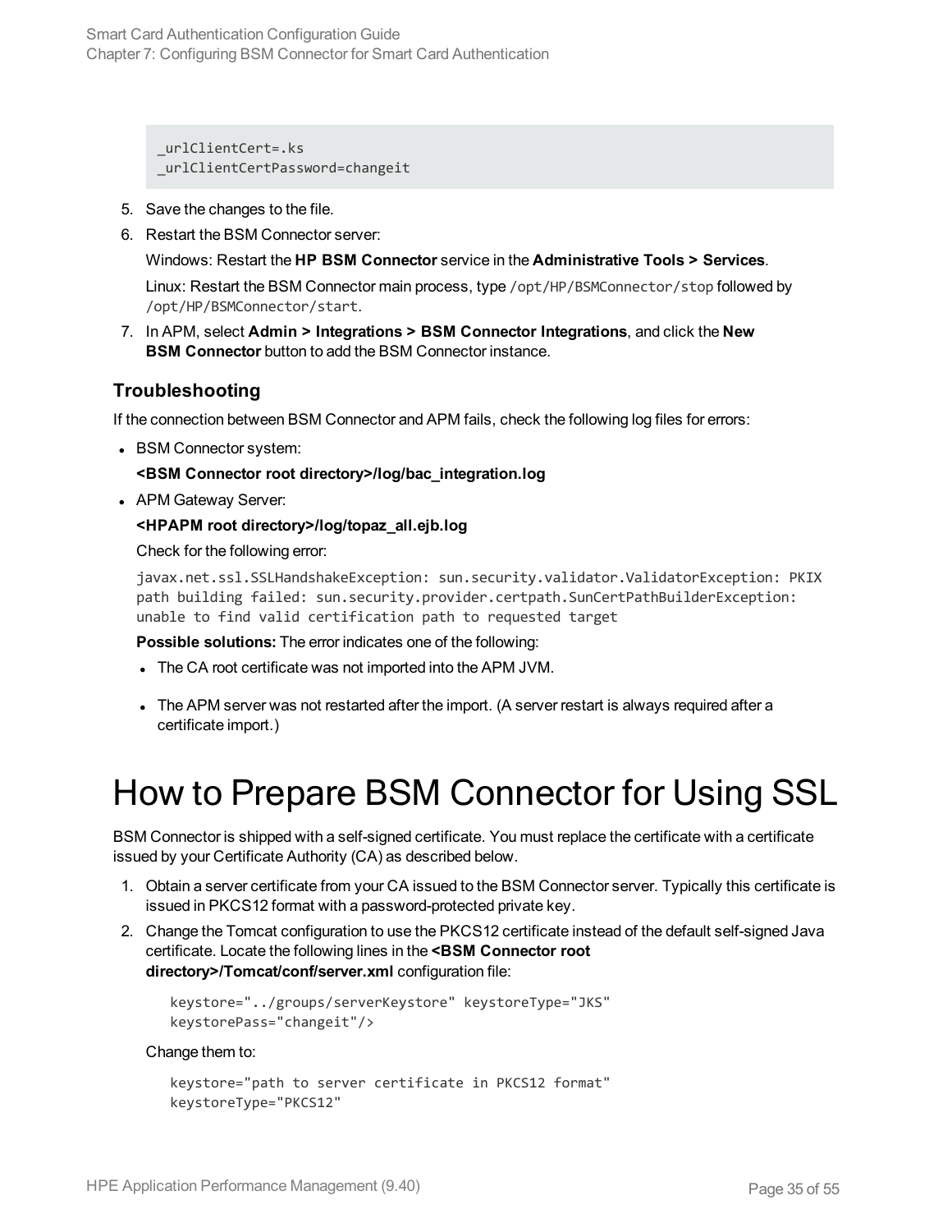```
_urlClientCert=.ks
_urlClientCertPassword=changeit
```

5. Save the changes to the file.
6. Restart the BSM Connector server:

   Windows: Restart the **HP BSM Connector** service in the **Administrative Tools > Services**.

   Linux: Restart the BSM Connector main process, type `/opt/HP/BSMConnector/stop` followed by `/opt/HP/BSMConnector/start`.
7. In APM, select **Admin > Integrations > BSM Connector Integrations**, and click the **New BSM Connector** button to add the BSM Connector instance.

### Troubleshooting

If the connection between BSM Connector and APM fails, check the following log files for errors:

- BSM Connector system:

  **<BSM Connector root directory>/log/bac_integration.log**
- APM Gateway Server:

  **<HPAPM root directory>/log/topaz_all.ejb.log**

  Check for the following error:

  ```
  javax.net.ssl.SSLHandshakeException: sun.security.validator.ValidatorException: PKIX
  path building failed: sun.security.provider.certpath.SunCertPathBuilderException:
  unable to find valid certification path to requested target
  ```

  **Possible solutions:** The error indicates one of the following:

  - The CA root certificate was not imported into the APM JVM.
  - The APM server was not restarted after the import. (A server restart is always required after a certificate import.)

# How to Prepare BSM Connector for Using SSL

BSM Connector is shipped with a self-signed certificate. You must replace the certificate with a certificate issued by your Certificate Authority (CA) as described below.

1. Obtain a server certificate from your CA issued to the BSM Connector server. Typically this certificate is issued in PKCS12 format with a password-protected private key.
2. Change the Tomcat configuration to use the PKCS12 certificate instead of the default self-signed Java certificate. Locate the following lines in the **<BSM Connector root directory>/Tomcat/conf/server.xml** configuration file:

   ```
   keystore="../groups/serverKeystore" keystoreType="JKS"
   keystorePass="changeit"/>
   ```

   Change them to:

   ```
   keystore="path to server certificate in PKCS12 format"
   keystoreType="PKCS12"
   ```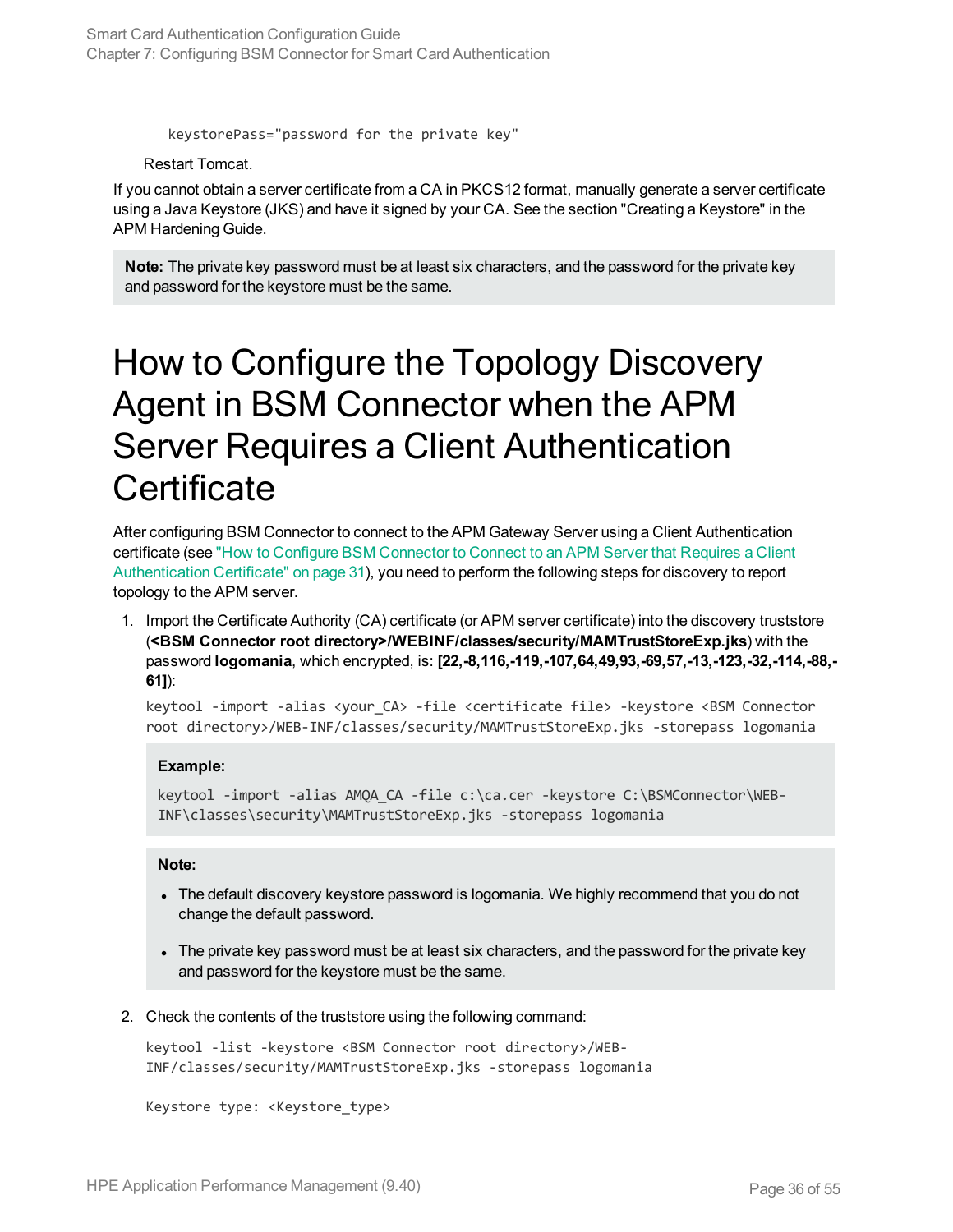```
keystorePass="password for the private key"
```

Restart Tomcat.

If you cannot obtain a server certificate from a CA in PKCS12 format, manually generate a server certificate using a Java Keystore (JKS) and have it signed by your CA. See the section "Creating a Keystore" in the APM Hardening Guide.

> **Note:** The private key password must be at least six characters, and the password for the private key and password for the keystore must be the same.

# How to Configure the Topology Discovery Agent in BSM Connector when the APM Server Requires a Client Authentication Certificate

After configuring BSM Connector to connect to the APM Gateway Server using a Client Authentication certificate (see "How to Configure BSM Connector to Connect to an APM Server that Requires a Client Authentication Certificate" on page 31), you need to perform the following steps for discovery to report topology to the APM server.

1. Import the Certificate Authority (CA) certificate (or APM server certificate) into the discovery truststore (**<BSM Connector root directory>/WEBINF/classes/security/MAMTrustStoreExp.jks**) with the password **logomania**, which encrypted, is: **[22,-8,116,-119,-107,64,49,93,-69,57,-13,-123,-32,-114,-88,-61]**):

   ```
   keytool -import -alias <your_CA> -file <certificate file> -keystore <BSM Connector root directory>/WEB-INF/classes/security/MAMTrustStoreExp.jks -storepass logomania
   ```

   > **Example:**
   >
   > ```
   > keytool -import -alias AMQA_CA -file c:\ca.cer -keystore C:\BSMConnector\WEB-INF\classes\security\MAMTrustStoreExp.jks -storepass logomania
   > ```

   > **Note:**
   >
   > - The default discovery keystore password is logomania. We highly recommend that you do not change the default password.
   > - The private key password must be at least six characters, and the password for the private key and password for the keystore must be the same.

2. Check the contents of the truststore using the following command:

   ```
   keytool -list -keystore <BSM Connector root directory>/WEB-INF/classes/security/MAMTrustStoreExp.jks -storepass logomania

   Keystore type: <Keystore_type>
   ```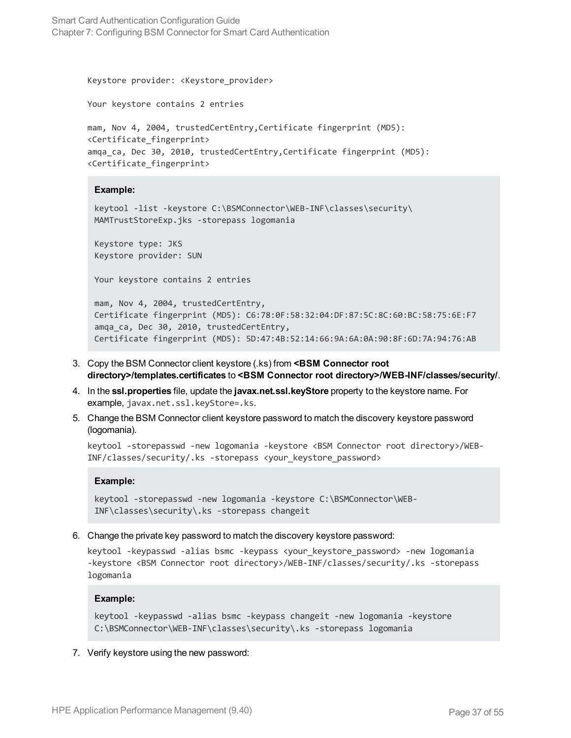```
Keystore provider: <Keystore_provider>

Your keystore contains 2 entries

mam, Nov 4, 2004, trustedCertEntry,Certificate fingerprint (MD5):
<Certificate_fingerprint>
amqa_ca, Dec 30, 2010, trustedCertEntry,Certificate fingerprint (MD5):
<Certificate_fingerprint>
```

**Example:**

```
keytool -list -keystore C:\BSMConnector\WEB-INF\classes\security\
MAMTrustStoreExp.jks -storepass logomania

Keystore type: JKS
Keystore provider: SUN

Your keystore contains 2 entries

mam, Nov 4, 2004, trustedCertEntry,
Certificate fingerprint (MD5): C6:78:0F:58:32:04:DF:87:5C:8C:60:BC:58:75:6E:F7
amqa_ca, Dec 30, 2010, trustedCertEntry,
Certificate fingerprint (MD5): 5D:47:4B:52:14:66:9A:6A:0A:90:8F:6D:7A:94:76:AB
```

3. Copy the BSM Connector client keystore (.ks) from **<BSM Connector root directory>/templates.certificates** to **<BSM Connector root directory>/WEB-INF/classes/security/**.

4. In the **ssl.properties** file, update the **javax.net.ssl.keyStore** property to the keystore name. For example, `javax.net.ssl.keyStore=.ks`.

5. Change the BSM Connector client keystore password to match the discovery keystore password (logomania).

   ```
   keytool -storepasswd -new logomania -keystore <BSM Connector root directory>/WEB-INF/classes/security/.ks -storepass <your_keystore_password>
   ```

   **Example:**

   ```
   keytool -storepasswd -new logomania -keystore C:\BSMConnector\WEB-INF\classes\security\.ks -storepass changeit
   ```

6. Change the private key password to match the discovery keystore password:

   ```
   keytool -keypasswd -alias bsmc -keypass <your_keystore_password> -new logomania
   -keystore <BSM Connector root directory>/WEB-INF/classes/security/.ks -storepass
   logomania
   ```

   **Example:**

   ```
   keytool -keypasswd -alias bsmc -keypass changeit -new logomania -keystore
   C:\BSMConnector\WEB-INF\classes\security\.ks -storepass logomania
   ```

7. Verify keystore using the new password: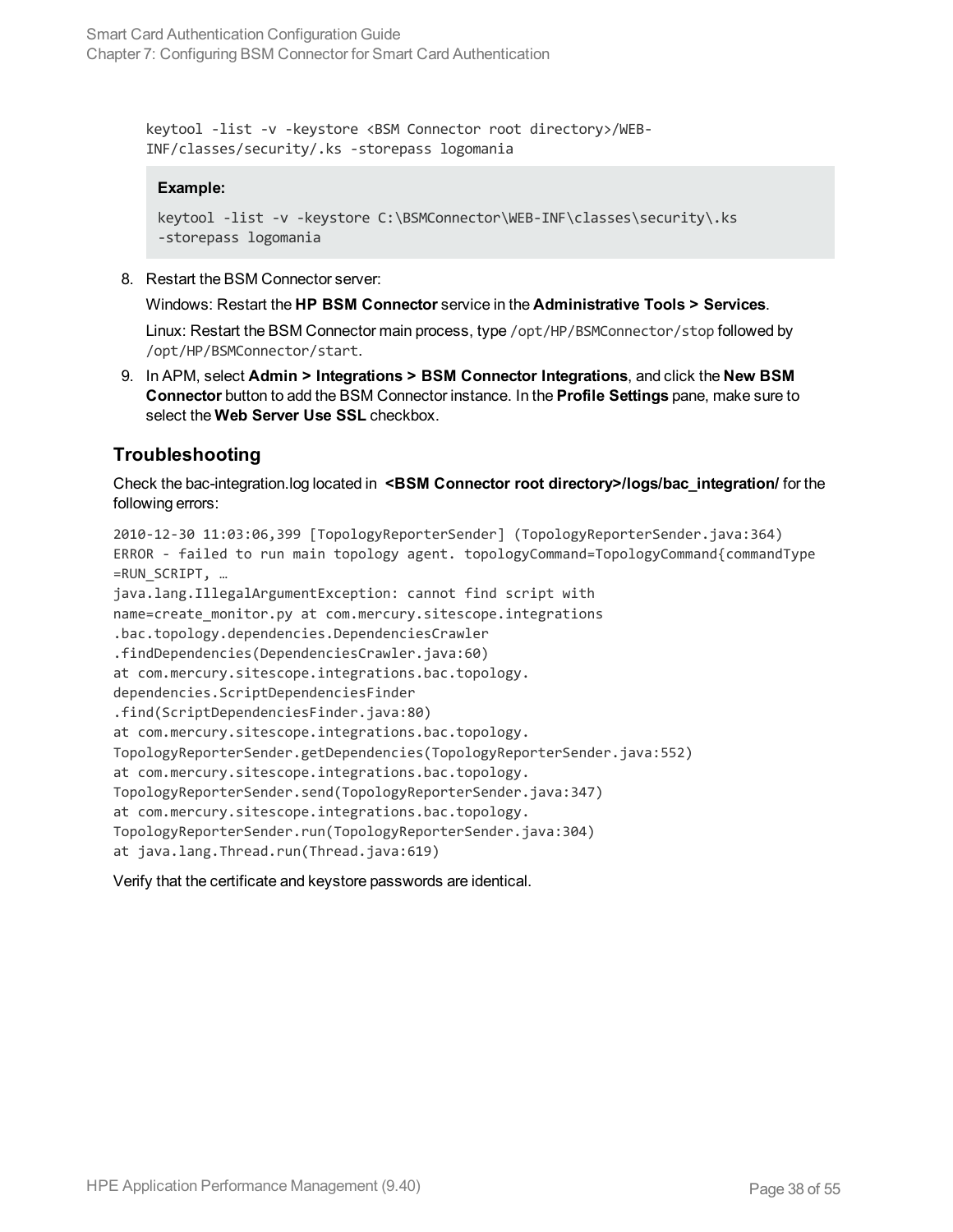```
keytool -list -v -keystore <BSM Connector root directory>/WEB-
INF/classes/security/.ks -storepass logomania
```

**Example:**

```
keytool -list -v -keystore C:\BSMConnector\WEB-INF\classes\security\.ks
-storepass logomania
```

8. Restart the BSM Connector server:

   Windows: Restart the **HP BSM Connector** service in the **Administrative Tools > Services**.

   Linux: Restart the BSM Connector main process, type `/opt/HP/BSMConnector/stop` followed by `/opt/HP/BSMConnector/start`.

9. In APM, select **Admin > Integrations > BSM Connector Integrations**, and click the **New BSM Connector** button to add the BSM Connector instance. In the **Profile Settings** pane, make sure to select the **Web Server Use SSL** checkbox.

## Troubleshooting

Check the bac-integration.log located in **<BSM Connector root directory>/logs/bac_integration/** for the following errors:

```
2010-12-30 11:03:06,399 [TopologyReporterSender] (TopologyReporterSender.java:364)
ERROR - failed to run main topology agent. topologyCommand=TopologyCommand{commandType
=RUN_SCRIPT, …
java.lang.IllegalArgumentException: cannot find script with
name=create_monitor.py at com.mercury.sitescope.integrations
.bac.topology.dependencies.DependenciesCrawler
.findDependencies(DependenciesCrawler.java:60)
at com.mercury.sitescope.integrations.bac.topology.
dependencies.ScriptDependenciesFinder
.find(ScriptDependenciesFinder.java:80)
at com.mercury.sitescope.integrations.bac.topology.
TopologyReporterSender.getDependencies(TopologyReporterSender.java:552)
at com.mercury.sitescope.integrations.bac.topology.
TopologyReporterSender.send(TopologyReporterSender.java:347)
at com.mercury.sitescope.integrations.bac.topology.
TopologyReporterSender.run(TopologyReporterSender.java:304)
at java.lang.Thread.run(Thread.java:619)
```

Verify that the certificate and keystore passwords are identical.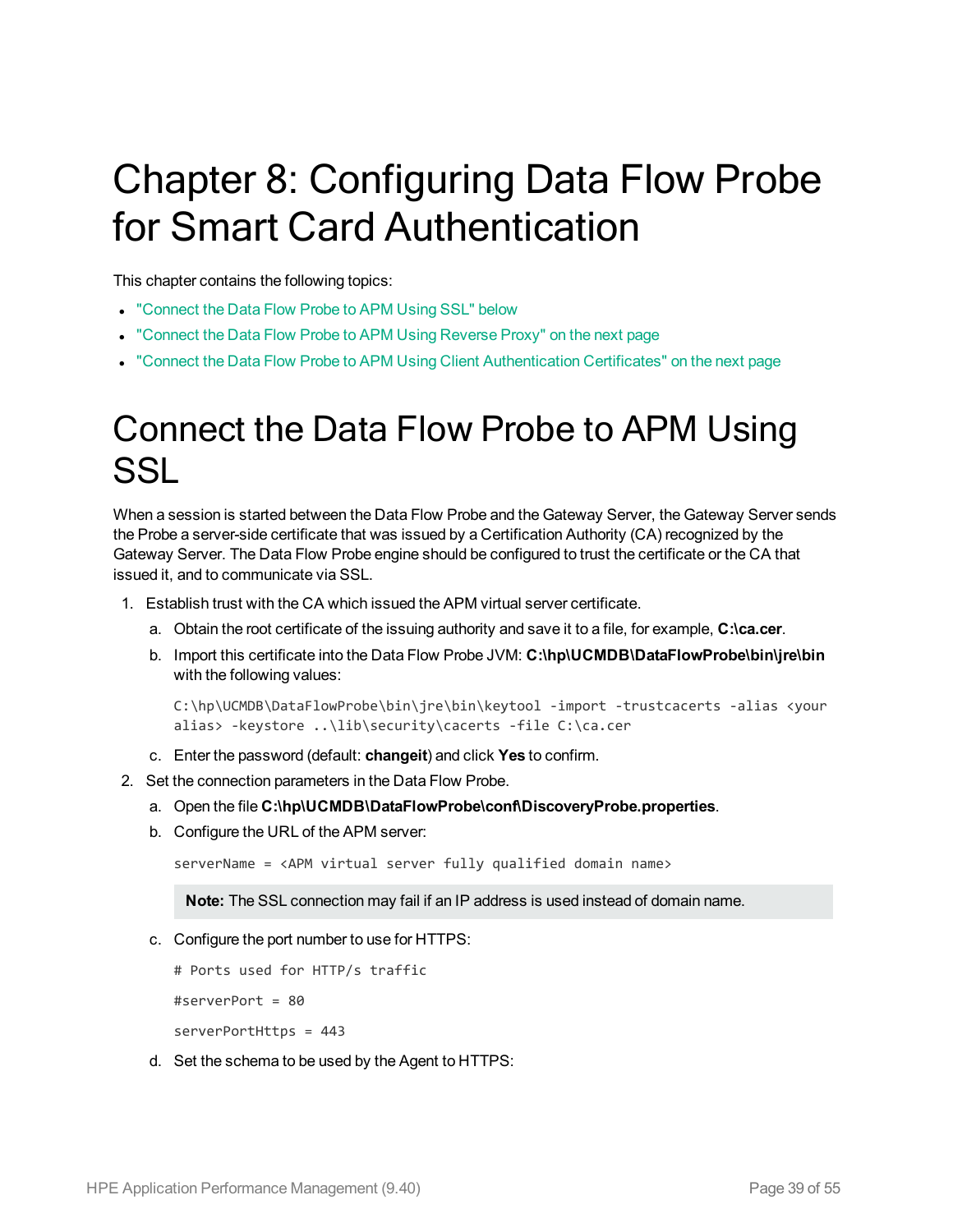# Chapter 8: Configuring Data Flow Probe for Smart Card Authentication

This chapter contains the following topics:

- "Connect the Data Flow Probe to APM Using SSL" below
- "Connect the Data Flow Probe to APM Using Reverse Proxy" on the next page
- "Connect the Data Flow Probe to APM Using Client Authentication Certificates" on the next page

# Connect the Data Flow Probe to APM Using SSL

When a session is started between the Data Flow Probe and the Gateway Server, the Gateway Server sends the Probe a server-side certificate that was issued by a Certification Authority (CA) recognized by the Gateway Server. The Data Flow Probe engine should be configured to trust the certificate or the CA that issued it, and to communicate via SSL.

1. Establish trust with the CA which issued the APM virtual server certificate.
   a. Obtain the root certificate of the issuing authority and save it to a file, for example, **C:\ca.cer**.
   b. Import this certificate into the Data Flow Probe JVM: **C:\hp\UCMDB\DataFlowProbe\bin\jre\bin** with the following values:

      ```
      C:\hp\UCMDB\DataFlowProbe\bin\jre\bin\keytool -import -trustcacerts -alias <your alias> -keystore ..\lib\security\cacerts -file C:\ca.cer
      ```

   c. Enter the password (default: **changeit**) and click **Yes** to confirm.
2. Set the connection parameters in the Data Flow Probe.
   a. Open the file **C:\hp\UCMDB\DataFlowProbe\conf\DiscoveryProbe.properties**.
   b. Configure the URL of the APM server:

      ```
      serverName = <APM virtual server fully qualified domain name>
      ```

      > **Note:** The SSL connection may fail if an IP address is used instead of domain name.

   c. Configure the port number to use for HTTPS:

      ```
      # Ports used for HTTP/s traffic
      #serverPort = 80
      serverPortHttps = 443
      ```

   d. Set the schema to be used by the Agent to HTTPS: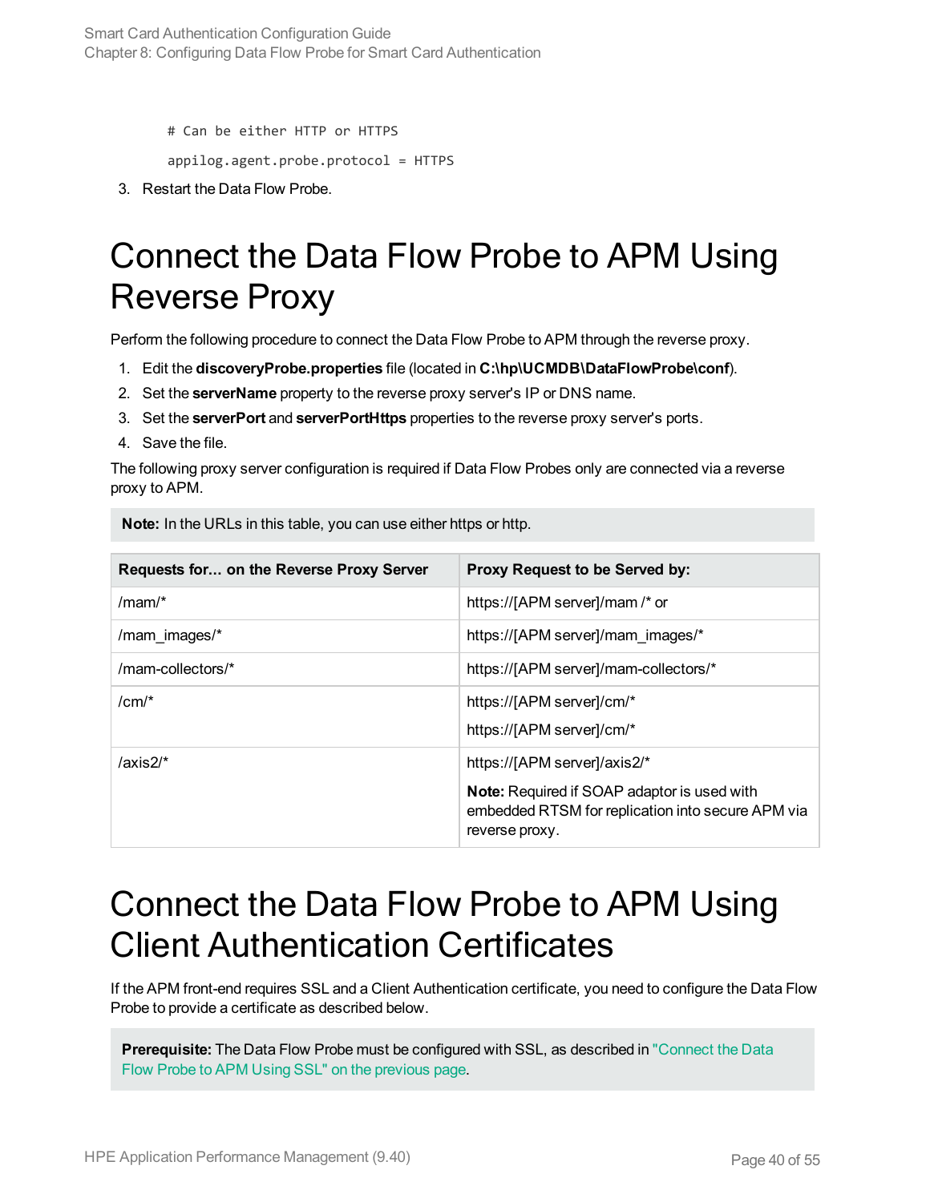```
# Can be either HTTP or HTTPS

appilog.agent.probe.protocol = HTTPS
```

3. Restart the Data Flow Probe.

# Connect the Data Flow Probe to APM Using Reverse Proxy

Perform the following procedure to connect the Data Flow Probe to APM through the reverse proxy.

1. Edit the **discoveryProbe.properties** file (located in **C:\hp\UCMDB\DataFlowProbe\conf**).
2. Set the **serverName** property to the reverse proxy server's IP or DNS name.
3. Set the **serverPort** and **serverPortHttps** properties to the reverse proxy server's ports.
4. Save the file.

The following proxy server configuration is required if Data Flow Probes only are connected via a reverse proxy to APM.

> **Note:** In the URLs in this table, you can use either https or http.

| Requests for... on the Reverse Proxy Server | Proxy Request to be Served by: |
|---|---|
| /mam/* | https://[APM server]/mam /* or |
| /mam_images/* | https://[APM server]/mam_images/* |
| /mam-collectors/* | https://[APM server]/mam-collectors/* |
| /cm/* | https://[APM server]/cm/*<br>https://[APM server]/cm/* |
| /axis2/* | https://[APM server]/axis2/*<br>**Note:** Required if SOAP adaptor is used with embedded RTSM for replication into secure APM via reverse proxy. |

# Connect the Data Flow Probe to APM Using Client Authentication Certificates

If the APM front-end requires SSL and a Client Authentication certificate, you need to configure the Data Flow Probe to provide a certificate as described below.

> **Prerequisite:** The Data Flow Probe must be configured with SSL, as described in "Connect the Data Flow Probe to APM Using SSL" on the previous page.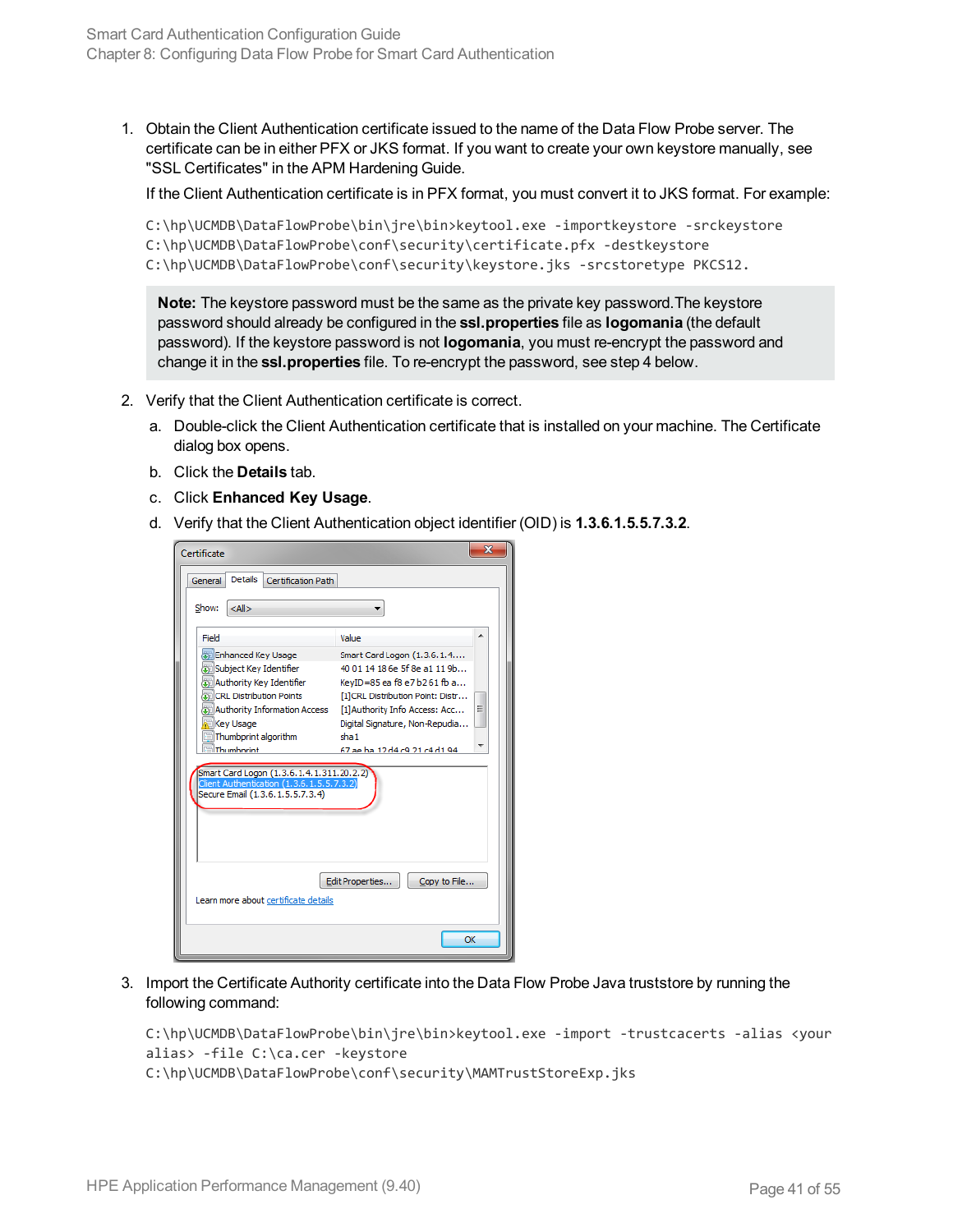1. Obtain the Client Authentication certificate issued to the name of the Data Flow Probe server. The certificate can be in either PFX or JKS format. If you want to create your own keystore manually, see "SSL Certificates" in the APM Hardening Guide.

   If the Client Authentication certificate is in PFX format, you must convert it to JKS format. For example:

   ```
   C:\hp\UCMDB\DataFlowProbe\bin\jre\bin>keytool.exe -importkeystore -srckeystore
   C:\hp\UCMDB\DataFlowProbe\conf\security\certificate.pfx -destkeystore
   C:\hp\UCMDB\DataFlowProbe\conf\security\keystore.jks -srcstoretype PKCS12.
   ```

   **Note:** The keystore password must be the same as the private key password.The keystore password should already be configured in the **ssl.properties** file as **logomania** (the default password). If the keystore password is not **logomania**, you must re-encrypt the password and change it in the **ssl.properties** file. To re-encrypt the password, see step 4 below.

2. Verify that the Client Authentication certificate is correct.

   a. Double-click the Client Authentication certificate that is installed on your machine. The Certificate dialog box opens.

   b. Click the **Details** tab.

   c. Click **Enhanced Key Usage**.

   d. Verify that the Client Authentication object identifier (OID) is **1.3.6.1.5.5.7.3.2**.

3. Import the Certificate Authority certificate into the Data Flow Probe Java truststore by running the following command:

   ```
   C:\hp\UCMDB\DataFlowProbe\bin\jre\bin>keytool.exe -import -trustcacerts -alias <your
   alias> -file C:\ca.cer -keystore
   C:\hp\UCMDB\DataFlowProbe\conf\security\MAMTrustStoreExp.jks
   ```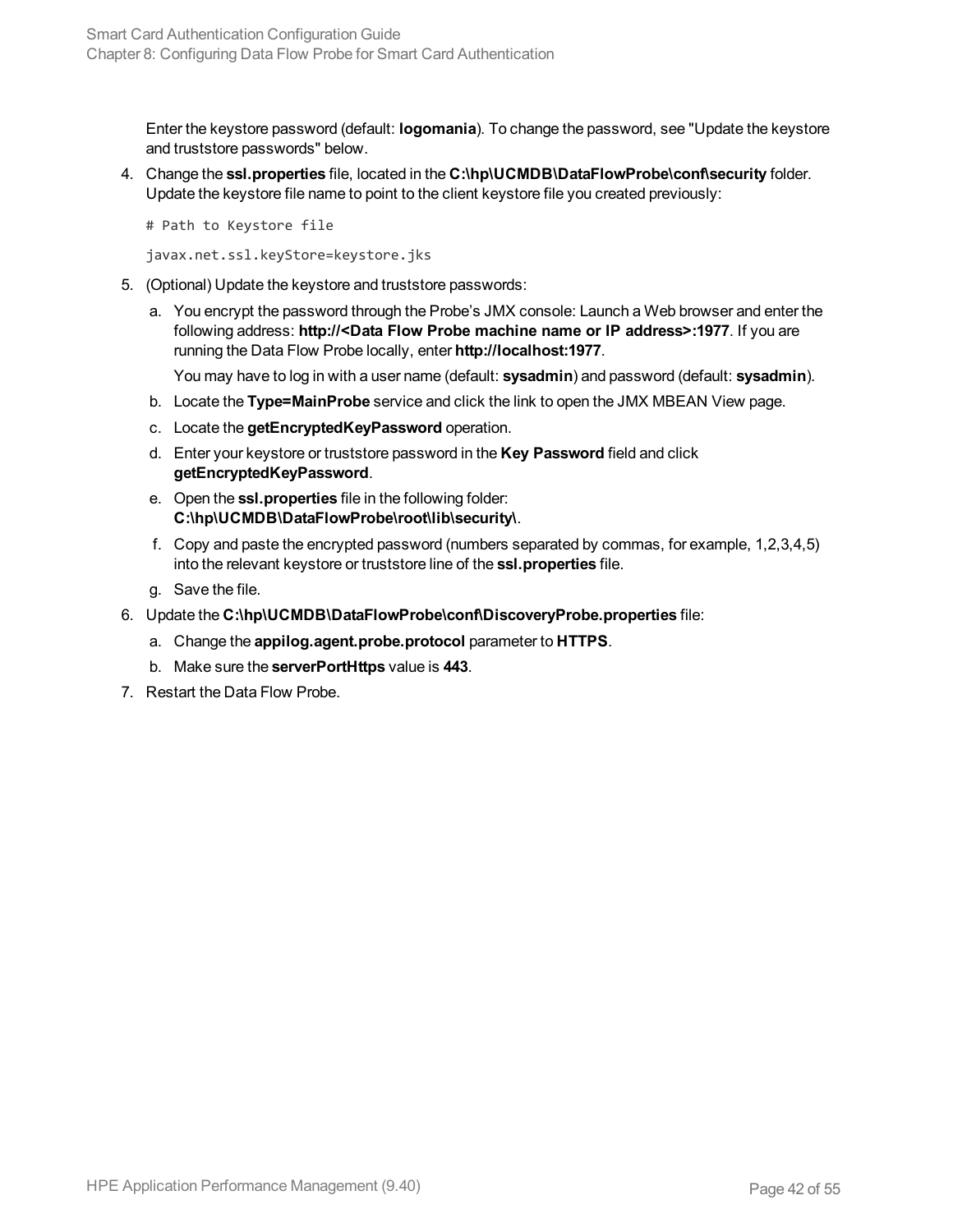Enter the keystore password (default: **logomania**). To change the password, see "Update the keystore and truststore passwords" below.

4. Change the **ssl.properties** file, located in the **C:\hp\UCMDB\DataFlowProbe\conf\security** folder. Update the keystore file name to point to the client keystore file you created previously:

   ```
   # Path to Keystore file
   
   javax.net.ssl.keyStore=keystore.jks
   ```

5. (Optional) Update the keystore and truststore passwords:

   a. You encrypt the password through the Probe's JMX console: Launch a Web browser and enter the following address: **http://<Data Flow Probe machine name or IP address>:1977**. If you are running the Data Flow Probe locally, enter **http://localhost:1977**.

      You may have to log in with a user name (default: **sysadmin**) and password (default: **sysadmin**).

   b. Locate the **Type=MainProbe** service and click the link to open the JMX MBEAN View page.

   c. Locate the **getEncryptedKeyPassword** operation.

   d. Enter your keystore or truststore password in the **Key Password** field and click **getEncryptedKeyPassword**.

   e. Open the **ssl.properties** file in the following folder: **C:\hp\UCMDB\DataFlowProbe\root\lib\security\**.

   f. Copy and paste the encrypted password (numbers separated by commas, for example, 1,2,3,4,5) into the relevant keystore or truststore line of the **ssl.properties** file.

   g. Save the file.

6. Update the **C:\hp\UCMDB\DataFlowProbe\conf\DiscoveryProbe.properties** file:

   a. Change the **appilog.agent.probe.protocol** parameter to **HTTPS**.

   b. Make sure the **serverPortHttps** value is **443**.

7. Restart the Data Flow Probe.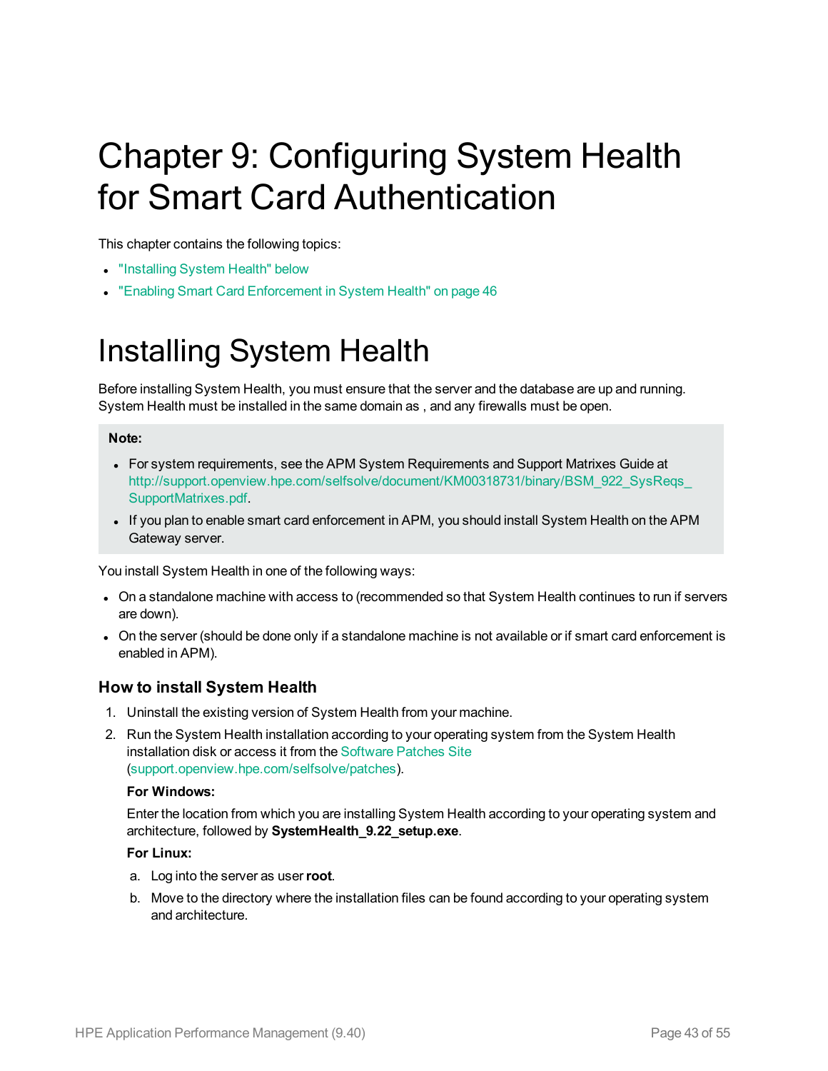# Chapter 9: Configuring System Health for Smart Card Authentication

This chapter contains the following topics:

- "Installing System Health" below
- "Enabling Smart Card Enforcement in System Health" on page 46

# Installing System Health

Before installing System Health, you must ensure that the server and the database are up and running. System Health must be installed in the same domain as , and any firewalls must be open.

**Note:**

- For system requirements, see the APM System Requirements and Support Matrixes Guide at http://support.openview.hpe.com/selfsolve/document/KM00318731/binary/BSM_922_SysReqs_SupportMatrixes.pdf.
- If you plan to enable smart card enforcement in APM, you should install System Health on the APM Gateway server.

You install System Health in one of the following ways:

- On a standalone machine with access to (recommended so that System Health continues to run if servers are down).
- On the server (should be done only if a standalone machine is not available or if smart card enforcement is enabled in APM).

### How to install System Health

1. Uninstall the existing version of System Health from your machine.
2. Run the System Health installation according to your operating system from the System Health installation disk or access it from the Software Patches Site (support.openview.hpe.com/selfsolve/patches).

   **For Windows:**

   Enter the location from which you are installing System Health according to your operating system and architecture, followed by **SystemHealth_9.22_setup.exe**.

   **For Linux:**

   a. Log into the server as user **root**.

   b. Move to the directory where the installation files can be found according to your operating system and architecture.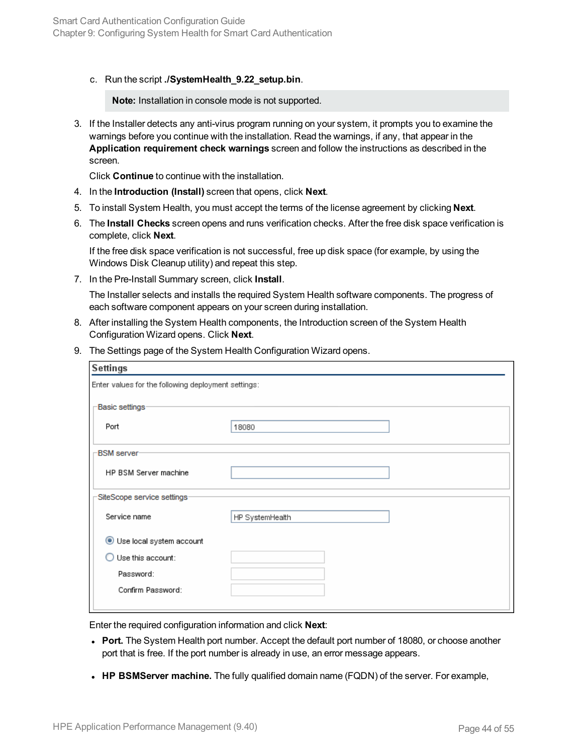c. Run the script **./SystemHealth_9.22_setup.bin**.

> **Note:** Installation in console mode is not supported.

3. If the Installer detects any anti-virus program running on your system, it prompts you to examine the warnings before you continue with the installation. Read the warnings, if any, that appear in the **Application requirement check warnings** screen and follow the instructions as described in the screen.

   Click **Continue** to continue with the installation.

4. In the **Introduction (Install)** screen that opens, click **Next**.
5. To install System Health, you must accept the terms of the license agreement by clicking **Next**.
6. The **Install Checks** screen opens and runs verification checks. After the free disk space verification is complete, click **Next**.

   If the free disk space verification is not successful, free up disk space (for example, by using the Windows Disk Cleanup utility) and repeat this step.

7. In the Pre-Install Summary screen, click **Install**.

   The Installer selects and installs the required System Health software components. The progress of each software component appears on your screen during installation.

8. After installing the System Health components, the Introduction screen of the System Health Configuration Wizard opens. Click **Next**.
9. The Settings page of the System Health Configuration Wizard opens.

   **Settings**

   Enter values for the following deployment settings:

   Basic settings
   - Port: 18080

   BSM server
   - HP BSM Server machine:

   SiteScope service settings
   - Service name: HP SystemHealth
   - (•) Use local system account
   - ( ) Use this account:
   - Password:
   - Confirm Password:

   Enter the required configuration information and click **Next**:

   - **Port.** The System Health port number. Accept the default port number of 18080, or choose another port that is free. If the port number is already in use, an error message appears.
   - **HP BSMServer machine.** The fully qualified domain name (FQDN) of the server. For example,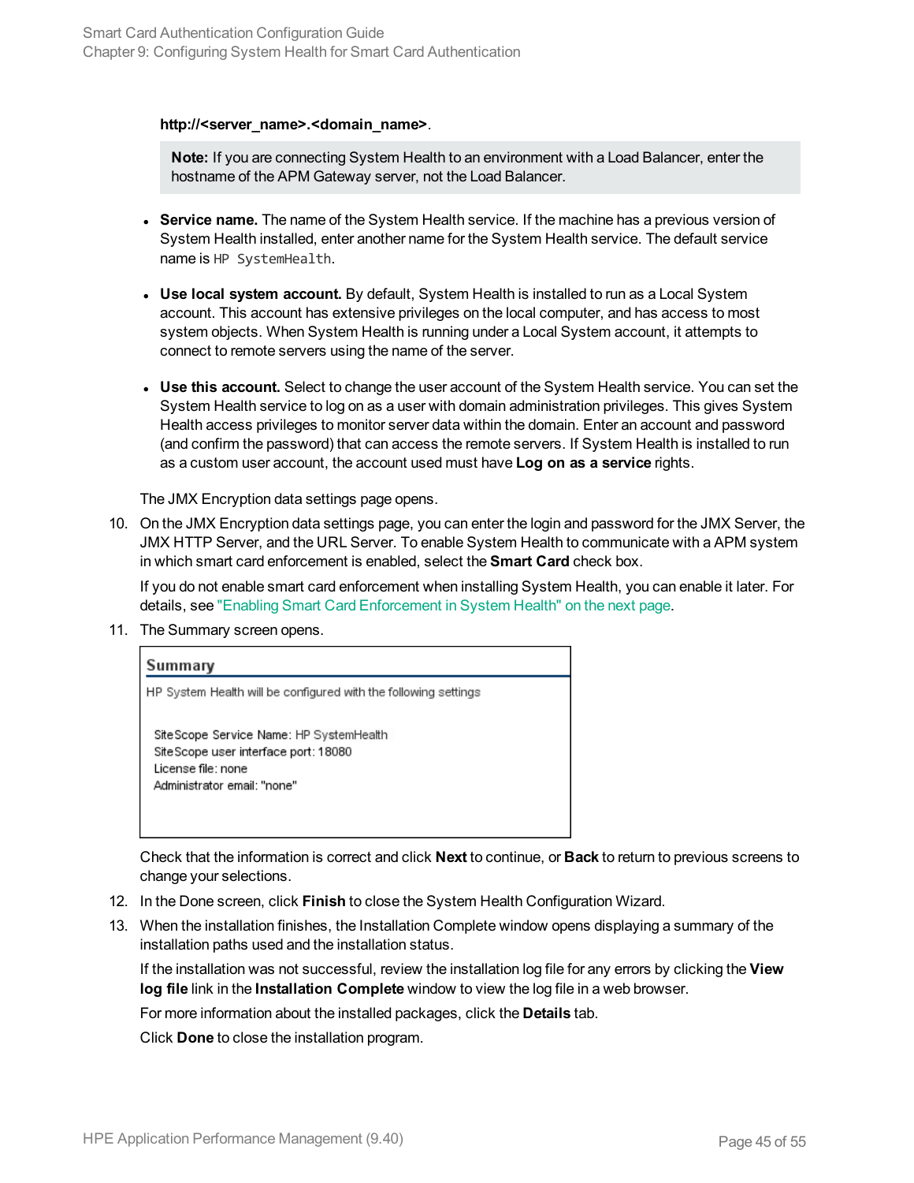**http://<server_name>.<domain_name>**.

> **Note:** If you are connecting System Health to an environment with a Load Balancer, enter the hostname of the APM Gateway server, not the Load Balancer.

- **Service name.** The name of the System Health service. If the machine has a previous version of System Health installed, enter another name for the System Health service. The default service name is `HP SystemHealth`.
- **Use local system account.** By default, System Health is installed to run as a Local System account. This account has extensive privileges on the local computer, and has access to most system objects. When System Health is running under a Local System account, it attempts to connect to remote servers using the name of the server.
- **Use this account.** Select to change the user account of the System Health service. You can set the System Health service to log on as a user with domain administration privileges. This gives System Health access privileges to monitor server data within the domain. Enter an account and password (and confirm the password) that can access the remote servers. If System Health is installed to run as a custom user account, the account used must have **Log on as a service** rights.

The JMX Encryption data settings page opens.

10. On the JMX Encryption data settings page, you can enter the login and password for the JMX Server, the JMX HTTP Server, and the URL Server. To enable System Health to communicate with a APM system in which smart card enforcement is enabled, select the **Smart Card** check box.

    If you do not enable smart card enforcement when installing System Health, you can enable it later. For details, see "Enabling Smart Card Enforcement in System Health" on the next page.

11. The Summary screen opens.

    **Summary**

    HP System Health will be configured with the following settings

    SiteScope Service Name: HP SystemHealth
    SiteScope user interface port: 18080
    License file: none
    Administrator email: "none"

    Check that the information is correct and click **Next** to continue, or **Back** to return to previous screens to change your selections.

12. In the Done screen, click **Finish** to close the System Health Configuration Wizard.
13. When the installation finishes, the Installation Complete window opens displaying a summary of the installation paths used and the installation status.

    If the installation was not successful, review the installation log file for any errors by clicking the **View log file** link in the **Installation Complete** window to view the log file in a web browser.

    For more information about the installed packages, click the **Details** tab.

    Click **Done** to close the installation program.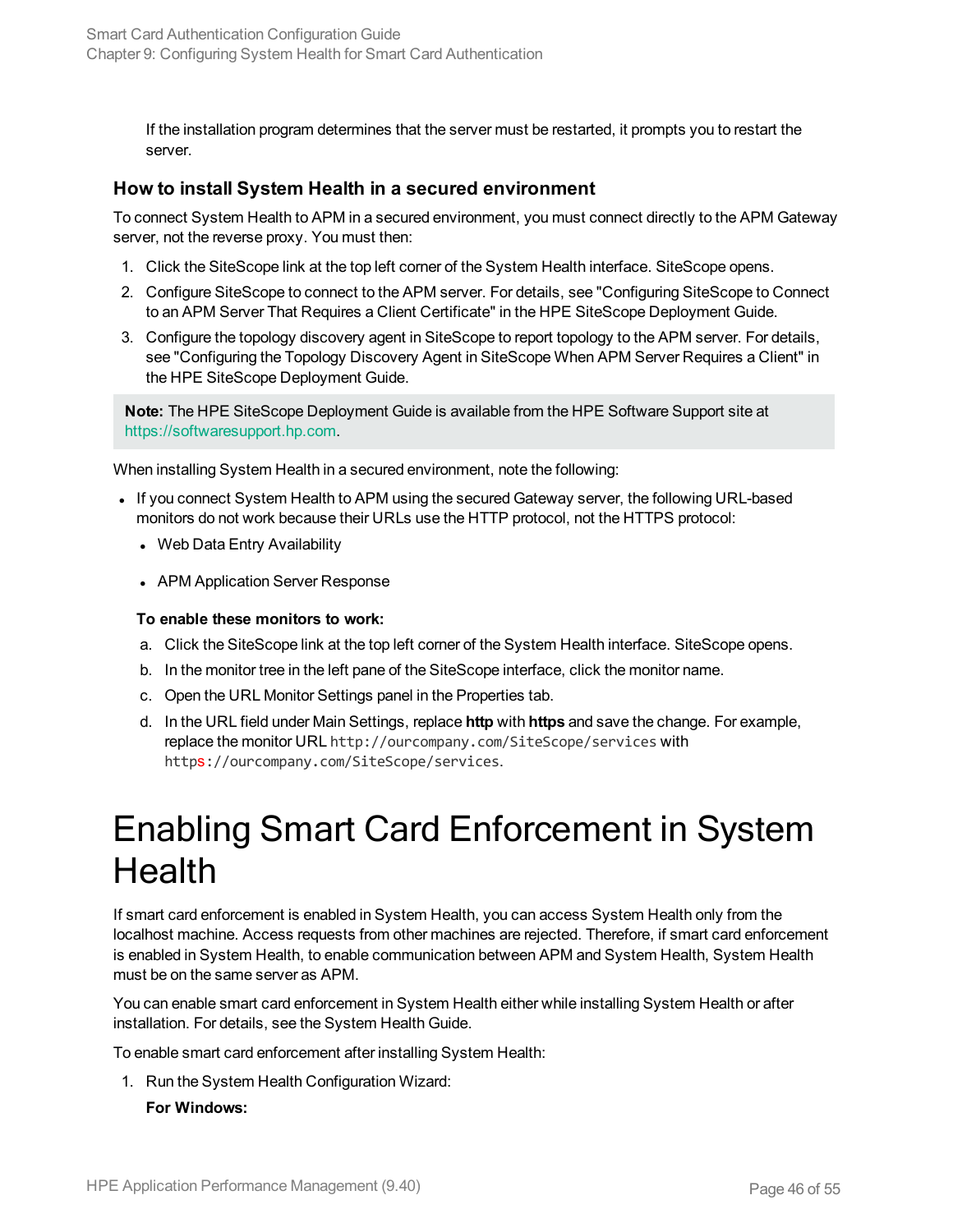If the installation program determines that the server must be restarted, it prompts you to restart the server.

### How to install System Health in a secured environment

To connect System Health to APM in a secured environment, you must connect directly to the APM Gateway server, not the reverse proxy. You must then:

1. Click the SiteScope link at the top left corner of the System Health interface. SiteScope opens.
2. Configure SiteScope to connect to the APM server. For details, see "Configuring SiteScope to Connect to an APM Server That Requires a Client Certificate" in the HPE SiteScope Deployment Guide.
3. Configure the topology discovery agent in SiteScope to report topology to the APM server. For details, see "Configuring the Topology Discovery Agent in SiteScope When APM Server Requires a Client" in the HPE SiteScope Deployment Guide.

**Note:** The HPE SiteScope Deployment Guide is available from the HPE Software Support site at https://softwaresupport.hp.com.

When installing System Health in a secured environment, note the following:

- If you connect System Health to APM using the secured Gateway server, the following URL-based monitors do not work because their URLs use the HTTP protocol, not the HTTPS protocol:
  - Web Data Entry Availability
  - APM Application Server Response

  **To enable these monitors to work:**

  a. Click the SiteScope link at the top left corner of the System Health interface. SiteScope opens.
  b. In the monitor tree in the left pane of the SiteScope interface, click the monitor name.
  c. Open the URL Monitor Settings panel in the Properties tab.
  d. In the URL field under Main Settings, replace **http** with **https** and save the change. For example, replace the monitor URL `http://ourcompany.com/SiteScope/services` with `https://ourcompany.com/SiteScope/services`.

# Enabling Smart Card Enforcement in System Health

If smart card enforcement is enabled in System Health, you can access System Health only from the localhost machine. Access requests from other machines are rejected. Therefore, if smart card enforcement is enabled in System Health, to enable communication between APM and System Health, System Health must be on the same server as APM.

You can enable smart card enforcement in System Health either while installing System Health or after installation. For details, see the System Health Guide.

To enable smart card enforcement after installing System Health:

1. Run the System Health Configuration Wizard:

   **For Windows:**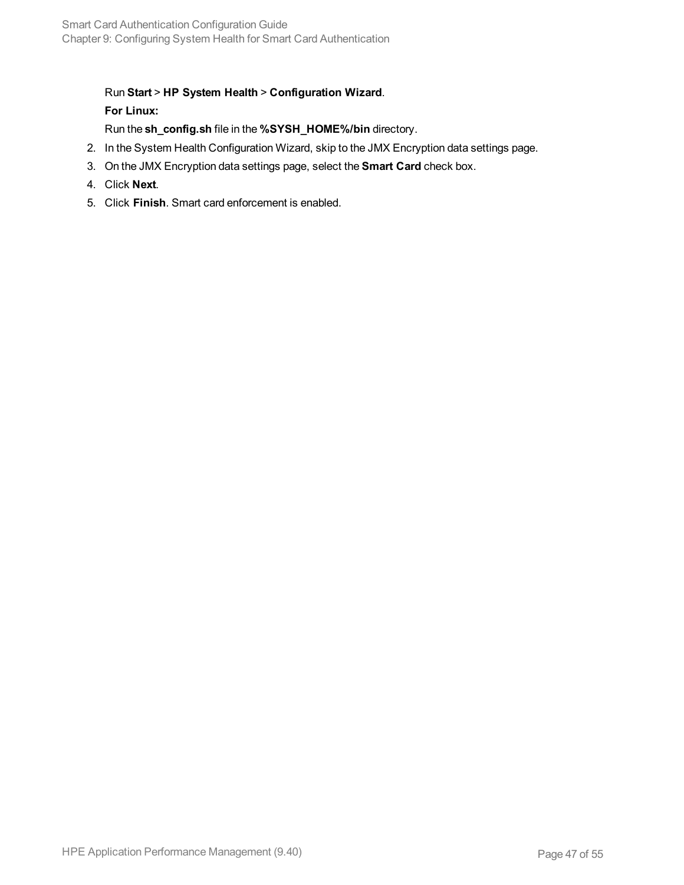Run **Start** > **HP System Health** > **Configuration Wizard**.

**For Linux:**

Run the **sh_config.sh** file in the **%SYSH_HOME%/bin** directory.

2. In the System Health Configuration Wizard, skip to the JMX Encryption data settings page.
3. On the JMX Encryption data settings page, select the **Smart Card** check box.
4. Click **Next**.
5. Click **Finish**. Smart card enforcement is enabled.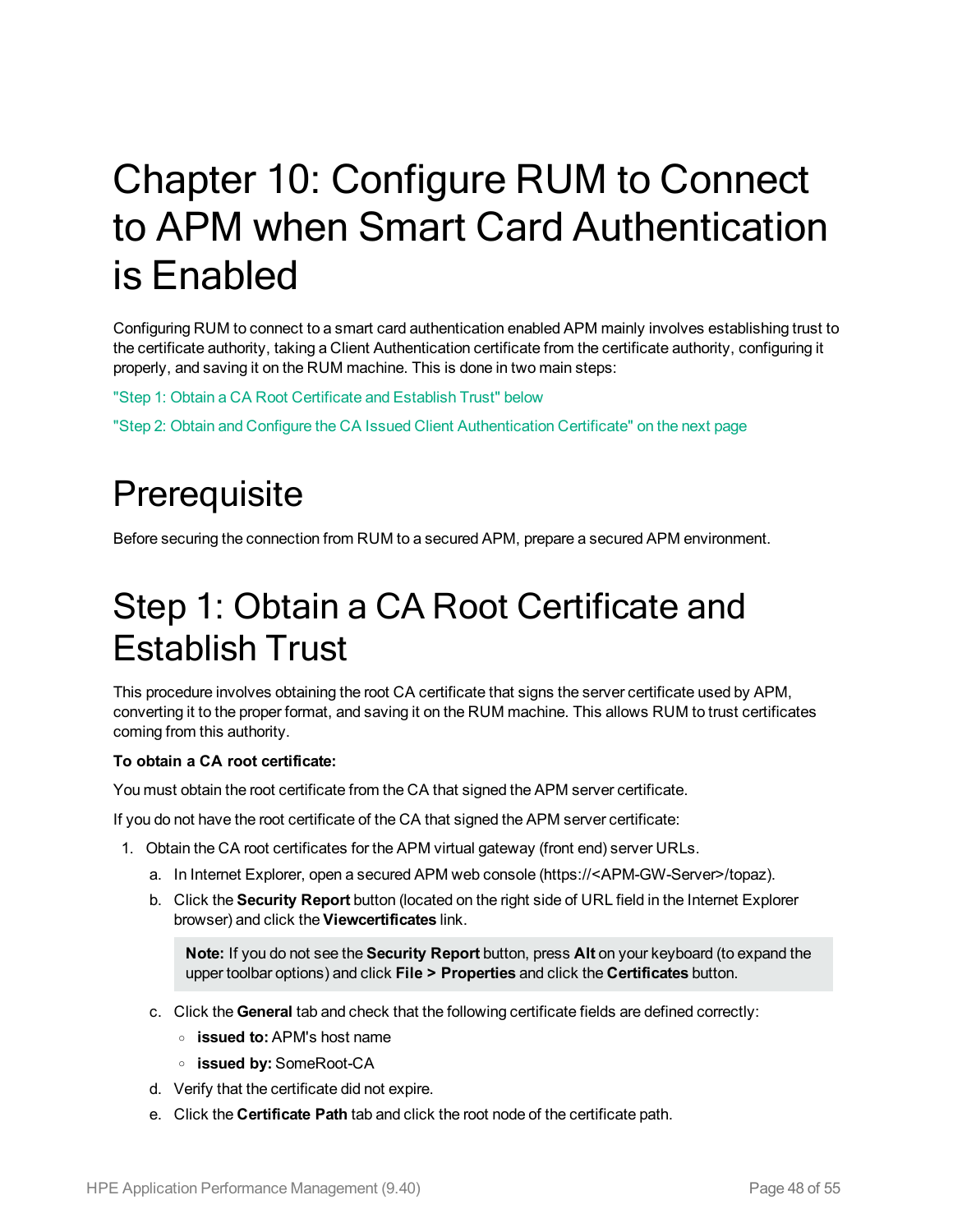# Chapter 10: Configure RUM to Connect to APM when Smart Card Authentication is Enabled

Configuring RUM to connect to a smart card authentication enabled APM mainly involves establishing trust to the certificate authority, taking a Client Authentication certificate from the certificate authority, configuring it properly, and saving it on the RUM machine. This is done in two main steps:

"Step 1: Obtain a CA Root Certificate and Establish Trust" below

"Step 2: Obtain and Configure the CA Issued Client Authentication Certificate" on the next page

## Prerequisite

Before securing the connection from RUM to a secured APM, prepare a secured APM environment.

## Step 1: Obtain a CA Root Certificate and Establish Trust

This procedure involves obtaining the root CA certificate that signs the server certificate used by APM, converting it to the proper format, and saving it on the RUM machine. This allows RUM to trust certificates coming from this authority.

**To obtain a CA root certificate:**

You must obtain the root certificate from the CA that signed the APM server certificate.

If you do not have the root certificate of the CA that signed the APM server certificate:

1. Obtain the CA root certificates for the APM virtual gateway (front end) server URLs.
   a. In Internet Explorer, open a secured APM web console (https://<APM-GW-Server>/topaz).
   b. Click the **Security Report** button (located on the right side of URL field in the Internet Explorer browser) and click the **Viewcertificates** link.

      > **Note:** If you do not see the **Security Report** button, press **Alt** on your keyboard (to expand the upper toolbar options) and click **File > Properties** and click the **Certificates** button.

   c. Click the **General** tab and check that the following certificate fields are defined correctly:
      - **issued to:** APM's host name
      - **issued by:** SomeRoot-CA
   d. Verify that the certificate did not expire.
   e. Click the **Certificate Path** tab and click the root node of the certificate path.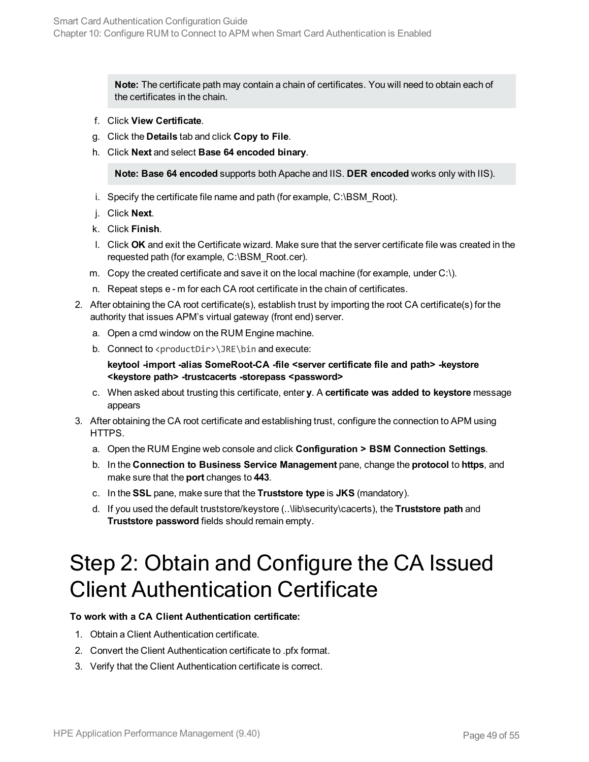> **Note:** The certificate path may contain a chain of certificates. You will need to obtain each of the certificates in the chain.

f. Click **View Certificate**.

g. Click the **Details** tab and click **Copy to File**.

h. Click **Next** and select **Base 64 encoded binary**.

> **Note: Base 64 encoded** supports both Apache and IIS. **DER encoded** works only with IIS).

i. Specify the certificate file name and path (for example, C:\BSM_Root).

j. Click **Next**.

k. Click **Finish**.

l. Click **OK** and exit the Certificate wizard. Make sure that the server certificate file was created in the requested path (for example, C:\BSM_Root.cer).

m. Copy the created certificate and save it on the local machine (for example, under C:\).

n. Repeat steps e - m for each CA root certificate in the chain of certificates.

2. After obtaining the CA root certificate(s), establish trust by importing the root CA certificate(s) for the authority that issues APM's virtual gateway (front end) server.

   a. Open a cmd window on the RUM Engine machine.

   b. Connect to `<productDir>\JRE\bin` and execute:

      **keytool -import -alias SomeRoot-CA -file <server certificate file and path> -keystore <keystore path> -trustcacerts -storepass <password>**

   c. When asked about trusting this certificate, enter **y**. A **certificate was added to keystore** message appears

3. After obtaining the CA root certificate and establishing trust, configure the connection to APM using HTTPS.

   a. Open the RUM Engine web console and click **Configuration > BSM Connection Settings**.

   b. In the **Connection to Business Service Management** pane, change the **protocol** to **https**, and make sure that the **port** changes to **443**.

   c. In the **SSL** pane, make sure that the **Truststore type** is **JKS** (mandatory).

   d. If you used the default truststore/keystore (..\lib\security\cacerts), the **Truststore path** and **Truststore password** fields should remain empty.

# Step 2: Obtain and Configure the CA Issued Client Authentication Certificate

**To work with a CA Client Authentication certificate:**

1. Obtain a Client Authentication certificate.
2. Convert the Client Authentication certificate to .pfx format.
3. Verify that the Client Authentication certificate is correct.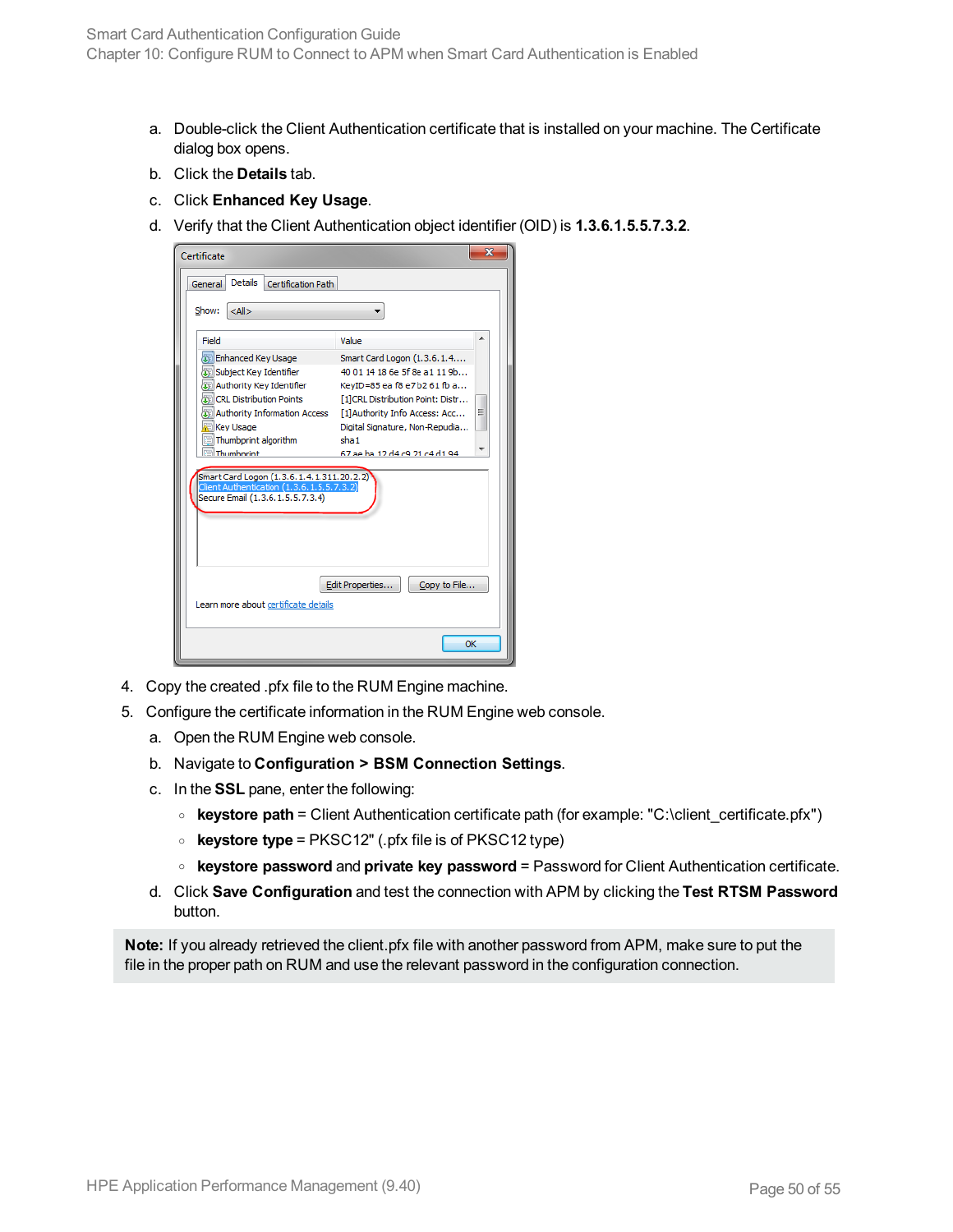a. Double-click the Client Authentication certificate that is installed on your machine. The Certificate dialog box opens.

b. Click the **Details** tab.

c. Click **Enhanced Key Usage**.

d. Verify that the Client Authentication object identifier (OID) is **1.3.6.1.5.5.7.3.2**.

4. Copy the created .pfx file to the RUM Engine machine.

5. Configure the certificate information in the RUM Engine web console.

   a. Open the RUM Engine web console.

   b. Navigate to **Configuration > BSM Connection Settings**.

   c. In the **SSL** pane, enter the following:

      - **keystore path** = Client Authentication certificate path (for example: "C:\client_certificate.pfx")
      - **keystore type** = PKSC12" (.pfx file is of PKSC12 type)
      - **keystore password** and **private key password** = Password for Client Authentication certificate.

   d. Click **Save Configuration** and test the connection with APM by clicking the **Test RTSM Password** button.

**Note:** If you already retrieved the client.pfx file with another password from APM, make sure to put the file in the proper path on RUM and use the relevant password in the configuration connection.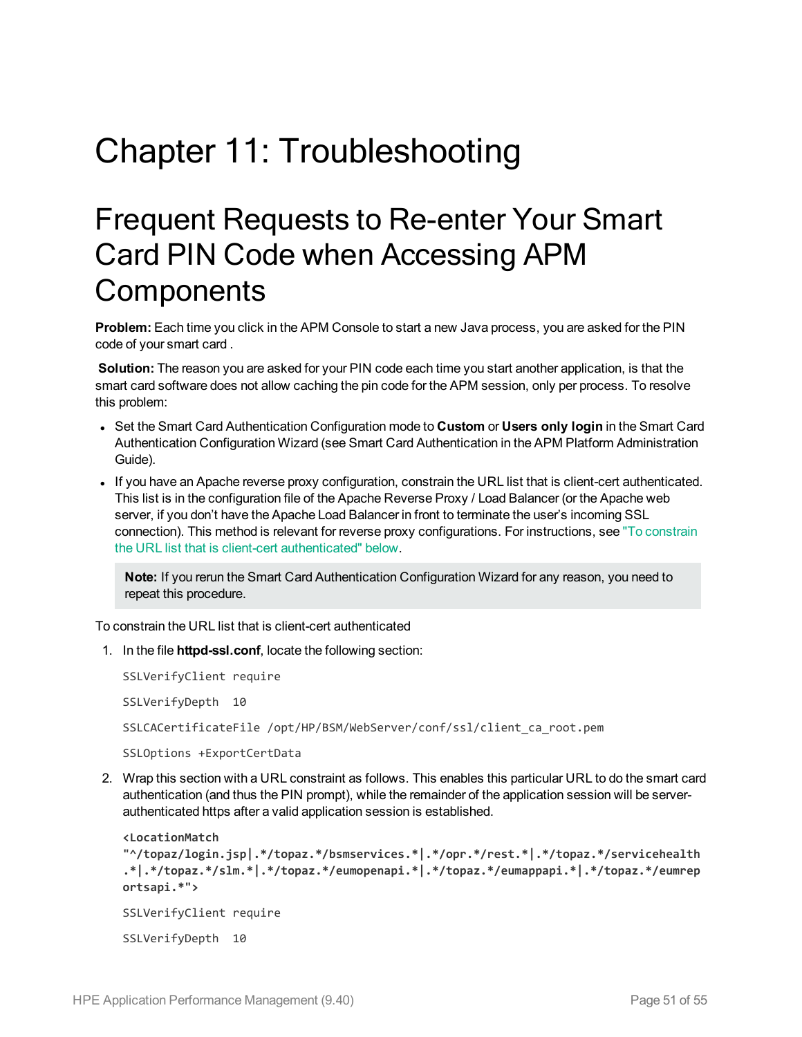# Chapter 11: Troubleshooting

## Frequent Requests to Re-enter Your Smart Card PIN Code when Accessing APM Components

**Problem:** Each time you click in the APM Console to start a new Java process, you are asked for the PIN code of your smart card .

**Solution:** The reason you are asked for your PIN code each time you start another application, is that the smart card software does not allow caching the pin code for the APM session, only per process. To resolve this problem:

- Set the Smart Card Authentication Configuration mode to **Custom** or **Users only login** in the Smart Card Authentication Configuration Wizard (see Smart Card Authentication in the APM Platform Administration Guide).
- If you have an Apache reverse proxy configuration, constrain the URL list that is client-cert authenticated. This list is in the configuration file of the Apache Reverse Proxy / Load Balancer (or the Apache web server, if you don't have the Apache Load Balancer in front to terminate the user's incoming SSL connection). This method is relevant for reverse proxy configurations. For instructions, see "To constrain the URL list that is client-cert authenticated" below.

> **Note:** If you rerun the Smart Card Authentication Configuration Wizard for any reason, you need to repeat this procedure.

To constrain the URL list that is client-cert authenticated

1. In the file **httpd-ssl.conf**, locate the following section:

```
SSLVerifyClient require

SSLVerifyDepth  10

SSLCACertificateFile /opt/HP/BSM/WebServer/conf/ssl/client_ca_root.pem

SSLOptions +ExportCertData
```

2. Wrap this section with a URL constraint as follows. This enables this particular URL to do the smart card authentication (and thus the PIN prompt), while the remainder of the application session will be server-authenticated https after a valid application session is established.

```
<LocationMatch
"^/topaz/login.jsp|.*/topaz.*/bsmservices.*|.*/opr.*/rest.*|.*/topaz.*/servicehealth
.*|.*/topaz.*/slm.*|.*/topaz.*/eumopenapi.*|.*/topaz.*/eumappapi.*|.*/topaz.*/eumrep
ortsapi.*">

SSLVerifyClient require

SSLVerifyDepth  10
```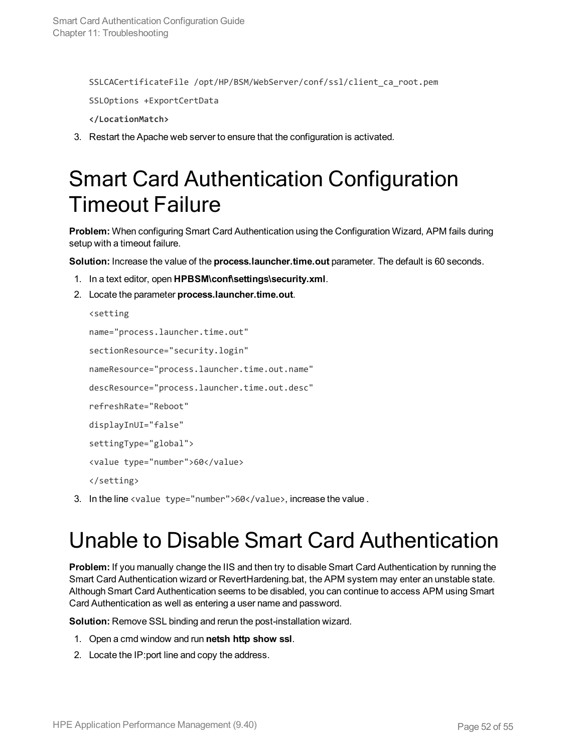```
SSLCACertificateFile /opt/HP/BSM/WebServer/conf/ssl/client_ca_root.pem
SSLOptions +ExportCertData
</LocationMatch>
```

3. Restart the Apache web server to ensure that the configuration is activated.

# Smart Card Authentication Configuration Timeout Failure

**Problem:** When configuring Smart Card Authentication using the Configuration Wizard, APM fails during setup with a timeout failure.

**Solution:** Increase the value of the **process.launcher.time.out** parameter. The default is 60 seconds.

1. In a text editor, open **HPBSM\conf\settings\security.xml**.
2. Locate the parameter **process.launcher.time.out**.

```
<setting
name="process.launcher.time.out"
sectionResource="security.login"
nameResource="process.launcher.time.out.name"
descResource="process.launcher.time.out.desc"
refreshRate="Reboot"
displayInUI="false"
settingType="global">
<value type="number">60</value>
</setting>
```

3. In the line `<value type="number">60</value>`, increase the value .

# Unable to Disable Smart Card Authentication

**Problem:** If you manually change the IIS and then try to disable Smart Card Authentication by running the Smart Card Authentication wizard or RevertHardening.bat, the APM system may enter an unstable state. Although Smart Card Authentication seems to be disabled, you can continue to access APM using Smart Card Authentication as well as entering a user name and password.

**Solution:** Remove SSL binding and rerun the post-installation wizard.

1. Open a cmd window and run **netsh http show ssl**.
2. Locate the IP:port line and copy the address.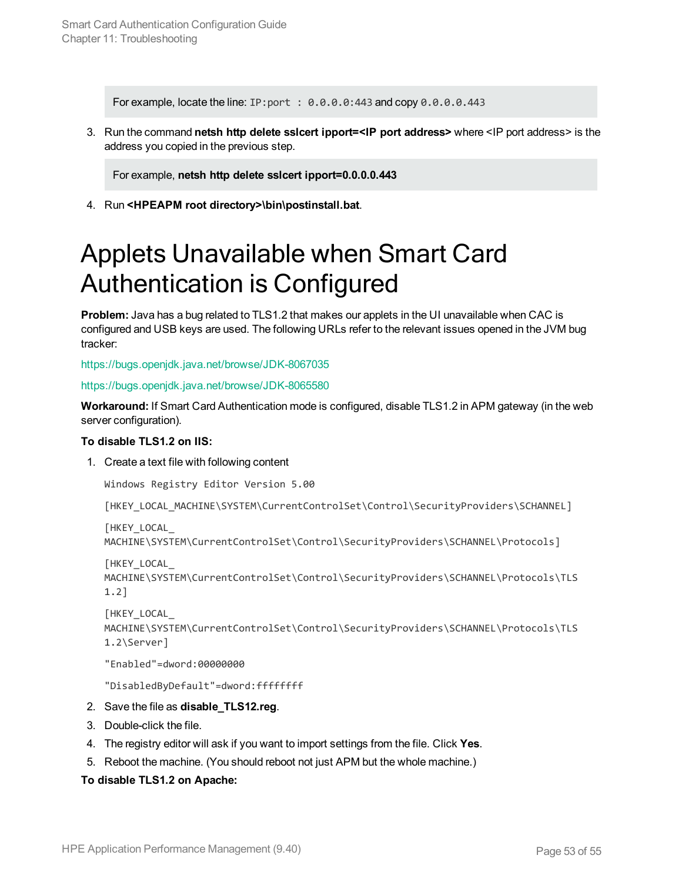For example, locate the line: `IP:port : 0.0.0.0:443` and copy `0.0.0.0.443`

3. Run the command **netsh http delete sslcert ipport=<IP port address>** where <IP port address> is the address you copied in the previous step.

   For example, **netsh http delete sslcert ipport=0.0.0.0.443**

4. Run **<HPEAPM root directory>\bin\postinstall.bat**.

# Applets Unavailable when Smart Card Authentication is Configured

**Problem:** Java has a bug related to TLS1.2 that makes our applets in the UI unavailable when CAC is configured and USB keys are used. The following URLs refer to the relevant issues opened in the JVM bug tracker:

https://bugs.openjdk.java.net/browse/JDK-8067035

https://bugs.openjdk.java.net/browse/JDK-8065580

**Workaround:** If Smart Card Authentication mode is configured, disable TLS1.2 in APM gateway (in the web server configuration).

**To disable TLS1.2 on IIS:**

1. Create a text file with following content

```
Windows Registry Editor Version 5.00

[HKEY_LOCAL_MACHINE\SYSTEM\CurrentControlSet\Control\SecurityProviders\SCHANNEL]

[HKEY_LOCAL_MACHINE\SYSTEM\CurrentControlSet\Control\SecurityProviders\SCHANNEL\Protocols]

[HKEY_LOCAL_MACHINE\SYSTEM\CurrentControlSet\Control\SecurityProviders\SCHANNEL\Protocols\TLS 1.2]

[HKEY_LOCAL_MACHINE\SYSTEM\CurrentControlSet\Control\SecurityProviders\SCHANNEL\Protocols\TLS 1.2\Server]

"Enabled"=dword:00000000

"DisabledByDefault"=dword:ffffffff
```

2. Save the file as **disable_TLS12.reg**.
3. Double-click the file.
4. The registry editor will ask if you want to import settings from the file. Click **Yes**.
5. Reboot the machine. (You should reboot not just APM but the whole machine.)

**To disable TLS1.2 on Apache:**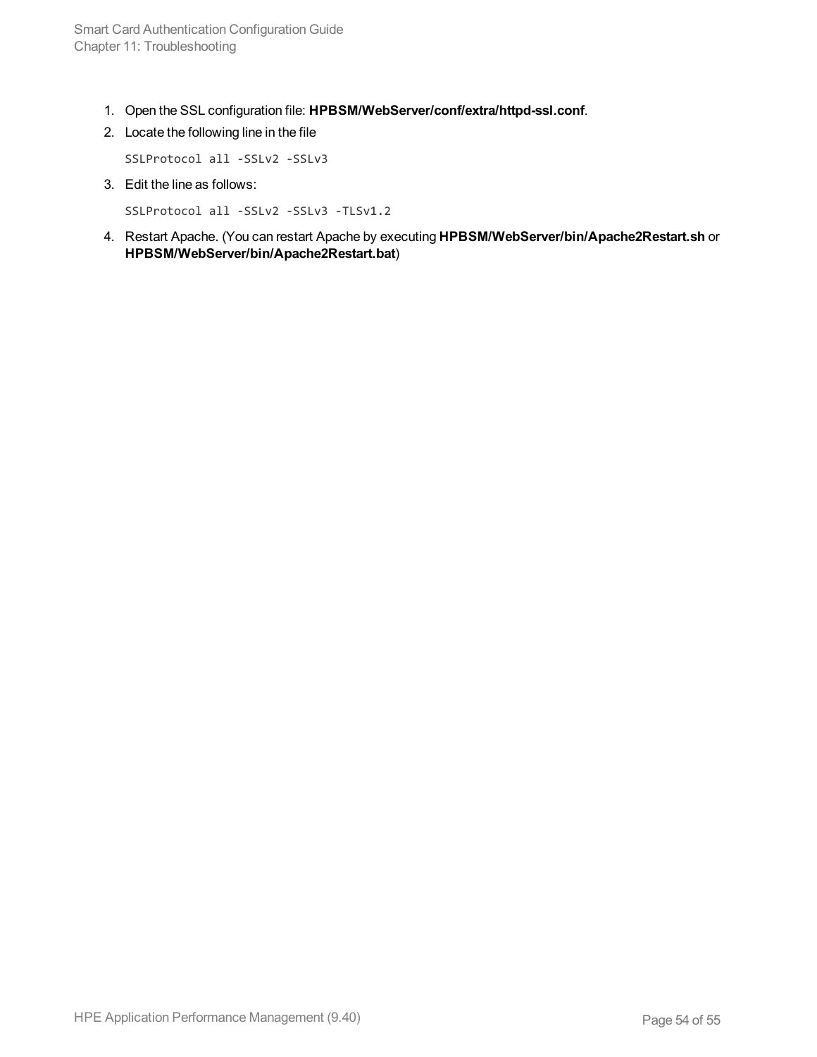1. Open the SSL configuration file: **HPBSM/WebServer/conf/extra/httpd-ssl.conf**.
2. Locate the following line in the file

   ```
   SSLProtocol all -SSLv2 -SSLv3
   ```

3. Edit the line as follows:

   ```
   SSLProtocol all -SSLv2 -SSLv3 -TLSv1.2
   ```

4. Restart Apache. (You can restart Apache by executing **HPBSM/WebServer/bin/Apache2Restart.sh** or **HPBSM/WebServer/bin/Apache2Restart.bat**)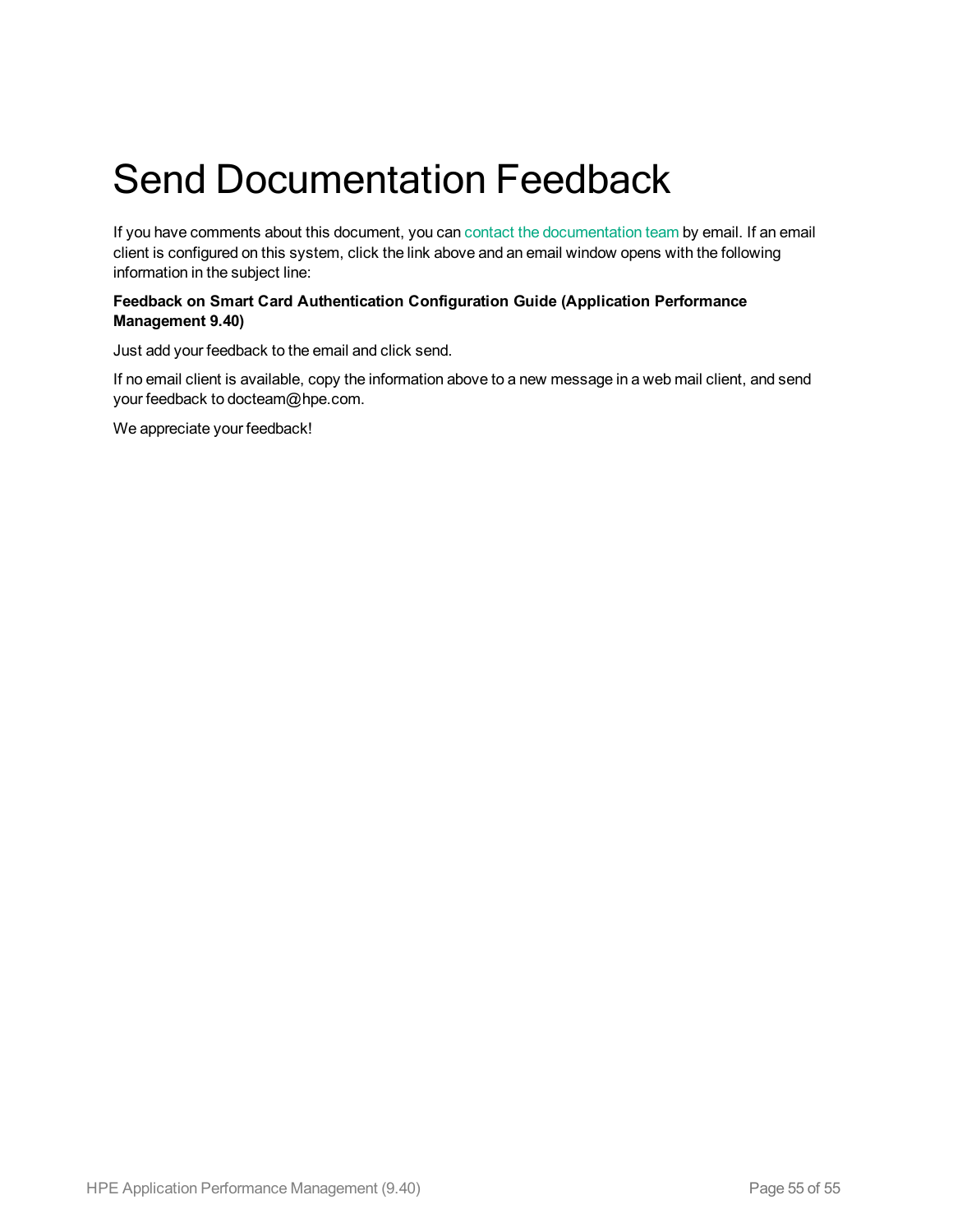# Send Documentation Feedback

If you have comments about this document, you can contact the documentation team by email. If an email client is configured on this system, click the link above and an email window opens with the following information in the subject line:

**Feedback on Smart Card Authentication Configuration Guide (Application Performance Management 9.40)**

Just add your feedback to the email and click send.

If no email client is available, copy the information above to a new message in a web mail client, and send your feedback to docteam@hpe.com.

We appreciate your feedback!